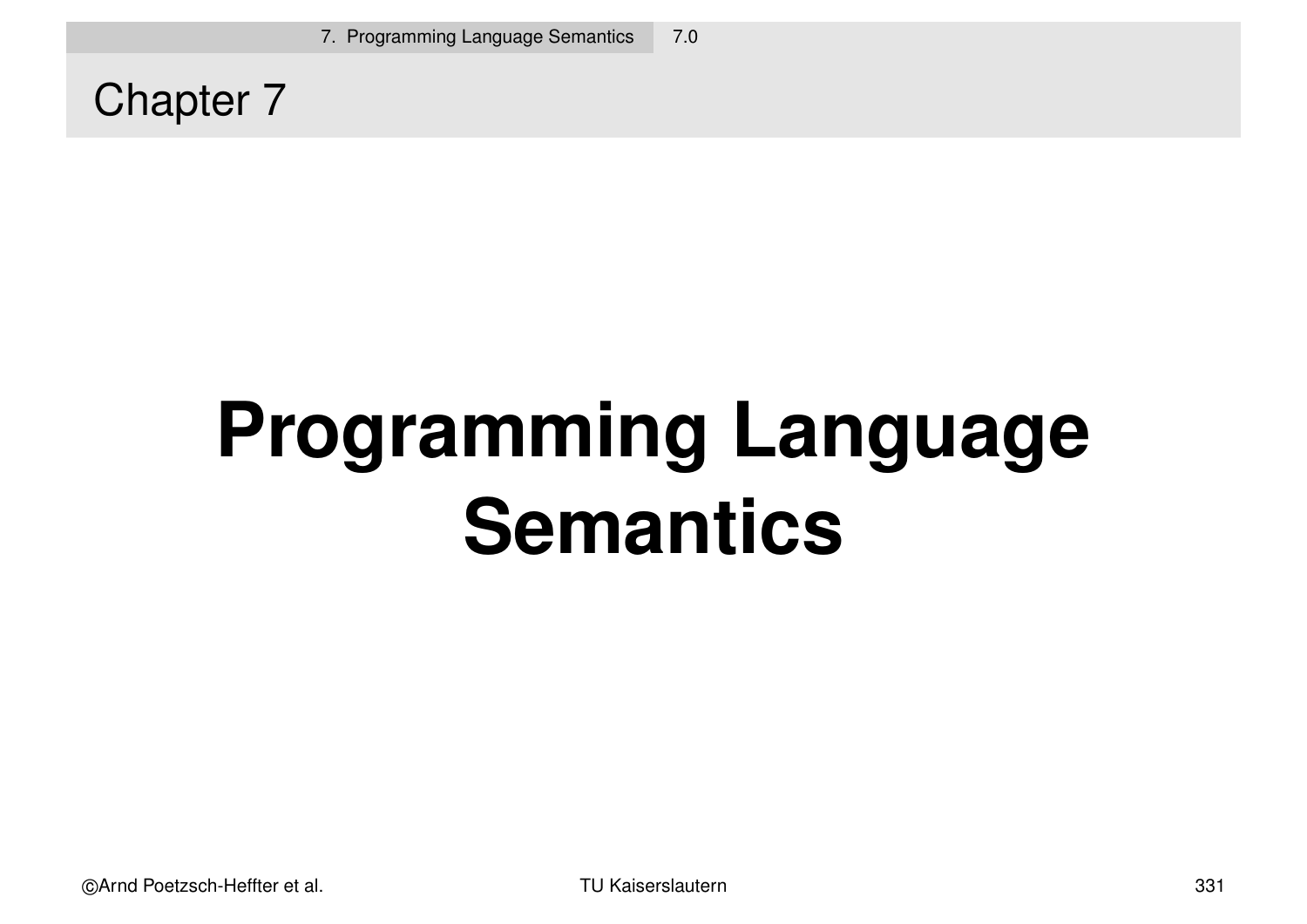# Chapter 7

# Programming Language Semantics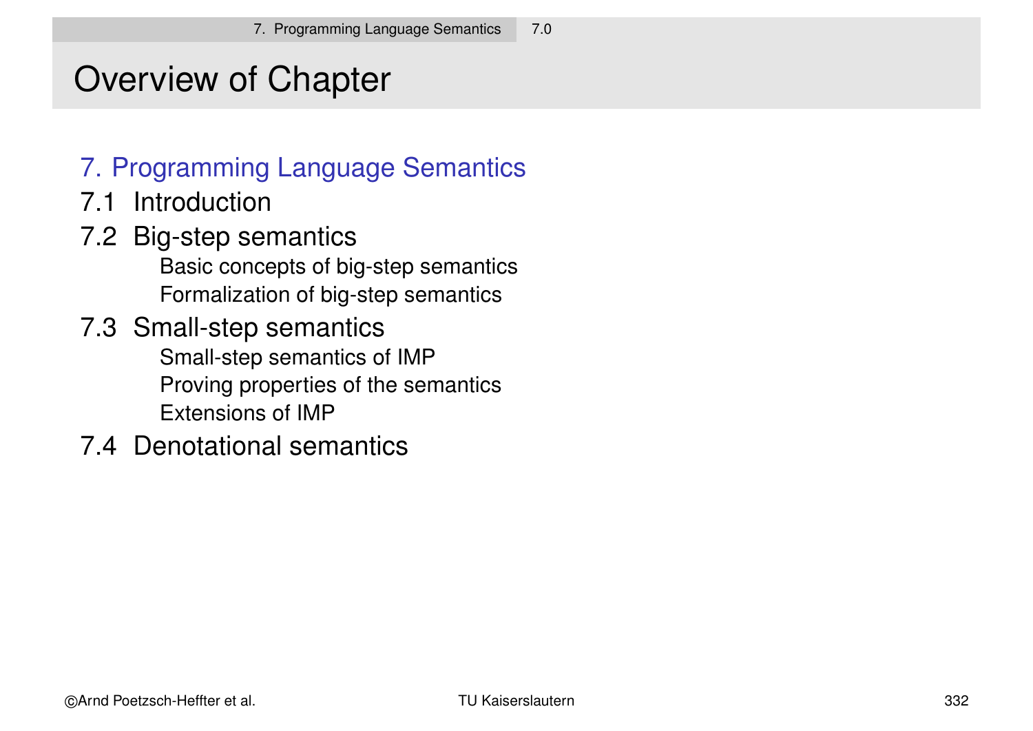# Overview of Chapter

7. Programming Language Semantics

- 7.1 Introduction
- 7.2 Big-step semantics
  - Basic concepts of big-step semantics
  - Formalization of big-step semantics
- 7.3 Small-step semantics
  - Small-step semantics of IMP
  - Proving properties of the semantics
  - Extensions of IMP
- 7.4 Denotational semantics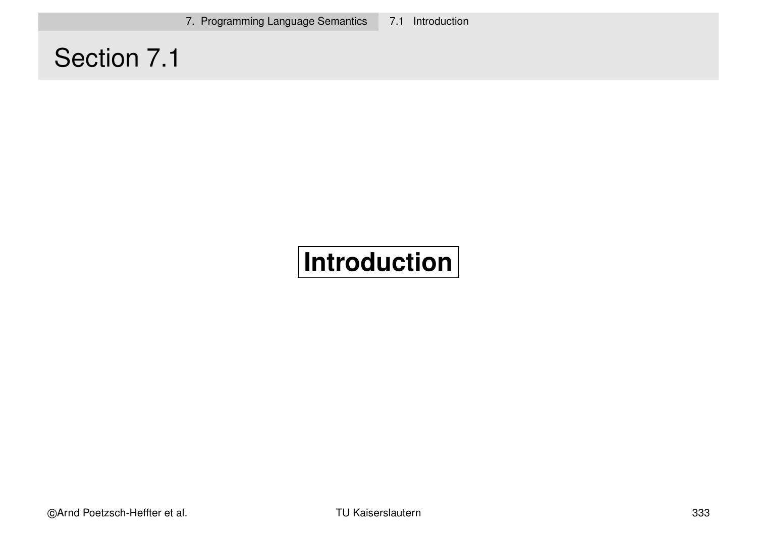# Section 7.1

## Introduction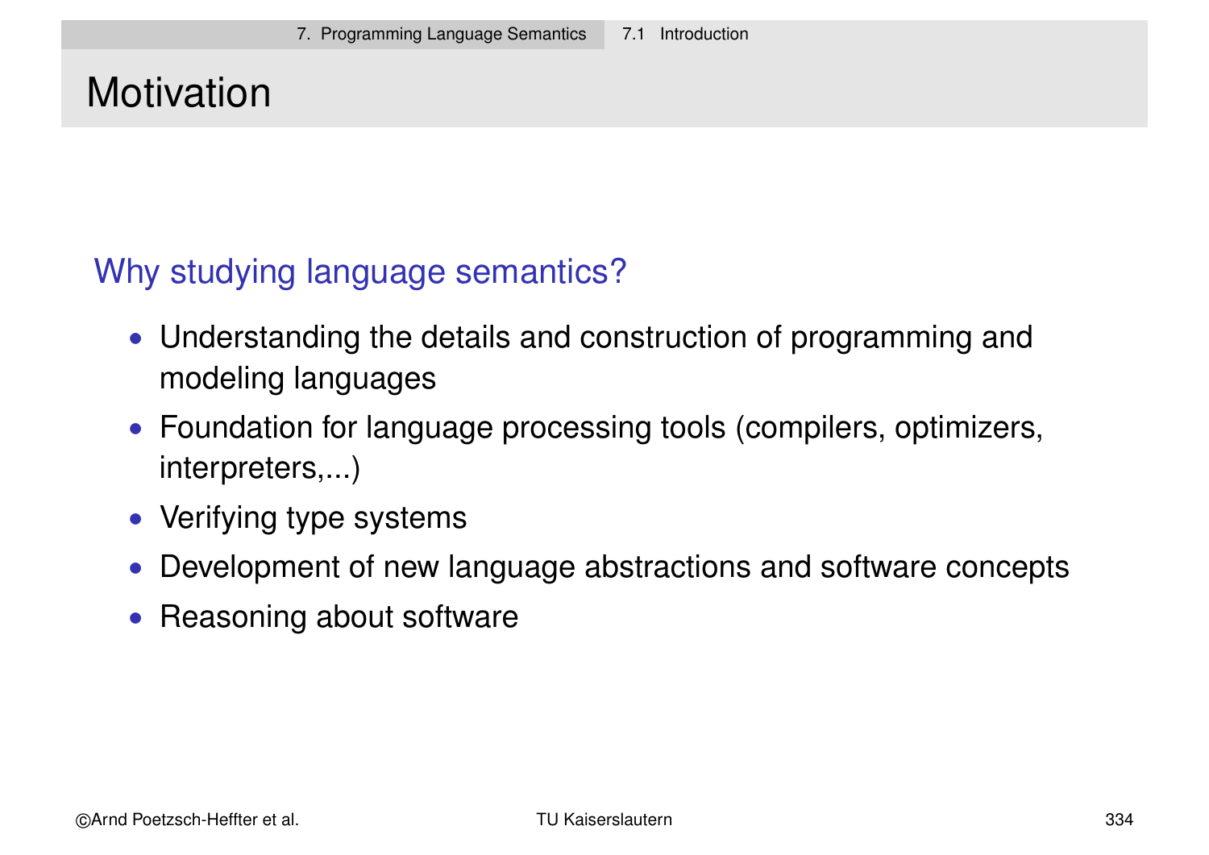# Motivation

## Why studying language semantics?

- Understanding the details and construction of programming and modeling languages
- Foundation for language processing tools (compilers, optimizers, interpreters,...)
- Verifying type systems
- Development of new language abstractions and software concepts
- Reasoning about software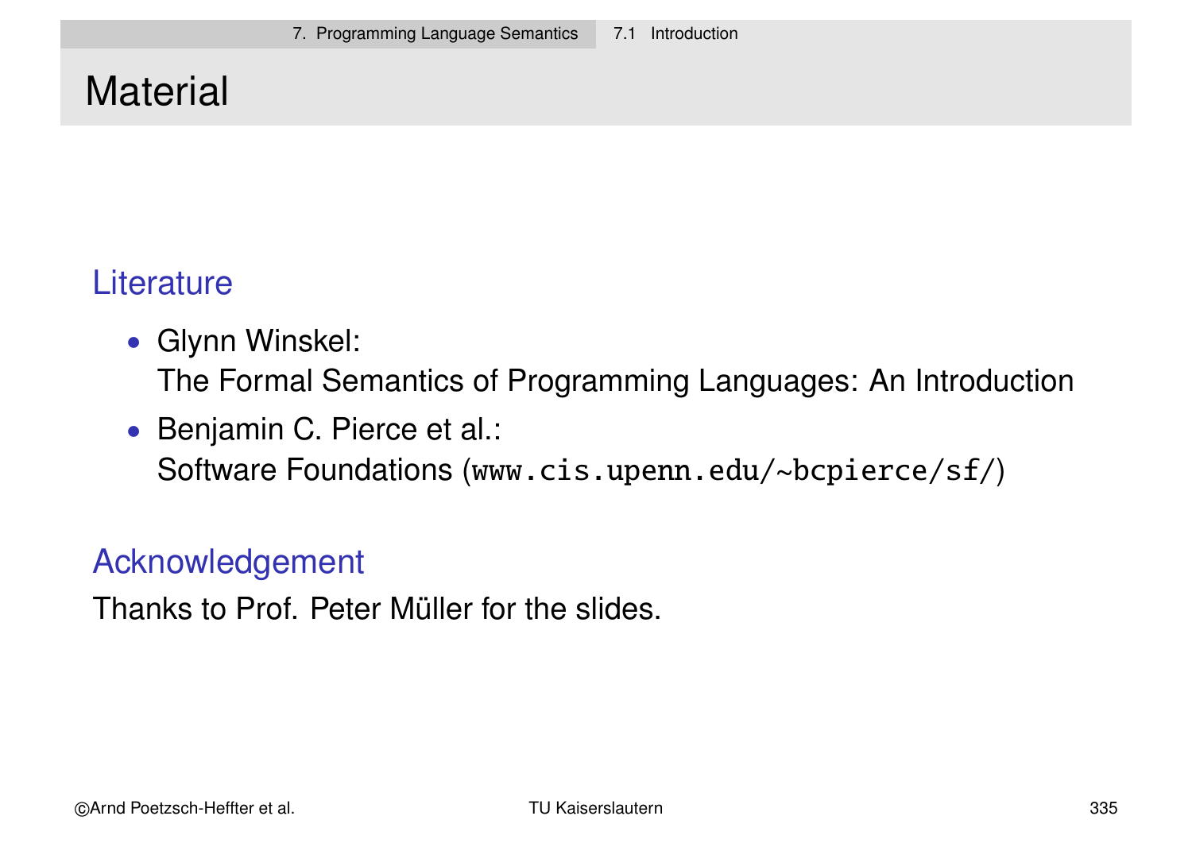# Material

## Literature

- Glynn Winskel:
  The Formal Semantics of Programming Languages: An Introduction
- Benjamin C. Pierce et al.:
  Software Foundations (`www.cis.upenn.edu/~bcpierce/sf/`)

## Acknowledgement

Thanks to Prof. Peter Müller for the slides.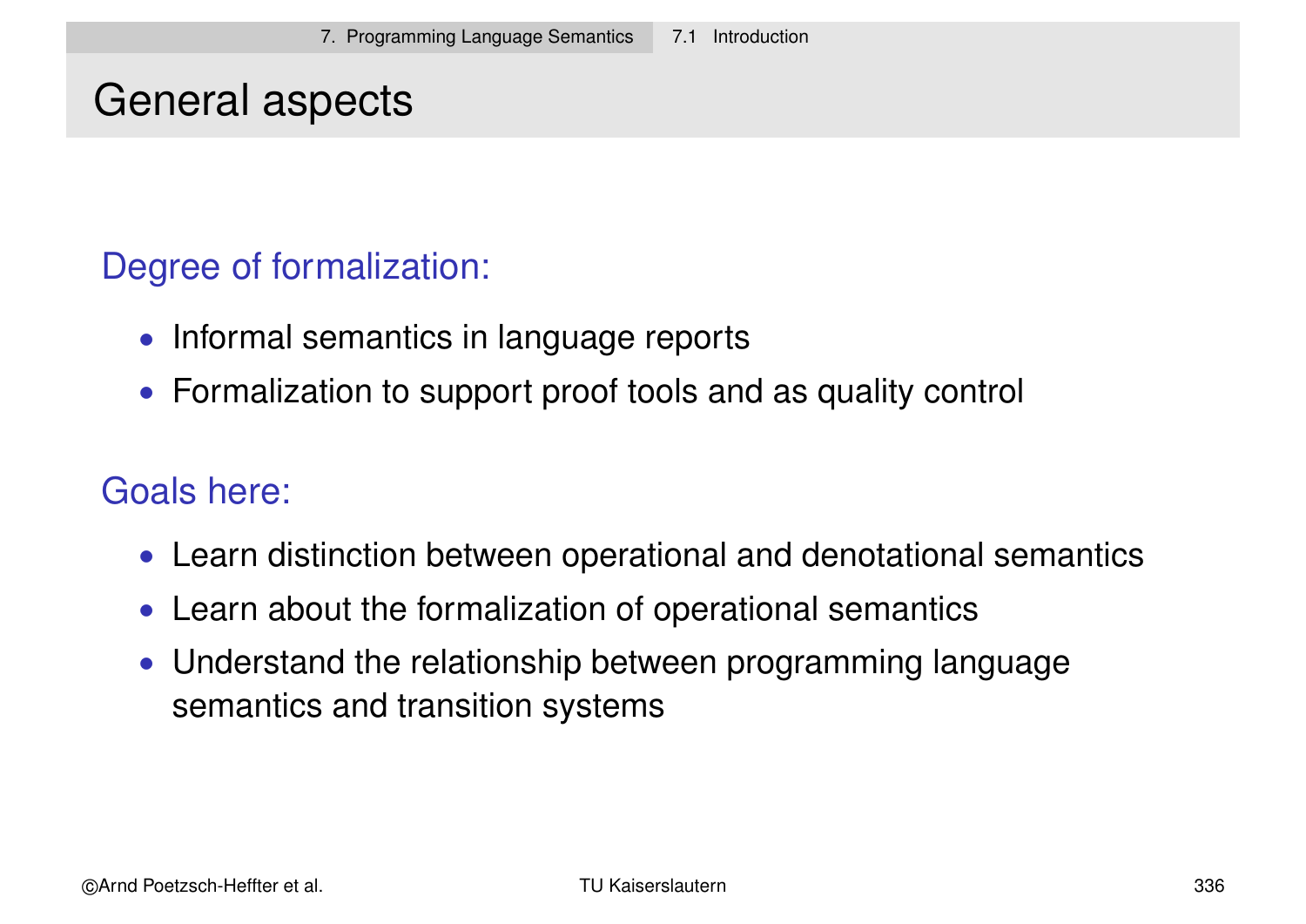# General aspects

## Degree of formalization:

- Informal semantics in language reports
- Formalization to support proof tools and as quality control

## Goals here:

- Learn distinction between operational and denotational semantics
- Learn about the formalization of operational semantics
- Understand the relationship between programming language semantics and transition systems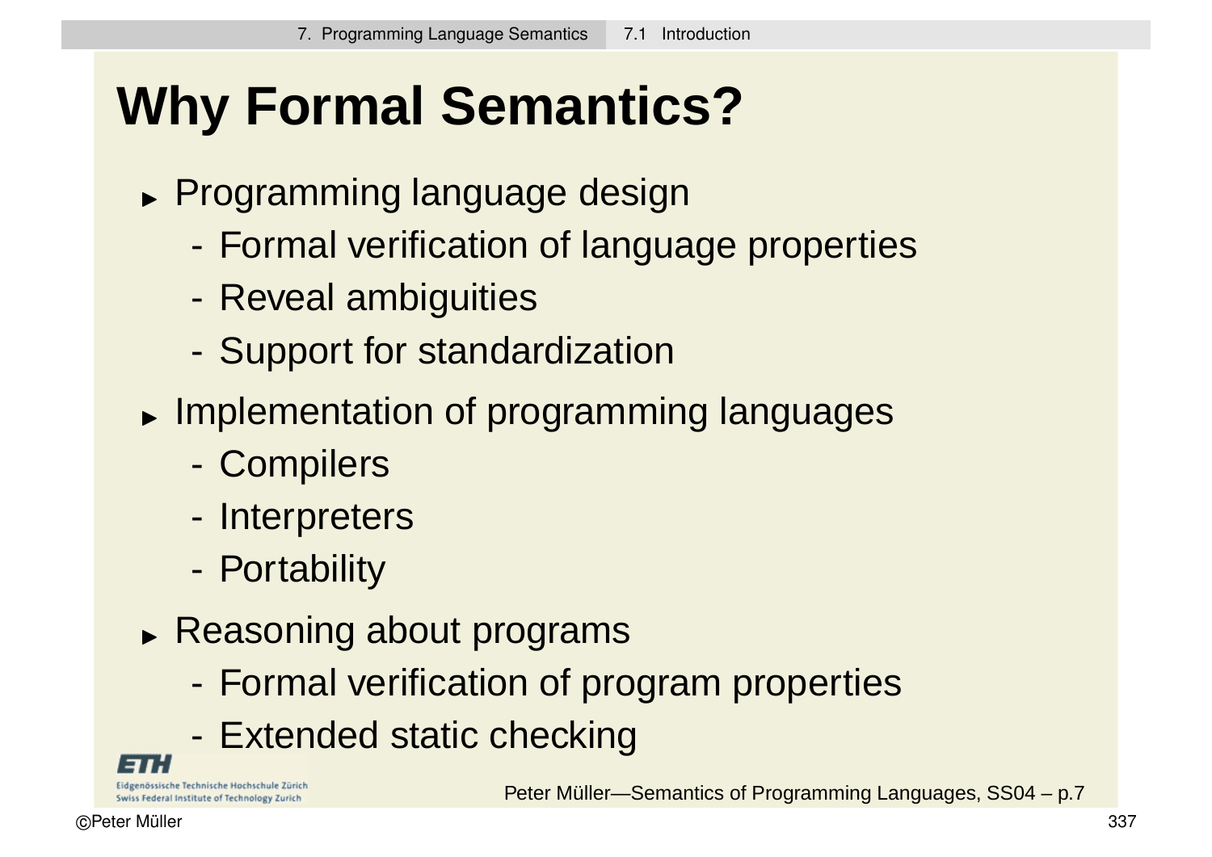# Why Formal Semantics?

- Programming language design
  - Formal verification of language properties
  - Reveal ambiguities
  - Support for standardization
- Implementation of programming languages
  - Compilers
  - Interpreters
  - Portability
- Reasoning about programs
  - Formal verification of program properties
  - Extended static checking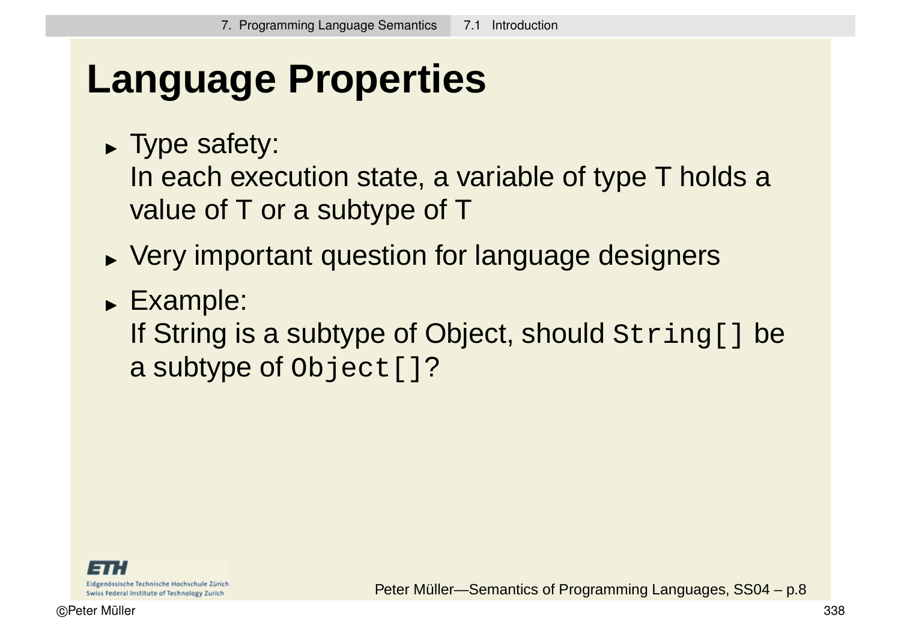# Language Properties

- Type safety:
  In each execution state, a variable of type T holds a value of T or a subtype of T
- Very important question for language designers
- Example:
  If String is a subtype of Object, should `String[]` be a subtype of `Object[]`?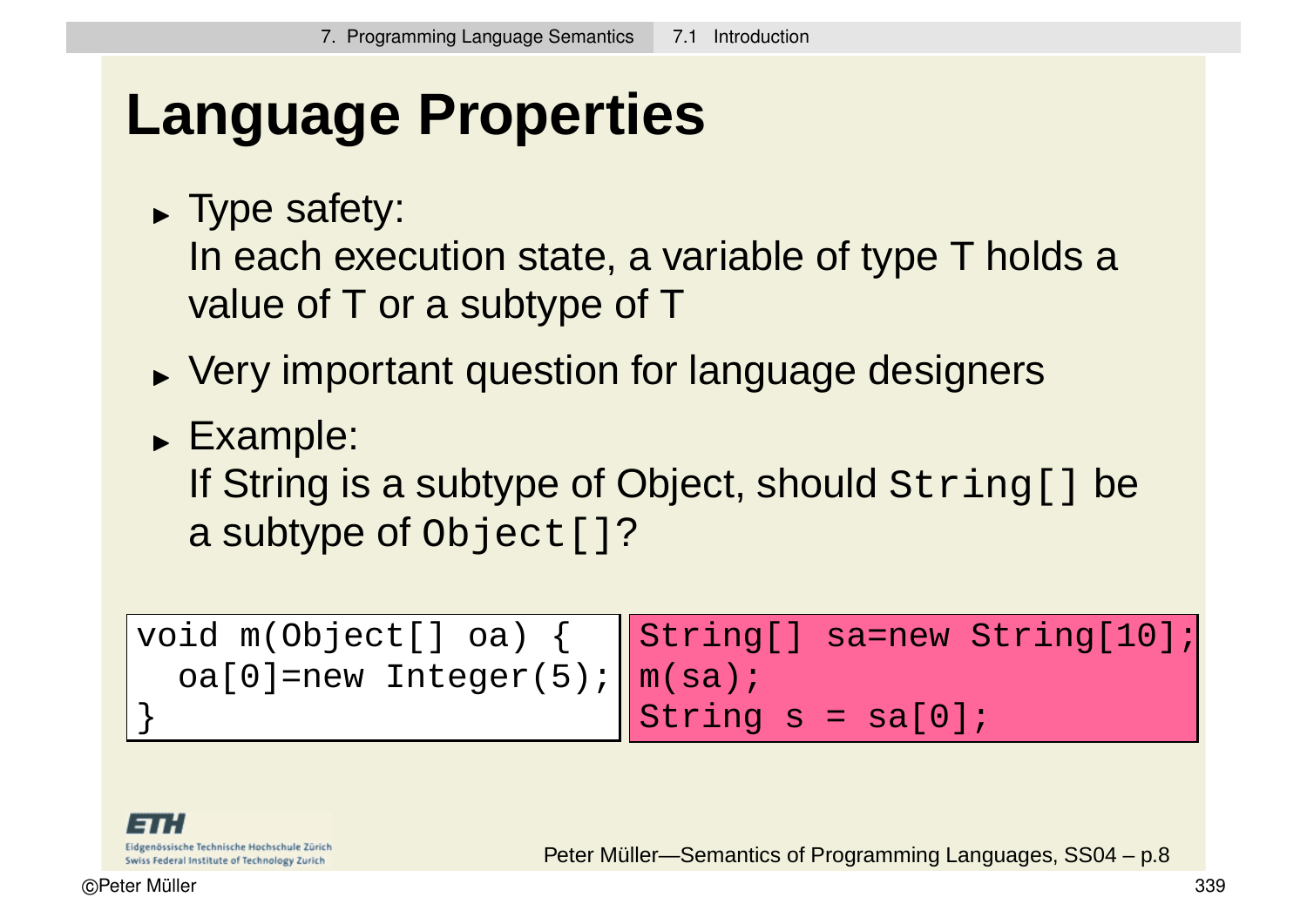# Language Properties

- Type safety:
  In each execution state, a variable of type T holds a value of T or a subtype of T
- Very important question for language designers
- Example:
  If String is a subtype of Object, should `String[]` be a subtype of `Object[]`?

```
void m(Object[] oa) {
  oa[0]=new Integer(5);
}
```

```
String[] sa=new String[10];
m(sa);
String s = sa[0];
```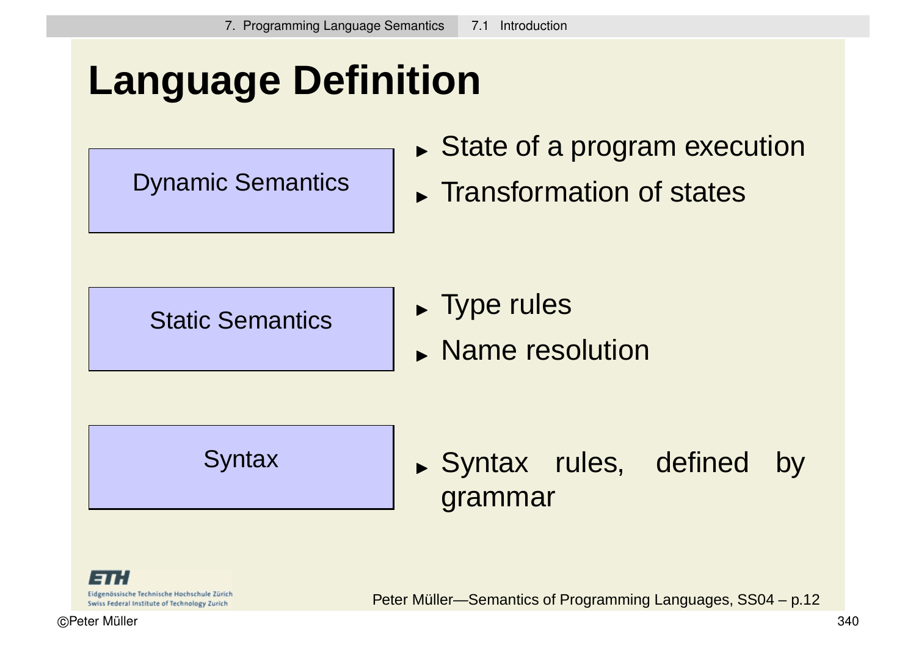# Language Definition

**Dynamic Semantics**

- State of a program execution
- Transformation of states

**Static Semantics**

- Type rules
- Name resolution

**Syntax**

- Syntax rules, defined by grammar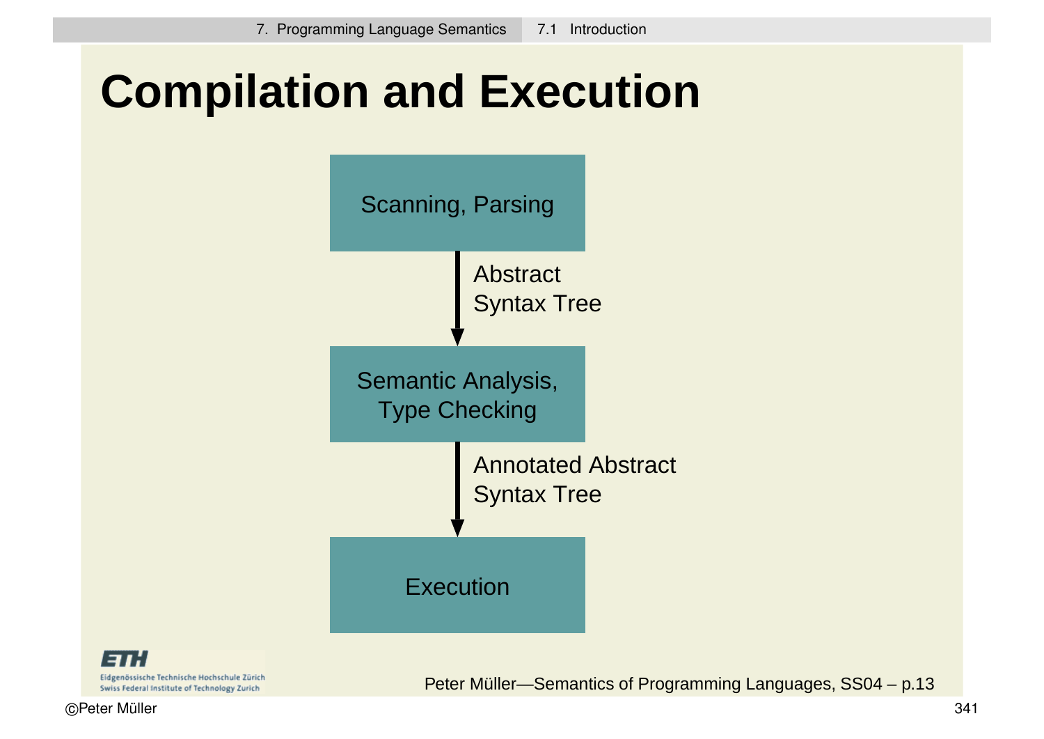# Compilation and Execution

Scanning, Parsing

↓ Abstract Syntax Tree

Semantic Analysis, Type Checking

↓ Annotated Abstract Syntax Tree

Execution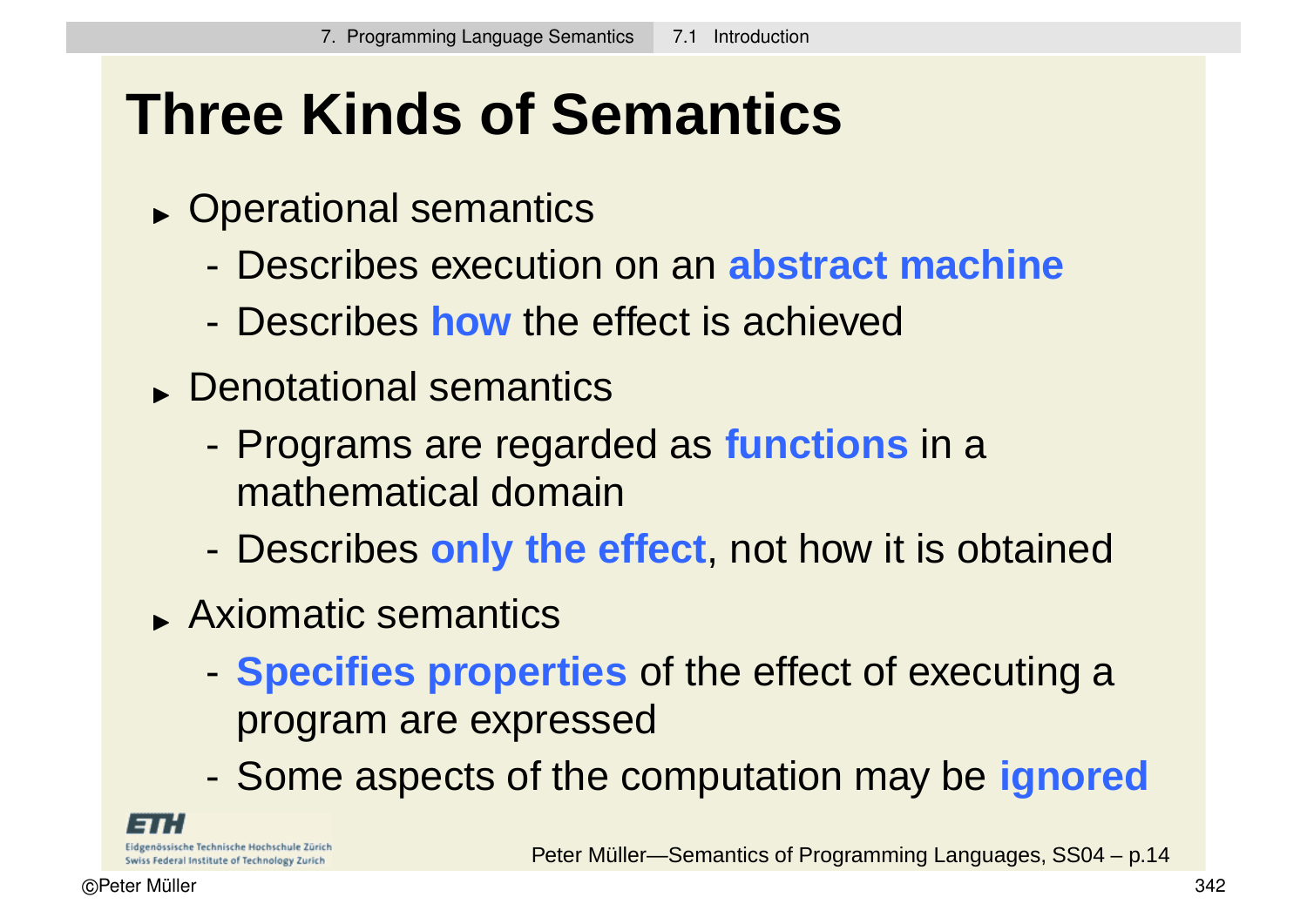# Three Kinds of Semantics

- Operational semantics
  - Describes execution on an **abstract machine**
  - Describes **how** the effect is achieved
- Denotational semantics
  - Programs are regarded as **functions** in a mathematical domain
  - Describes **only the effect**, not how it is obtained
- Axiomatic semantics
  - **Specifies properties** of the effect of executing a program are expressed
  - Some aspects of the computation may be **ignored**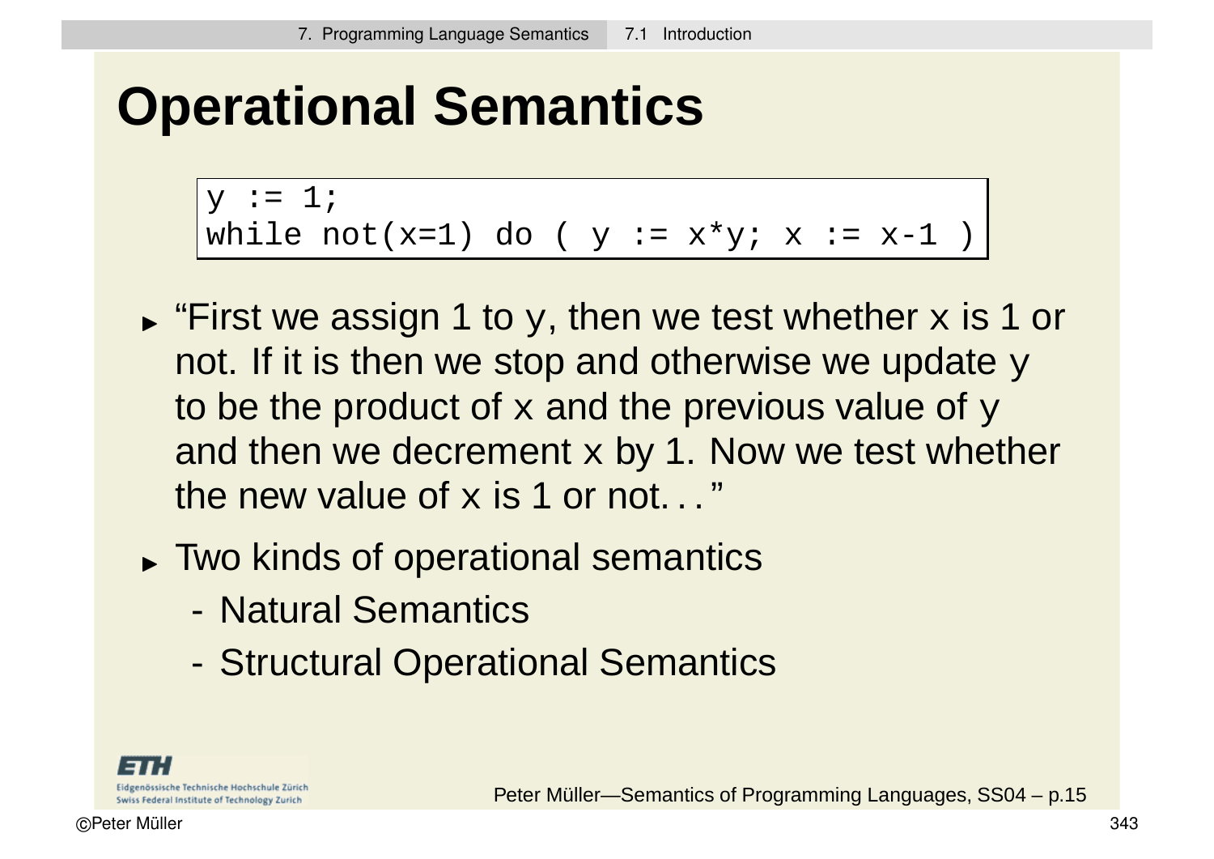# Operational Semantics

```
y := 1;
while not(x=1) do ( y := x*y; x := x-1 )
```

- "First we assign 1 to y, then we test whether x is 1 or not. If it is then we stop and otherwise we update y to be the product of x and the previous value of y and then we decrement x by 1. Now we test whether the new value of x is 1 or not. . . "
- Two kinds of operational semantics
  - Natural Semantics
  - Structural Operational Semantics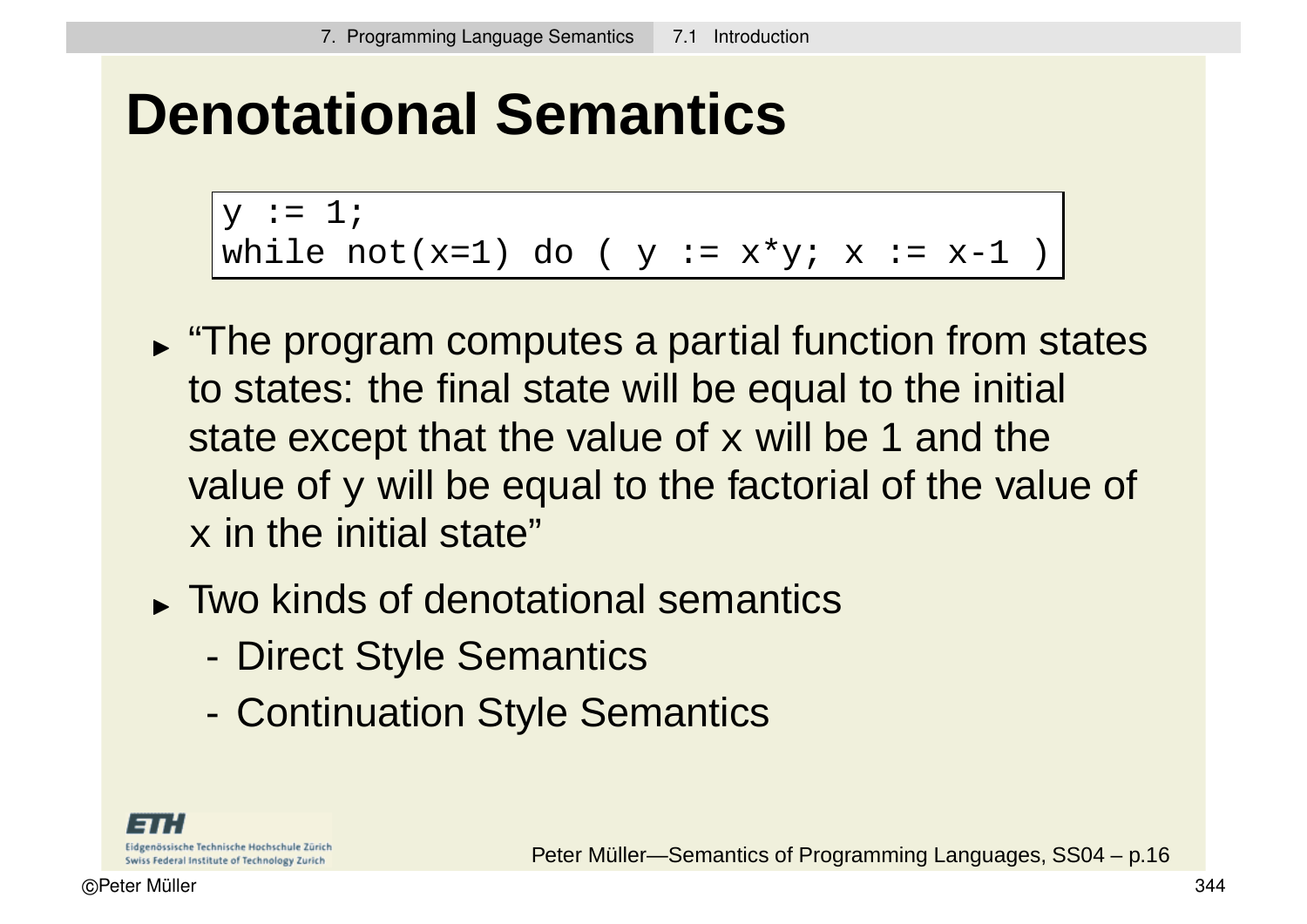# Denotational Semantics

```
y := 1;
while not(x=1) do ( y := x*y; x := x-1 )
```

- "The program computes a partial function from states to states: the final state will be equal to the initial state except that the value of x will be 1 and the value of y will be equal to the factorial of the value of x in the initial state"
- Two kinds of denotational semantics
  - Direct Style Semantics
  - Continuation Style Semantics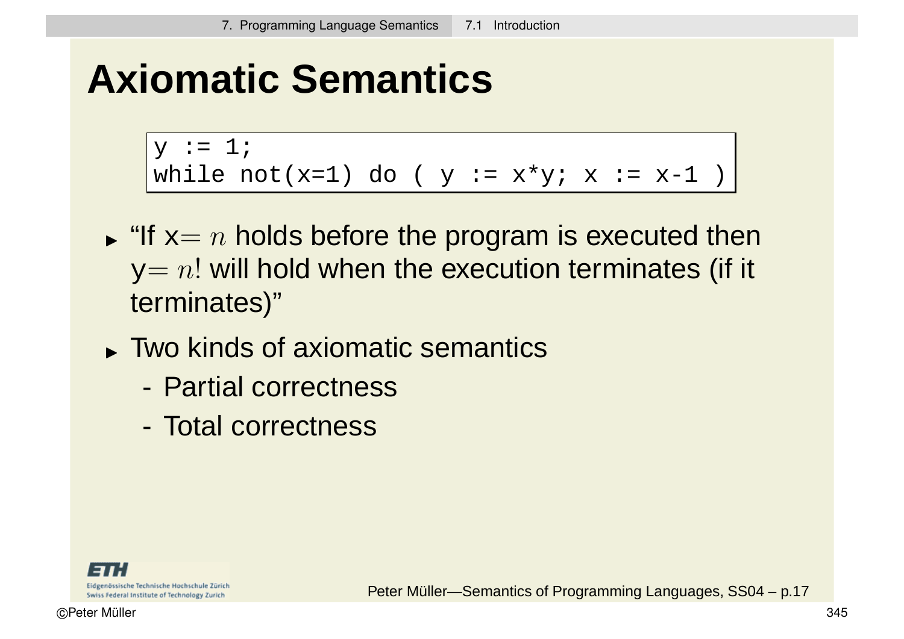# Axiomatic Semantics

```
y := 1;
while not(x=1) do ( y := x*y; x := x-1 )
```

- "If x$= n$ holds before the program is executed then y$= n!$ will hold when the execution terminates (if it terminates)"
- Two kinds of axiomatic semantics
  - Partial correctness
  - Total correctness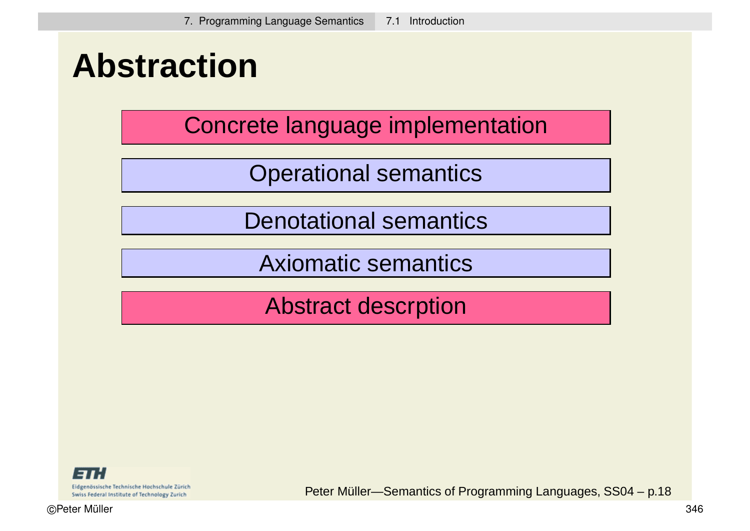# Abstraction

Concrete language implementation

Operational semantics

Denotational semantics

Axiomatic semantics

Abstract descrption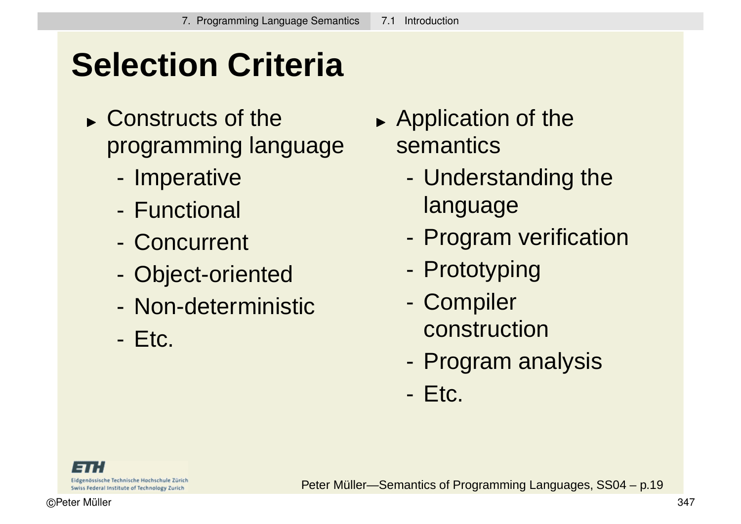# Selection Criteria

- Constructs of the programming language
  - Imperative
  - Functional
  - Concurrent
  - Object-oriented
  - Non-deterministic
  - Etc.

- Application of the semantics
  - Understanding the language
  - Program verification
  - Prototyping
  - Compiler construction
  - Program analysis
  - Etc.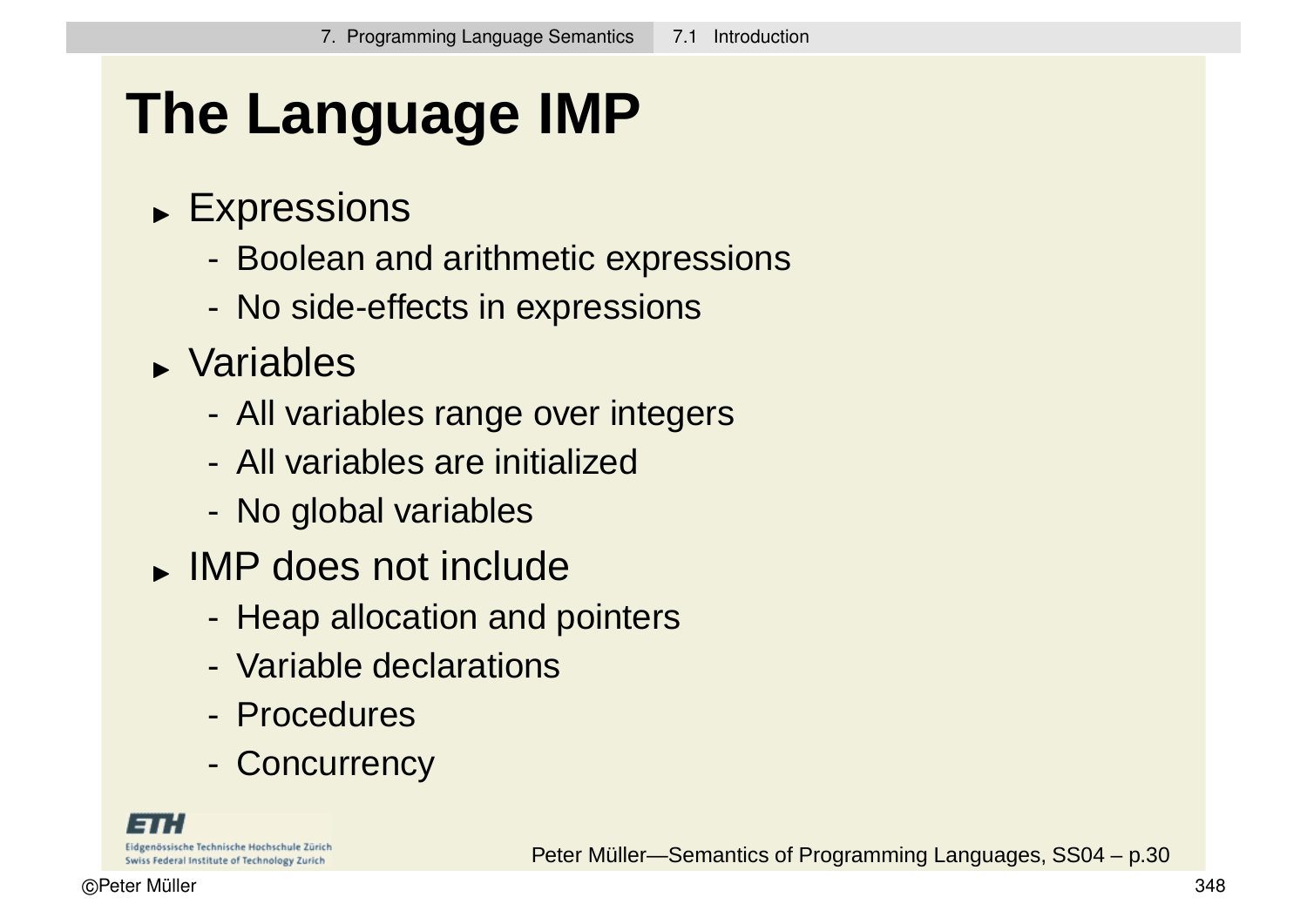# The Language IMP

- Expressions
  - Boolean and arithmetic expressions
  - No side-effects in expressions
- Variables
  - All variables range over integers
  - All variables are initialized
  - No global variables
- IMP does not include
  - Heap allocation and pointers
  - Variable declarations
  - Procedures
  - Concurrency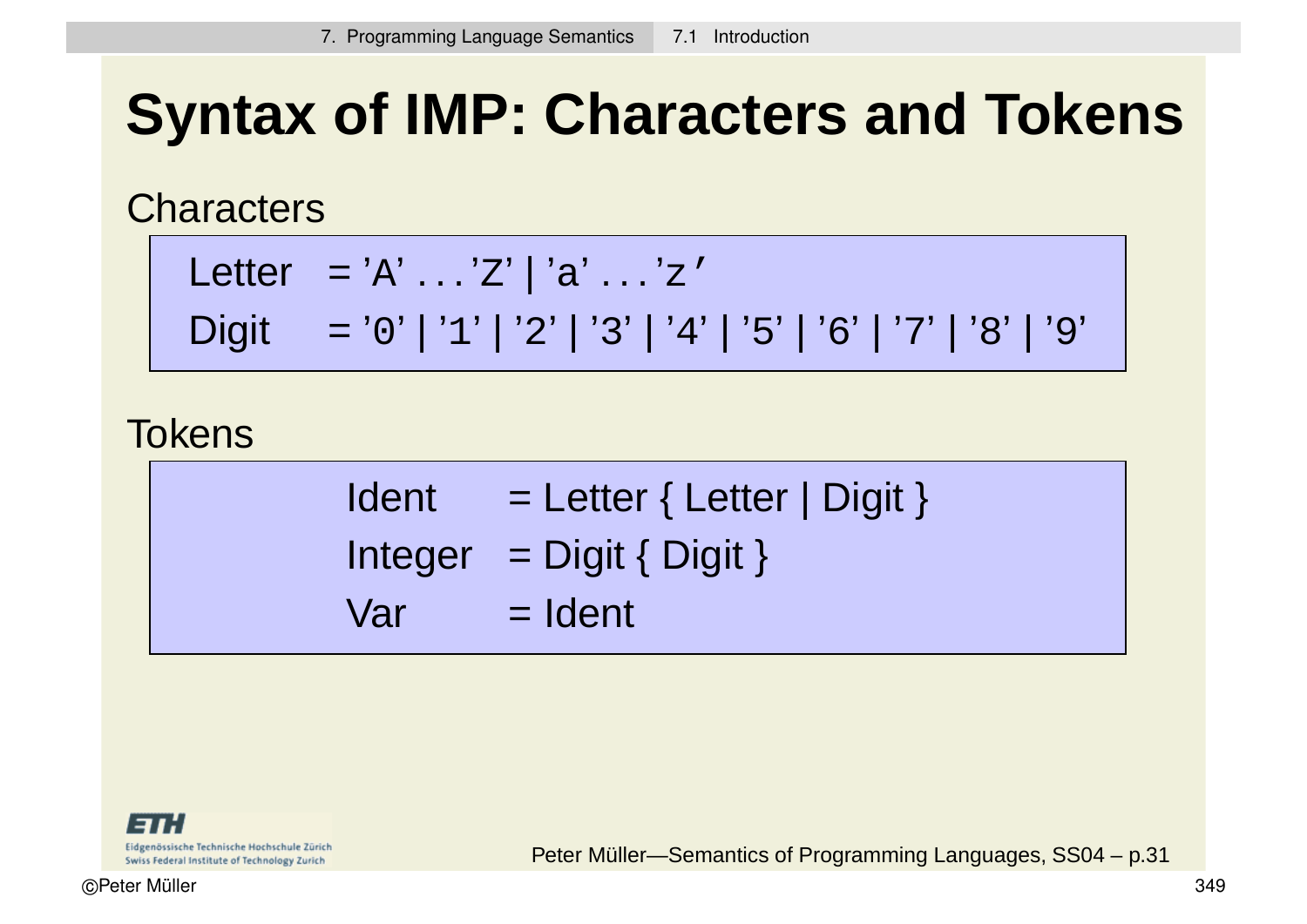# Syntax of IMP: Characters and Tokens

Characters

```
Letter  = 'A' ... 'Z' | 'a' ... 'z'
Digit   = '0' | '1' | '2' | '3' | '4' | '5' | '6' | '7' | '8' | '9'
```

Tokens

```
Ident    = Letter { Letter | Digit }
Integer  = Digit { Digit }
Var      = Ident
```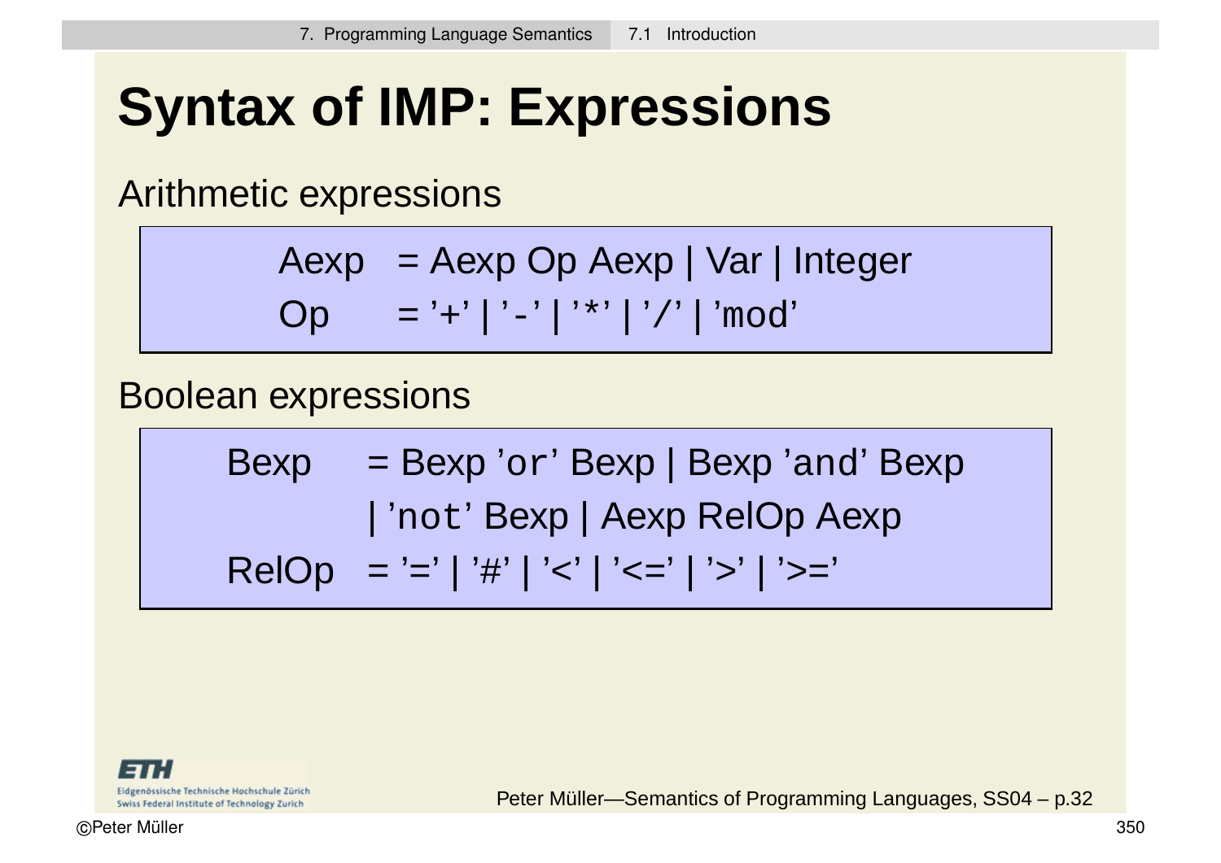# Syntax of IMP: Expressions

Arithmetic expressions

```
Aexp  = Aexp Op Aexp | Var | Integer
Op    = '+' | '-' | '*' | '/' | 'mod'
```

Boolean expressions

```
Bexp  = Bexp 'or' Bexp | Bexp 'and' Bexp
      | 'not' Bexp | Aexp RelOp Aexp
RelOp = '=' | '#' | '<' | '<=' | '>' | '>='
```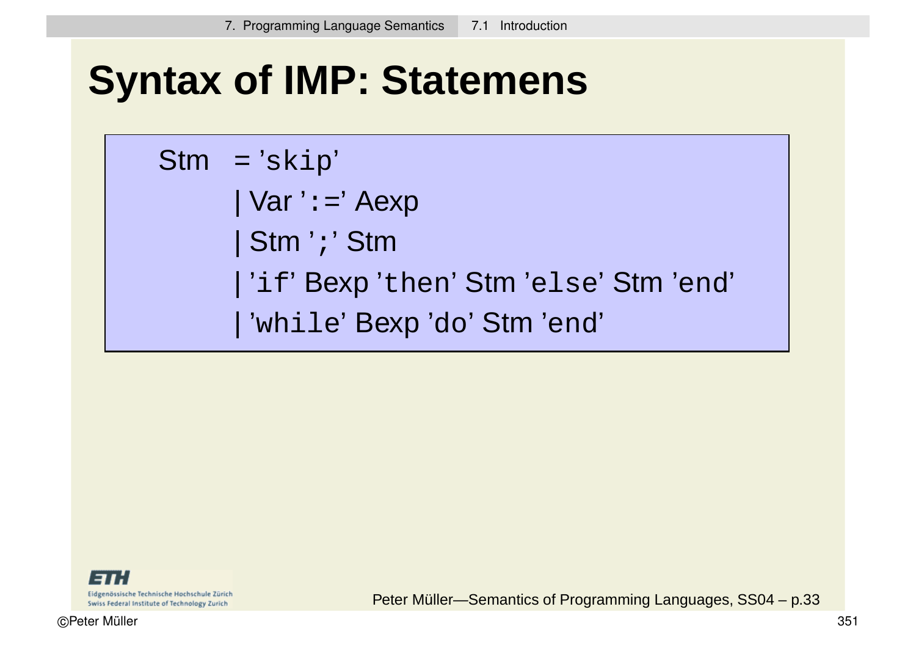# Syntax of IMP: Statemens

```
Stm  = 'skip'
     | Var ':=' Aexp
     | Stm ';' Stm
     | 'if' Bexp 'then' Stm 'else' Stm 'end'
     | 'while' Bexp 'do' Stm 'end'
```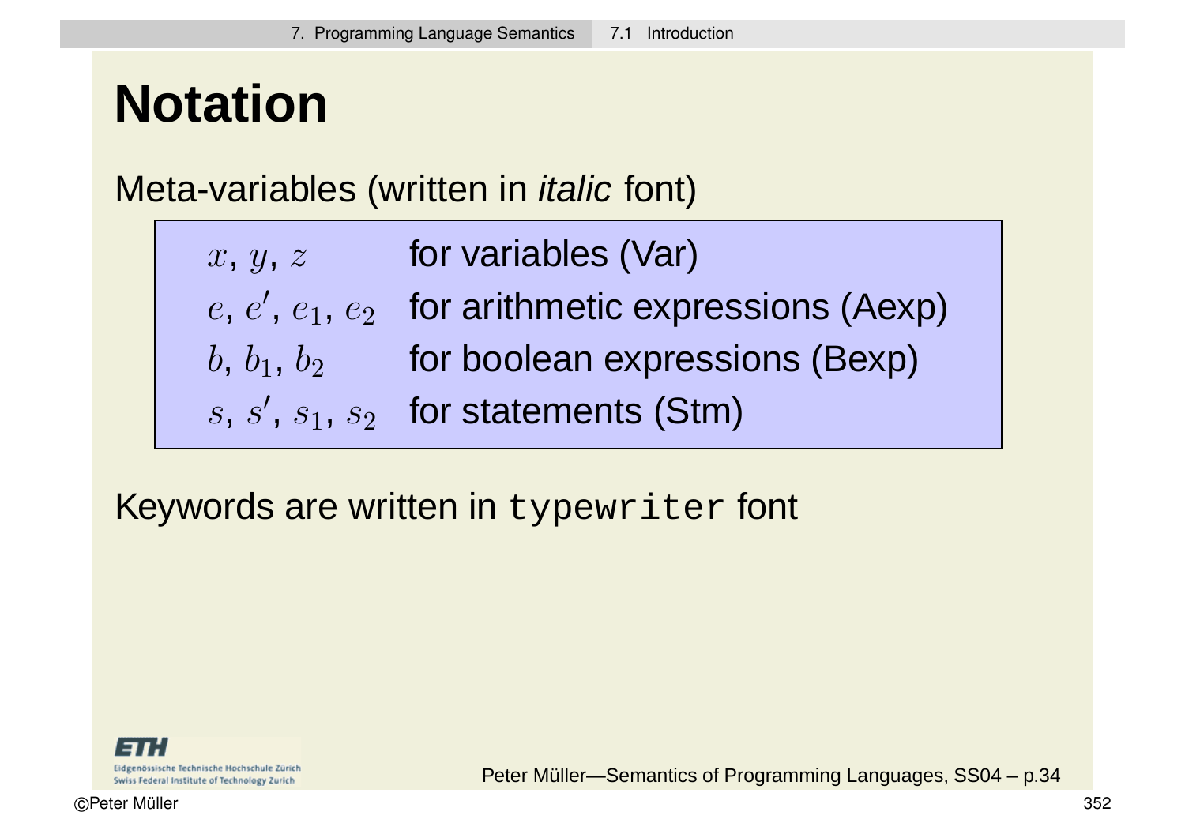# Notation

Meta-variables (written in *italic* font)

| | |
|---|---|
| $x$, $y$, $z$ | for variables (Var) |
| $e$, $e'$, $e_1$, $e_2$ | for arithmetic expressions (Aexp) |
| $b$, $b_1$, $b_2$ | for boolean expressions (Bexp) |
| $s$, $s'$, $s_1$, $s_2$ | for statements (Stm) |

Keywords are written in `typewriter` font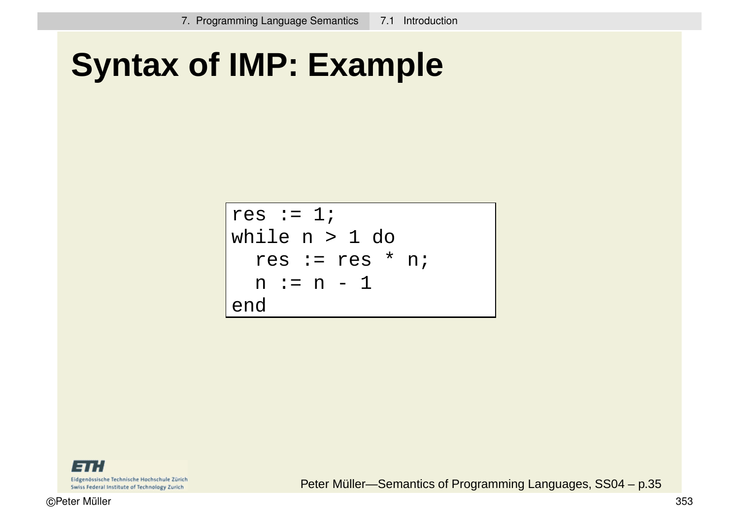# Syntax of IMP: Example

```
res := 1;
while n > 1 do
  res := res * n;
  n := n - 1
end
```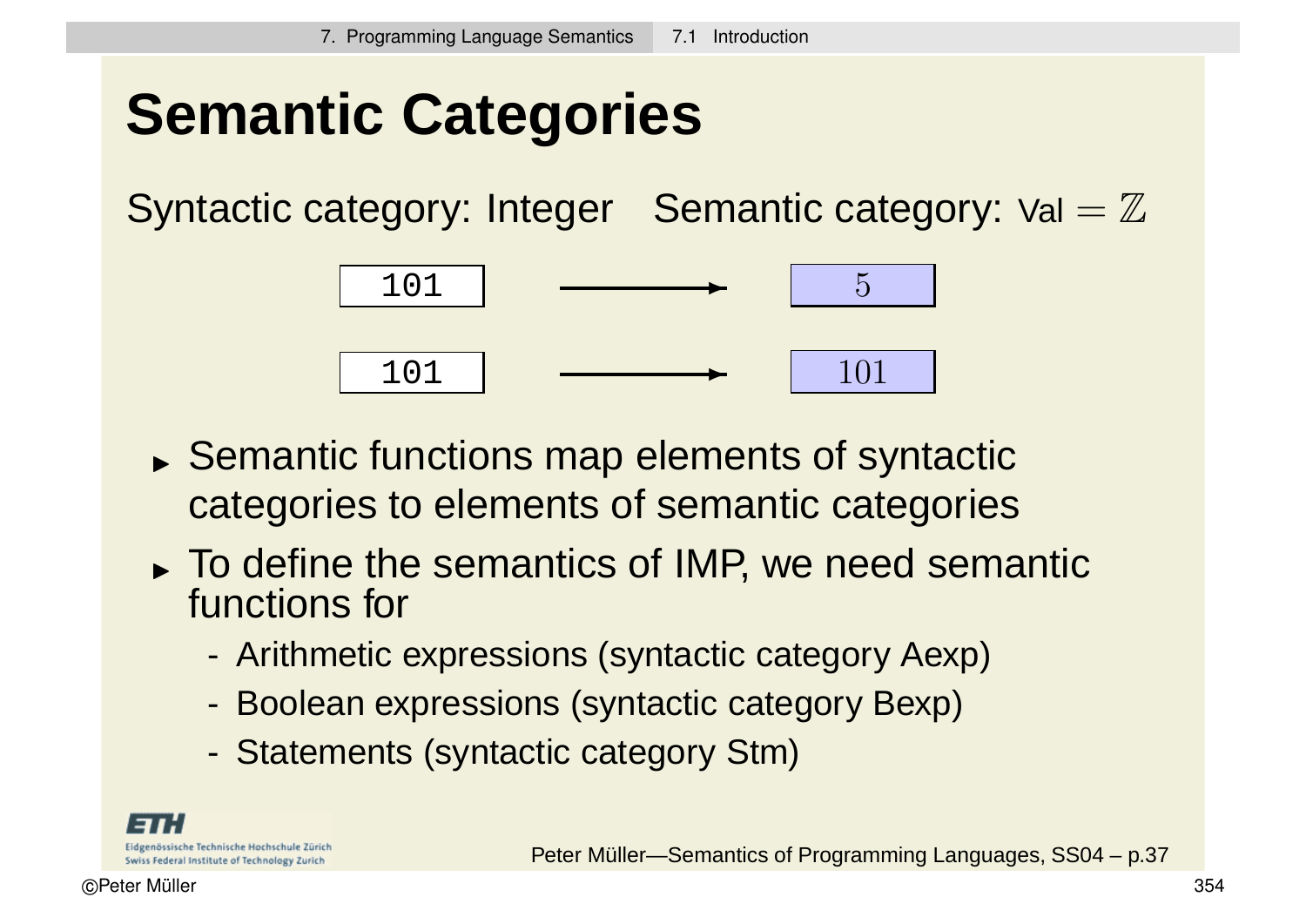# Semantic Categories

Syntactic category: Integer    Semantic category: Val $= \mathbb{Z}$

```
101  ───────▸  5
101  ───────▸  101
```

- Semantic functions map elements of syntactic categories to elements of semantic categories
- To define the semantics of IMP, we need semantic functions for
  - Arithmetic expressions (syntactic category Aexp)
  - Boolean expressions (syntactic category Bexp)
  - Statements (syntactic category Stm)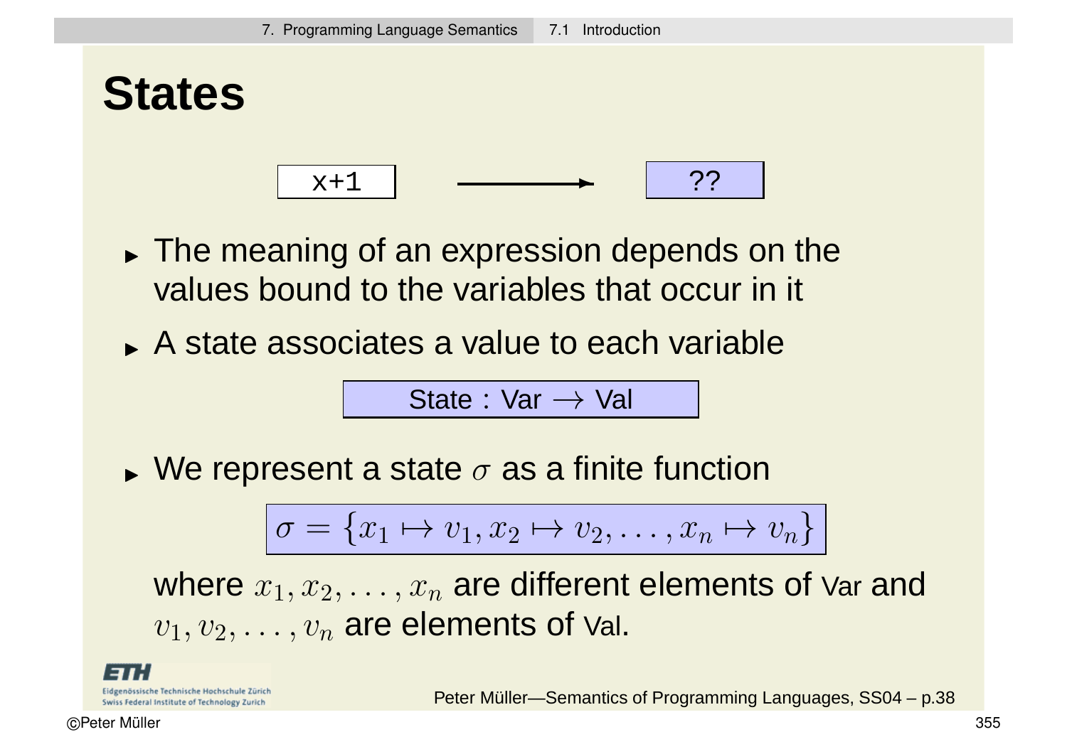# States

`x+1` ⟶ ??

- The meaning of an expression depends on the values bound to the variables that occur in it
- A state associates a value to each variable

$$\text{State} : \text{Var} \rightarrow \text{Val}$$

- We represent a state $\sigma$ as a finite function

$$\sigma = \{x_1 \mapsto v_1, x_2 \mapsto v_2, \ldots, x_n \mapsto v_n\}$$

where $x_1, x_2, \ldots, x_n$ are different elements of Var and $v_1, v_2, \ldots, v_n$ are elements of Val.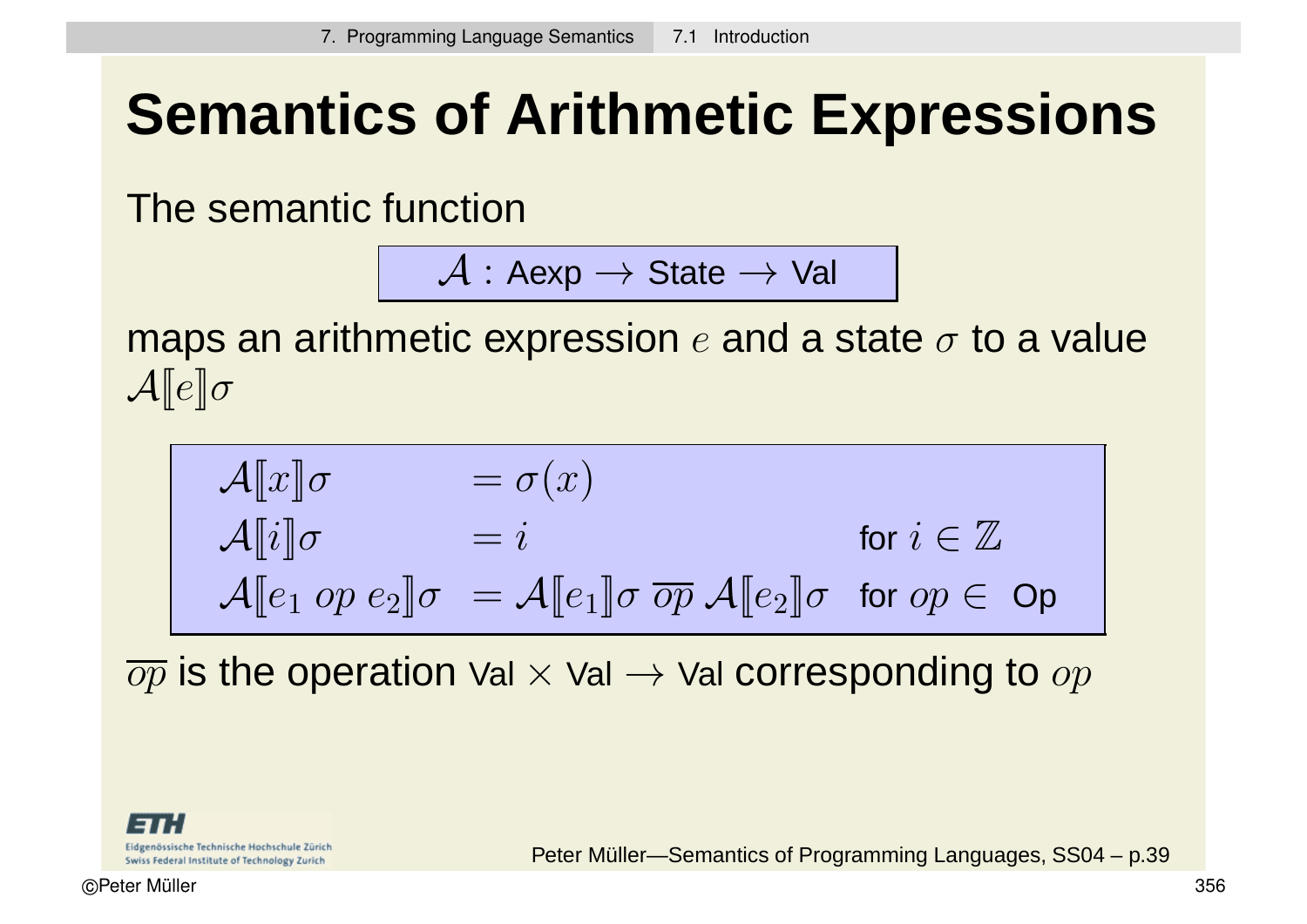# Semantics of Arithmetic Expressions

The semantic function

$$\mathcal{A} : \text{Aexp} \rightarrow \text{State} \rightarrow \text{Val}$$

maps an arithmetic expression $e$ and a state $\sigma$ to a value $\mathcal{A}[\![e]\!]\sigma$

$$
\begin{array}{lll}
\mathcal{A}[\![x]\!]\sigma & = \sigma(x) & \\
\mathcal{A}[\![i]\!]\sigma & = i & \text{for } i \in \mathbb{Z} \\
\mathcal{A}[\![e_1 \; op \; e_2]\!]\sigma & = \mathcal{A}[\![e_1]\!]\sigma \; \overline{op} \; \mathcal{A}[\![e_2]\!]\sigma & \text{for } op \in \text{ Op}
\end{array}
$$

$\overline{op}$ is the operation $\text{Val} \times \text{Val} \rightarrow \text{Val}$ corresponding to $op$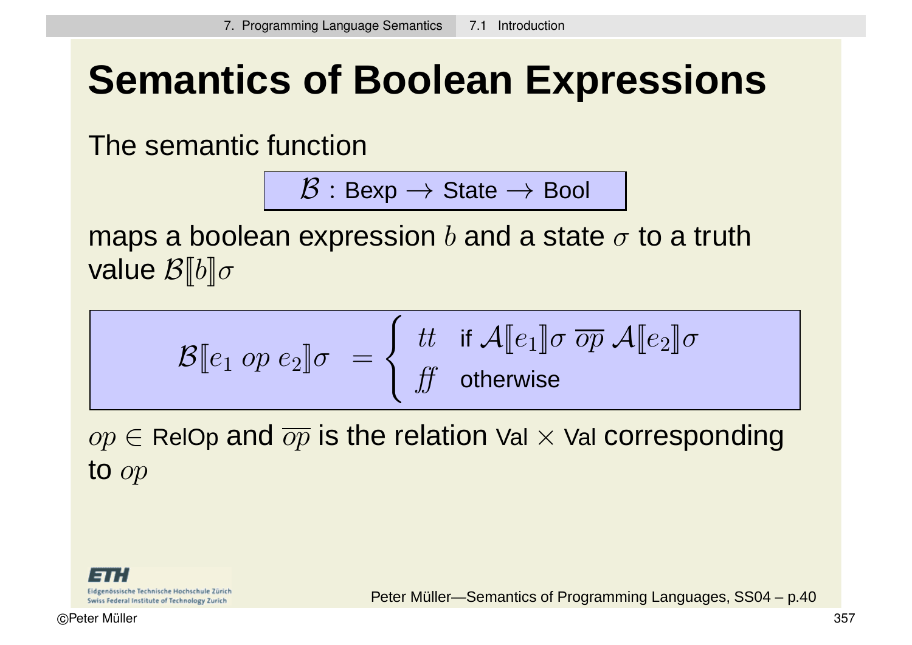# Semantics of Boolean Expressions

The semantic function

$$\mathcal{B} : \text{Bexp} \rightarrow \text{State} \rightarrow \text{Bool}$$

maps a boolean expression $b$ and a state $\sigma$ to a truth value $\mathcal{B}[\![b]\!]\sigma$

$$\mathcal{B}[\![e_1 \ op \ e_2]\!]\sigma \ = \begin{cases} tt & \text{if } \mathcal{A}[\![e_1]\!]\sigma \ \overline{op} \ \mathcal{A}[\![e_2]\!]\sigma \\ ff & \text{otherwise} \end{cases}$$

$op \in \text{RelOp}$ and $\overline{op}$ is the relation $\text{Val} \times \text{Val}$ corresponding to $op$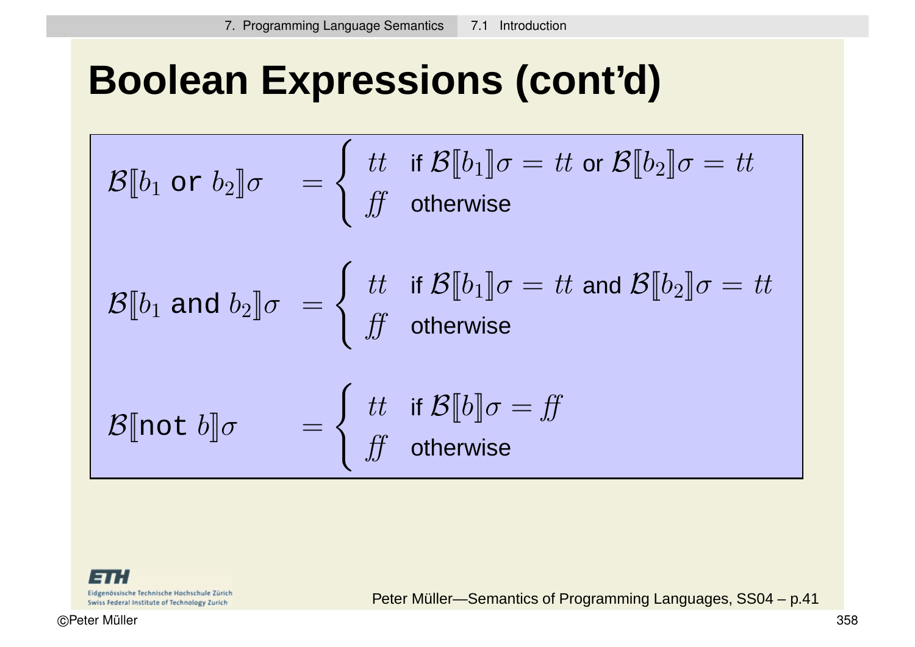# Boolean Expressions (cont'd)

$$\mathcal{B}[\![b_1 \texttt{ or } b_2]\!]\sigma = \begin{cases} tt & \text{if } \mathcal{B}[\![b_1]\!]\sigma = tt \text{ or } \mathcal{B}[\![b_2]\!]\sigma = tt \\ ff & \text{otherwise} \end{cases}$$

$$\mathcal{B}[\![b_1 \text{ and } b_2]\!]\sigma = \begin{cases} tt & \text{if } \mathcal{B}[\![b_1]\!]\sigma = tt \text{ and } \mathcal{B}[\![b_2]\!]\sigma = tt \\ ff & \text{otherwise} \end{cases}$$

$$\mathcal{B}[\![\texttt{not } b]\!]\sigma = \begin{cases} tt & \text{if } \mathcal{B}[\![b]\!]\sigma = ff \\ ff & \text{otherwise} \end{cases}$$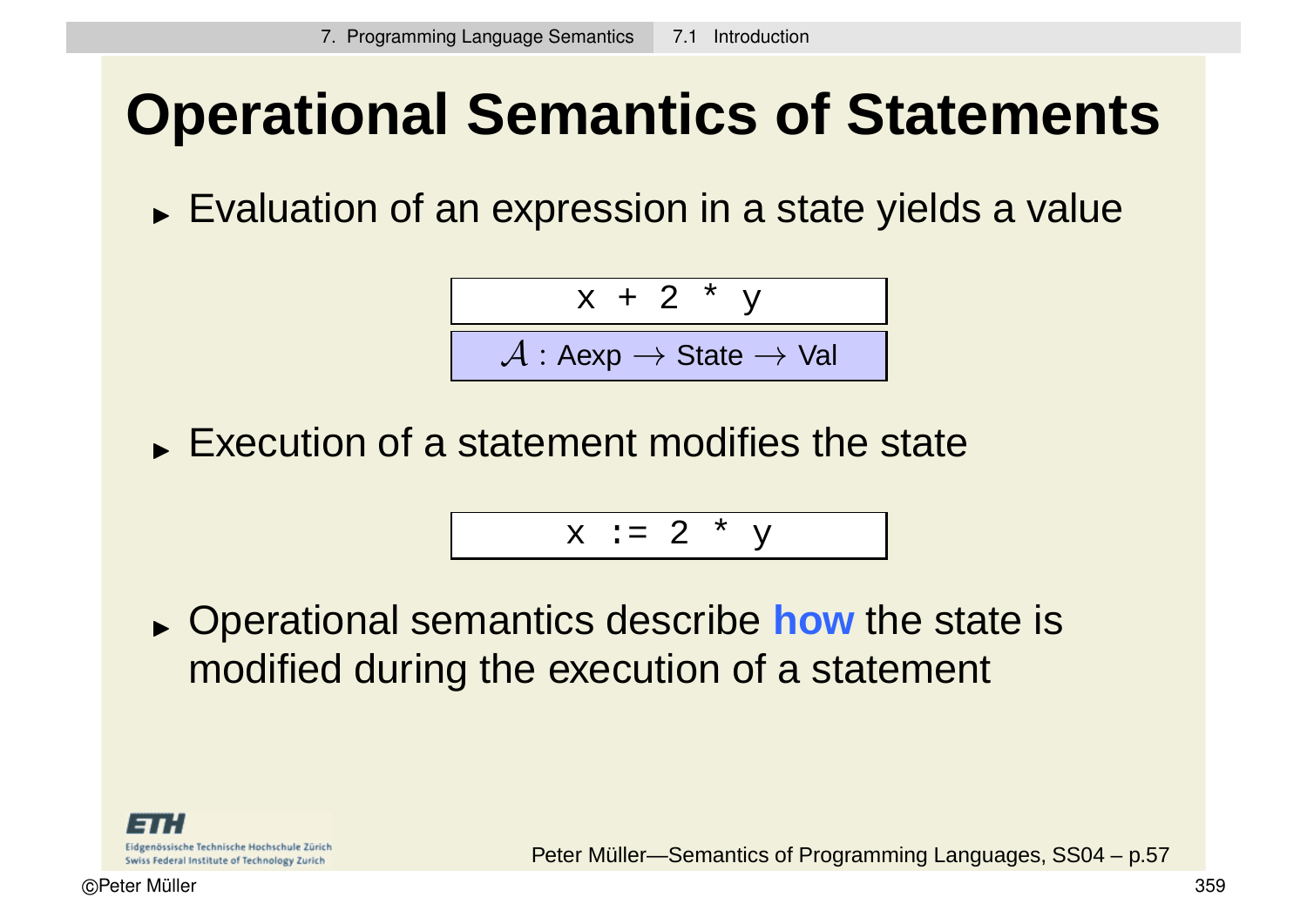# Operational Semantics of Statements

- Evaluation of an expression in a state yields a value

```
x + 2 * y
```

$\mathcal{A}$ : Aexp $\rightarrow$ State $\rightarrow$ Val

- Execution of a statement modifies the state

```
x := 2 * y
```

- Operational semantics describe **how** the state is modified during the execution of a statement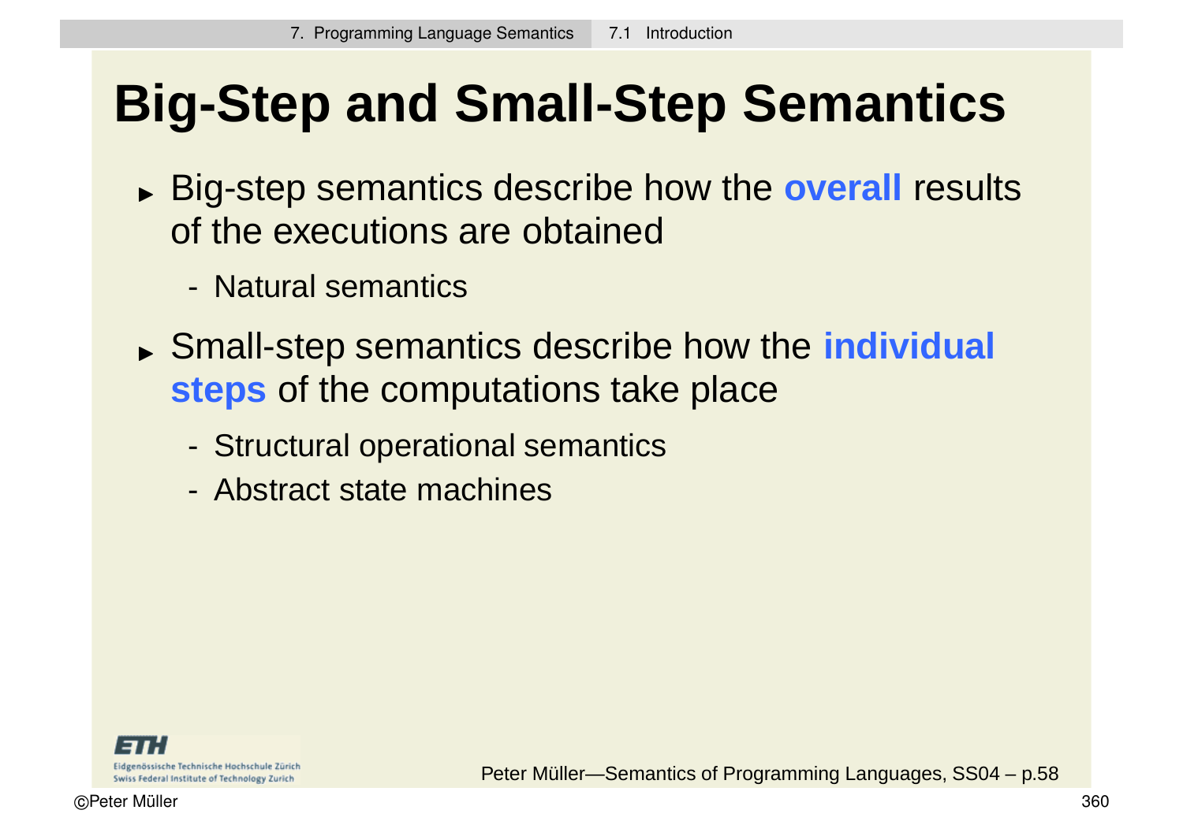# Big-Step and Small-Step Semantics

- Big-step semantics describe how the **overall** results of the executions are obtained
  - Natural semantics
- Small-step semantics describe how the **individual steps** of the computations take place
  - Structural operational semantics
  - Abstract state machines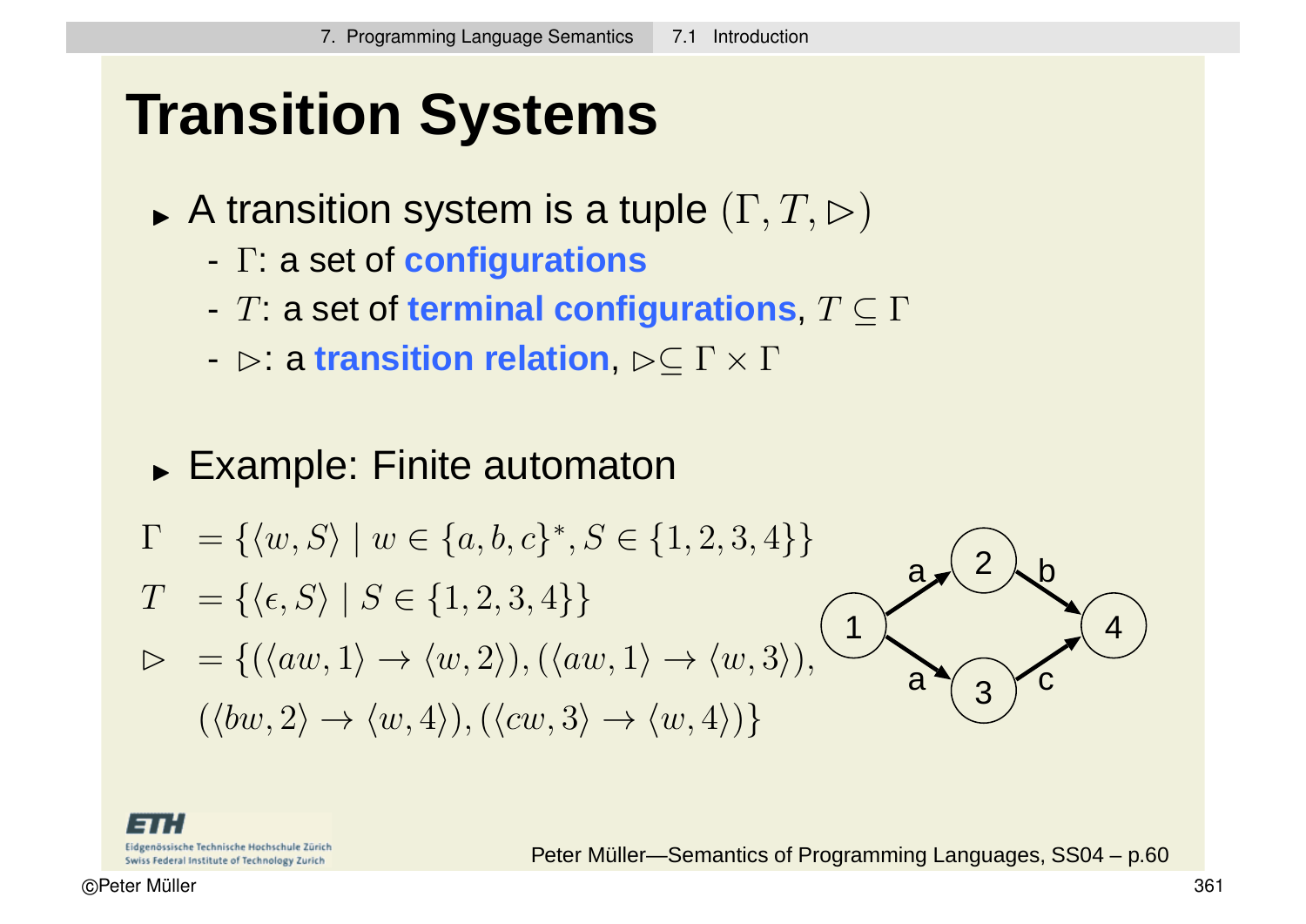# Transition Systems

- A transition system is a tuple $(\Gamma, T, \triangleright)$
  - $\Gamma$: a set of **configurations**
  - $T$: a set of **terminal configurations**, $T \subseteq \Gamma$
  - $\triangleright$: a **transition relation**, $\triangleright \subseteq \Gamma \times \Gamma$

- Example: Finite automaton

$$
\begin{aligned}
\Gamma &= \{\langle w, S\rangle \mid w \in \{a,b,c\}^*, S \in \{1,2,3,4\}\} \\
T &= \{\langle \epsilon, S\rangle \mid S \in \{1,2,3,4\}\} \\
\triangleright &= \{(\langle aw, 1\rangle \rightarrow \langle w, 2\rangle), (\langle aw, 1\rangle \rightarrow \langle w, 3\rangle), \\
&\quad (\langle bw, 2\rangle \rightarrow \langle w, 4\rangle), (\langle cw, 3\rangle \rightarrow \langle w, 4\rangle)\}
\end{aligned}
$$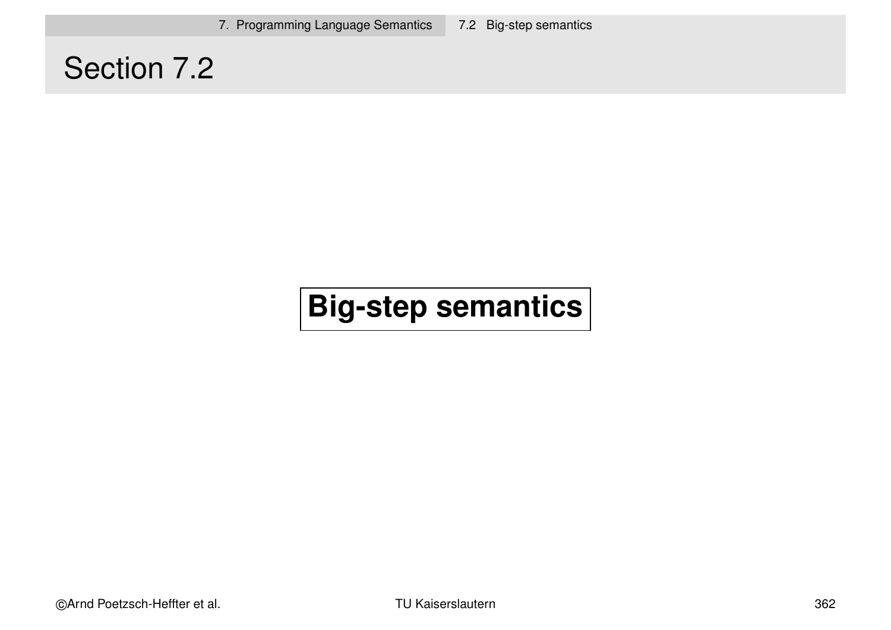# Section 7.2

**Big-step semantics**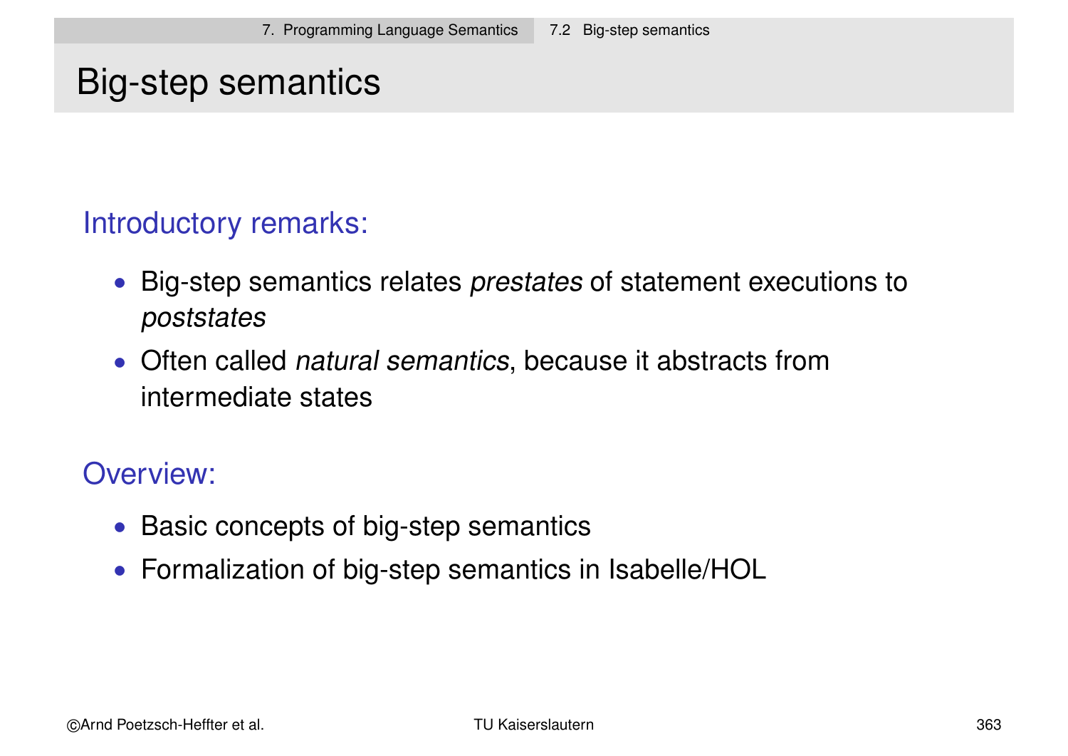# Big-step semantics

## Introductory remarks:

- Big-step semantics relates *prestates* of statement executions to *poststates*
- Often called *natural semantics*, because it abstracts from intermediate states

## Overview:

- Basic concepts of big-step semantics
- Formalization of big-step semantics in Isabelle/HOL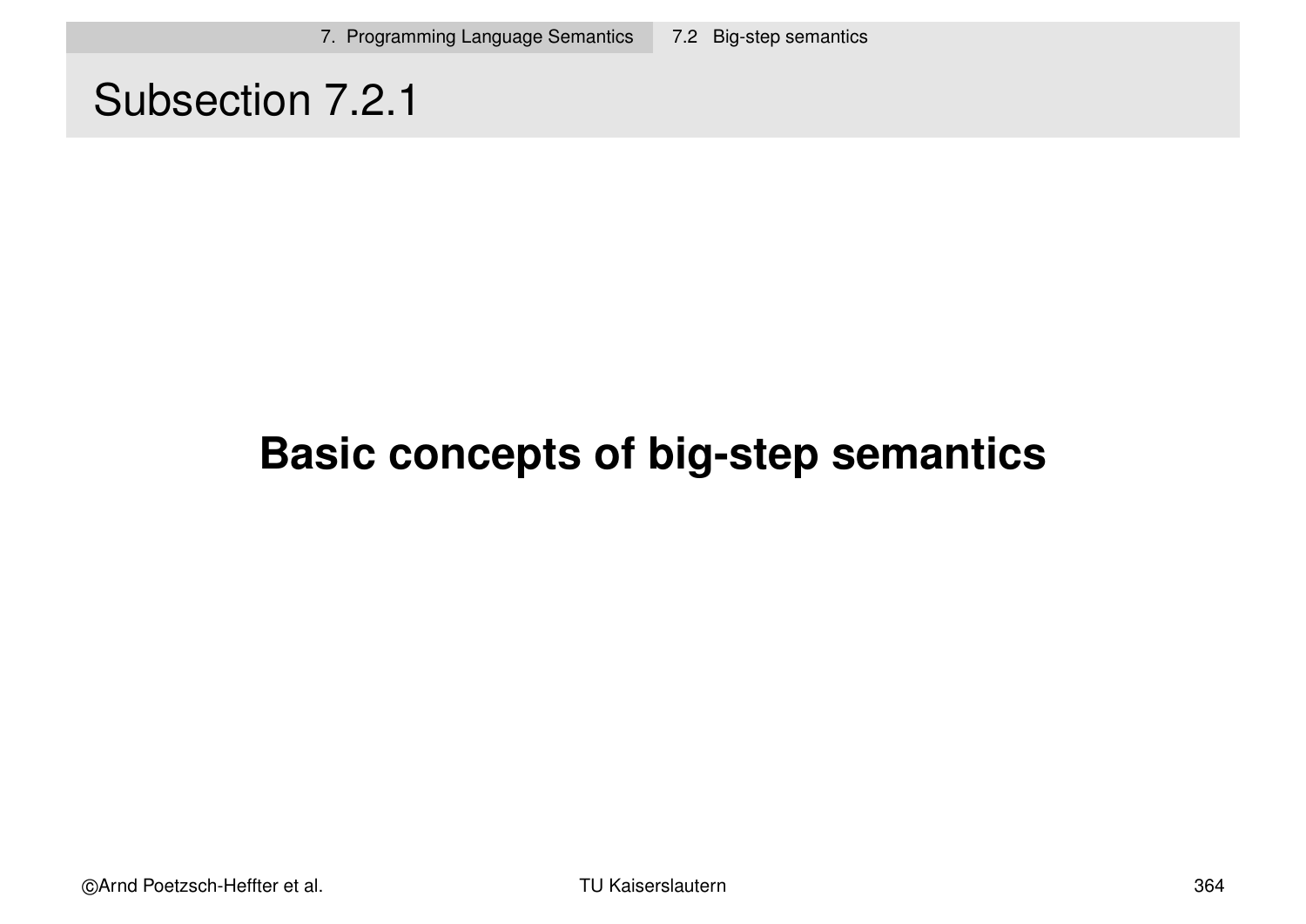# Subsection 7.2.1

**Basic concepts of big-step semantics**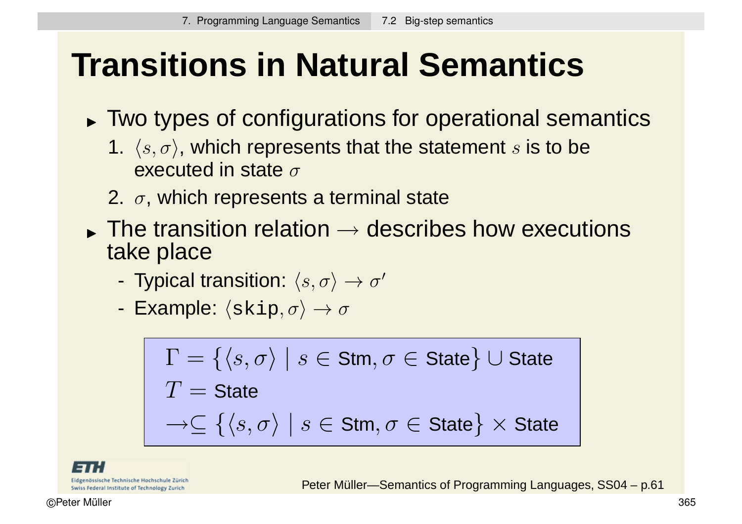# Transitions in Natural Semantics

- Two types of configurations for operational semantics
  1. $\langle s, \sigma \rangle$, which represents that the statement $s$ is to be executed in state $\sigma$
  2. $\sigma$, which represents a terminal state
- The transition relation $\rightarrow$ describes how executions take place
  - Typical transition: $\langle s, \sigma \rangle \rightarrow \sigma'$
  - Example: $\langle \texttt{skip}, \sigma \rangle \rightarrow \sigma$

$$\Gamma = \{\langle s, \sigma \rangle \mid s \in \text{Stm}, \sigma \in \text{State}\} \cup \text{State}$$

$$T = \text{State}$$

$$\rightarrow \subseteq \{\langle s, \sigma \rangle \mid s \in \text{Stm}, \sigma \in \text{State}\} \times \text{State}$$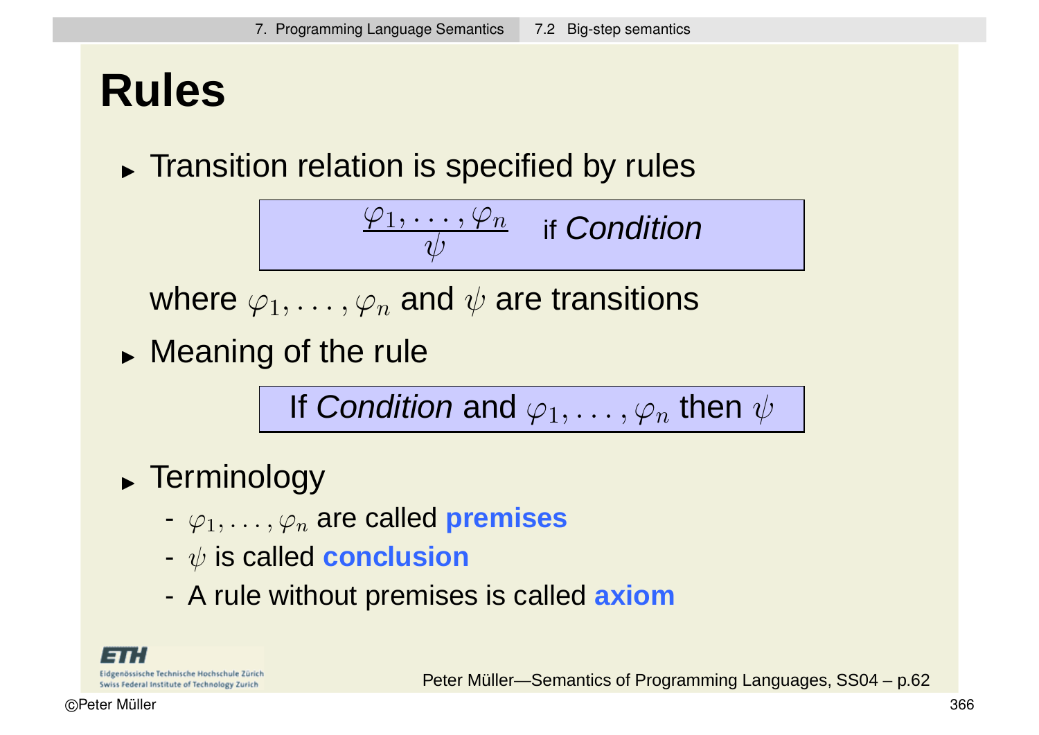# Rules

- Transition relation is specified by rules

$$\frac{\varphi_1, \ldots, \varphi_n}{\psi} \quad \text{if } \textit{Condition}$$

  where $\varphi_1, \ldots, \varphi_n$ and $\psi$ are transitions

- Meaning of the rule

  If *Condition* and $\varphi_1, \ldots, \varphi_n$ then $\psi$

- Terminology
  - $\varphi_1, \ldots, \varphi_n$ are called **premises**
  - $\psi$ is called **conclusion**
  - A rule without premises is called **axiom**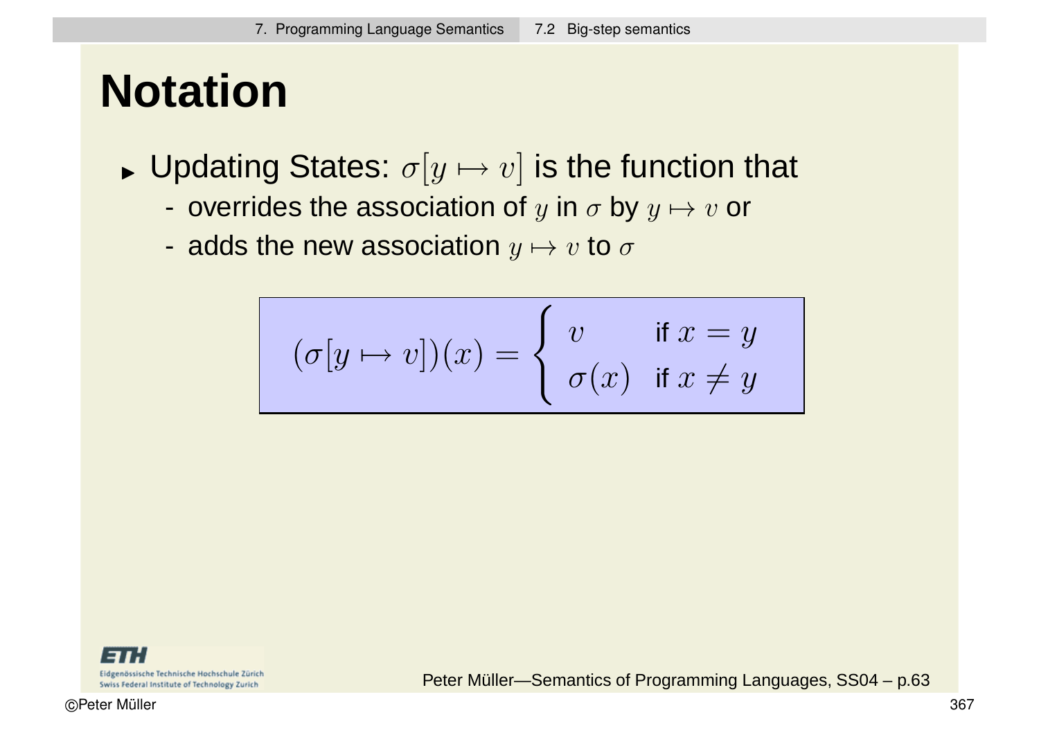# Notation

- Updating States: $\sigma[y \mapsto v]$ is the function that
  - overrides the association of $y$ in $\sigma$ by $y \mapsto v$ or
  - adds the new association $y \mapsto v$ to $\sigma$

$$(\sigma[y \mapsto v])(x) = \begin{cases} v & \text{if } x = y \\ \sigma(x) & \text{if } x \neq y \end{cases}$$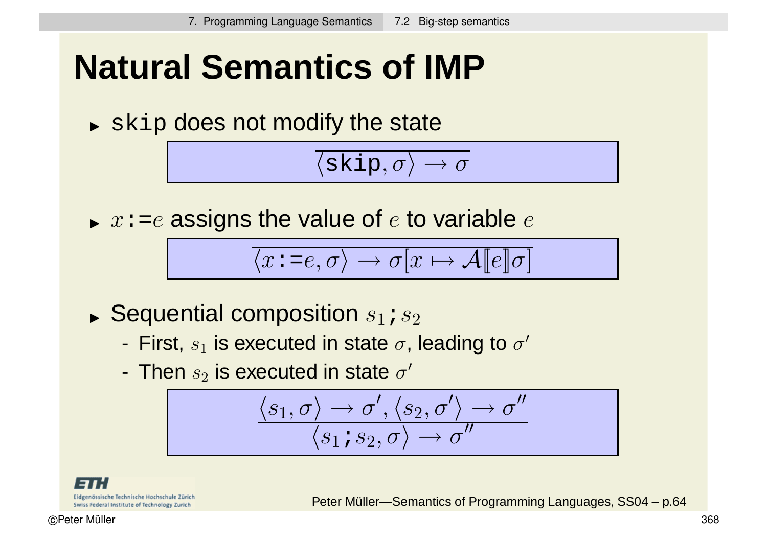# Natural Semantics of IMP

- `skip` does not modify the state

$$\frac{}{\langle \texttt{skip}, \sigma \rangle \rightarrow \sigma}$$

- $x$`:=`$e$ assigns the value of $e$ to variable $e$

$$\frac{}{\langle x\texttt{:=}e, \sigma \rangle \rightarrow \sigma[x \mapsto \mathcal{A}[\![e]\!]\sigma]}$$

- Sequential composition $s_1$`;`$s_2$
  - First, $s_1$ is executed in state $\sigma$, leading to $\sigma'$
  - Then $s_2$ is executed in state $\sigma'$

$$\frac{\langle s_1, \sigma \rangle \rightarrow \sigma', \langle s_2, \sigma' \rangle \rightarrow \sigma''}{\langle s_1\texttt{;}s_2, \sigma \rangle \rightarrow \sigma''}$$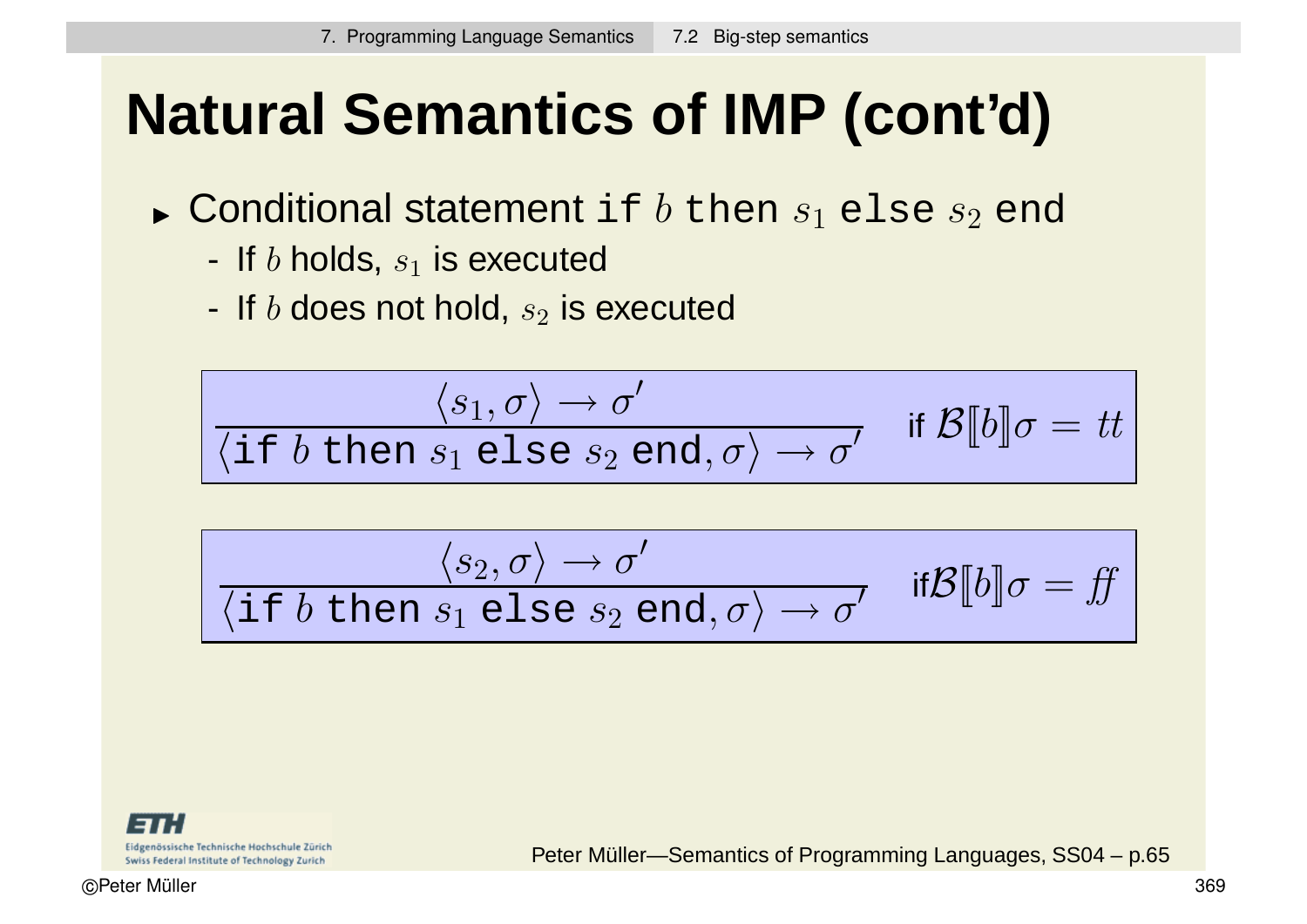# Natural Semantics of IMP (cont'd)

- Conditional statement `if` $b$ `then` $s_1$ `else` $s_2$ `end`
  - If $b$ holds, $s_1$ is executed
  - If $b$ does not hold, $s_2$ is executed

$$\frac{\langle s_1, \sigma \rangle \rightarrow \sigma'}{\langle \texttt{if } b \texttt{ then } s_1 \texttt{ else } s_2 \texttt{ end}, \sigma \rangle \rightarrow \sigma'} \quad \text{if } \mathcal{B}[\![b]\!]\sigma = tt$$

$$\frac{\langle s_2, \sigma \rangle \rightarrow \sigma'}{\langle \texttt{if } b \texttt{ then } s_1 \texttt{ else } s_2 \texttt{ end}, \sigma \rangle \rightarrow \sigma'} \quad \text{if} \mathcal{B}[\![b]\!]\sigma = \mathit{ff}$$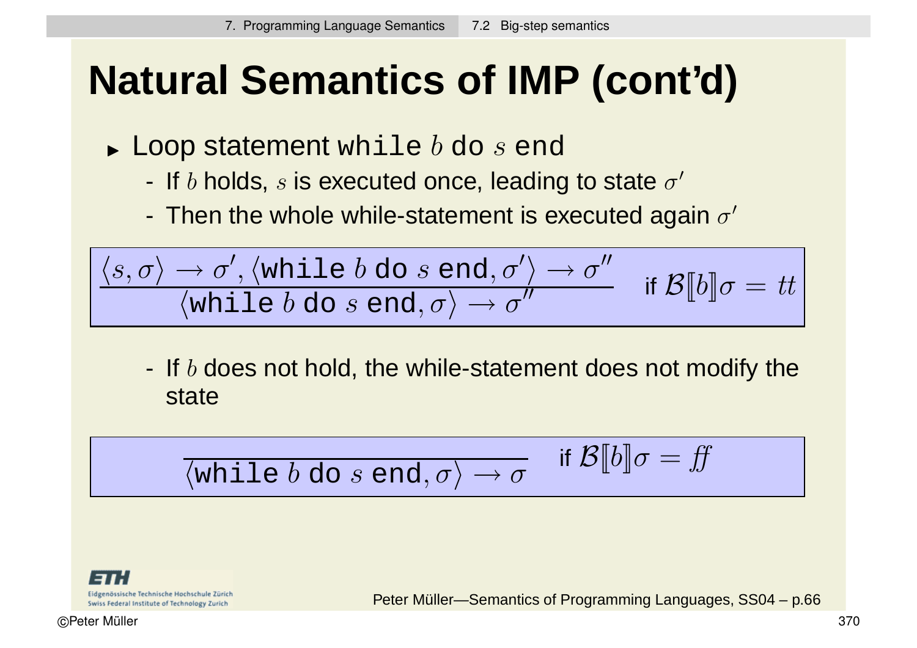# Natural Semantics of IMP (cont'd)

- Loop statement `while` $b$ `do` $s$ `end`
  - If $b$ holds, $s$ is executed once, leading to state $\sigma'$
  - Then the whole while-statement is executed again $\sigma'$

$$\frac{\langle s, \sigma \rangle \rightarrow \sigma', \langle \texttt{while}\ b\ \texttt{do}\ s\ \texttt{end}, \sigma' \rangle \rightarrow \sigma''}{\langle \texttt{while}\ b\ \texttt{do}\ s\ \texttt{end}, \sigma \rangle \rightarrow \sigma''} \quad \text{if } \mathcal{B}[\![b]\!]\sigma = tt$$

  - If $b$ does not hold, the while-statement does not modify the state

$$\frac{}{\langle \texttt{while}\ b\ \texttt{do}\ s\ \texttt{end}, \sigma \rangle \rightarrow \sigma} \quad \text{if } \mathcal{B}[\![b]\!]\sigma = f\!f$$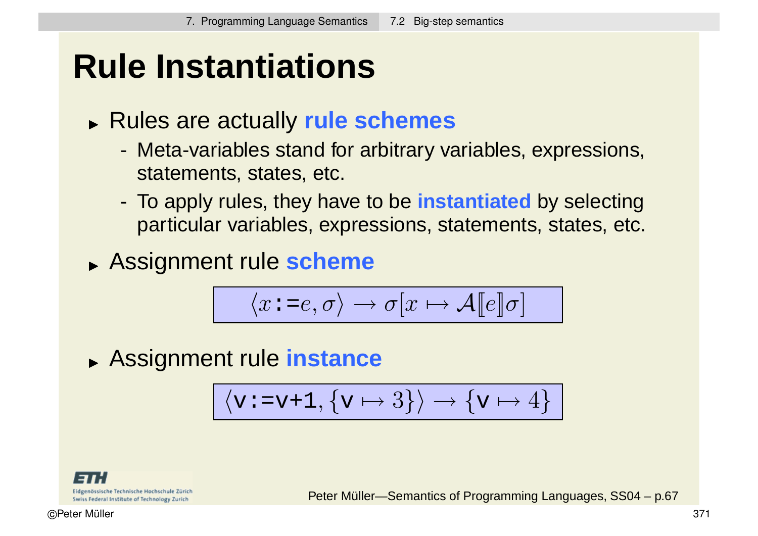# Rule Instantiations

- Rules are actually **rule schemes**
  - Meta-variables stand for arbitrary variables, expressions, statements, states, etc.
  - To apply rules, they have to be **instantiated** by selecting particular variables, expressions, statements, states, etc.
- Assignment rule **scheme**

$$\langle x \texttt{:=} e, \sigma\rangle \rightarrow \sigma[x \mapsto \mathcal{A}[\![e]\!]\sigma]$$

- Assignment rule **instance**

$$\langle \texttt{v:=v+1}, \{\texttt{v} \mapsto 3\}\rangle \rightarrow \{\texttt{v} \mapsto 4\}$$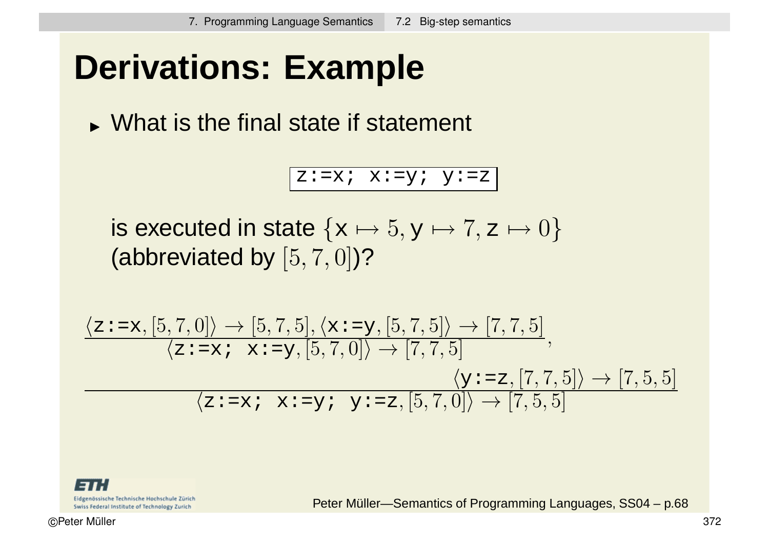# Derivations: Example

- What is the final state if statement

```
z:=x; x:=y; y:=z
```

is executed in state $\{\mathtt{x} \mapsto 5, \mathtt{y} \mapsto 7, \mathtt{z} \mapsto 0\}$ (abbreviated by $[5, 7, 0]$)?

$$\cfrac{\cfrac{\langle \mathtt{z:=x}, [5,7,0]\rangle \rightarrow [5,7,5], \langle \mathtt{x:=y}, [5,7,5]\rangle \rightarrow [7,7,5]}{\langle \mathtt{z:=x;\ x:=y}, [5,7,0]\rangle \rightarrow [7,7,5]}, \quad \langle \mathtt{y:=z}, [7,7,5]\rangle \rightarrow [7,5,5]}{\langle \mathtt{z:=x;\ x:=y;\ y:=z}, [5,7,0]\rangle \rightarrow [7,5,5]}$$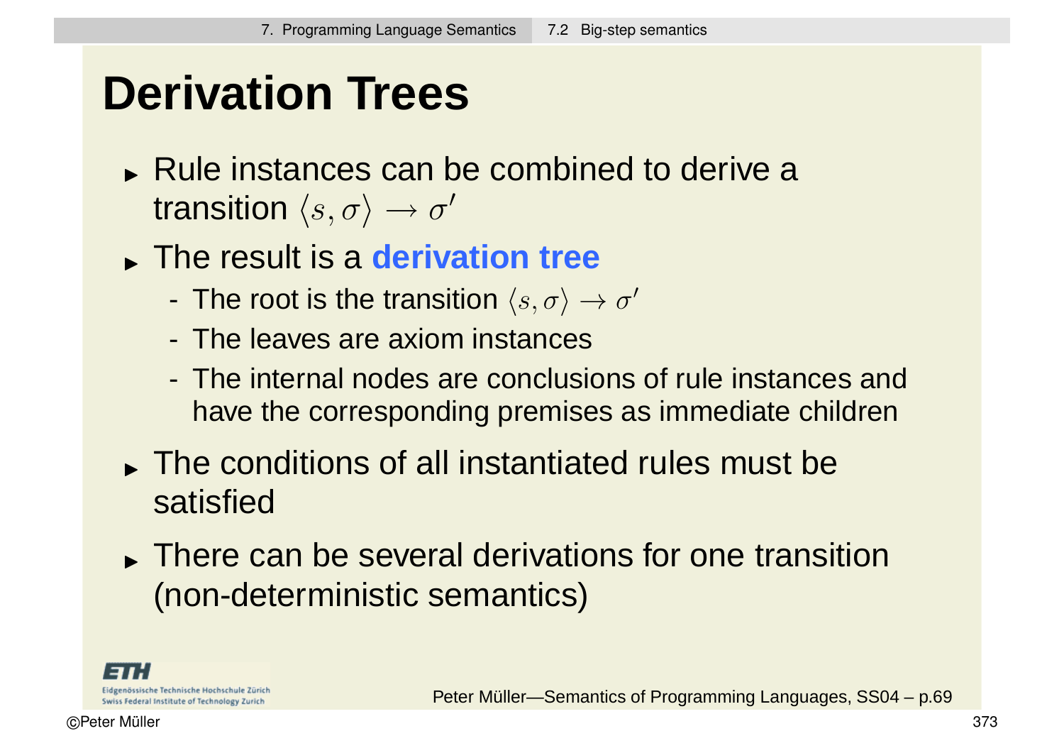# Derivation Trees

- Rule instances can be combined to derive a transition $\langle s, \sigma \rangle \rightarrow \sigma'$
- The result is a **derivation tree**
  - The root is the transition $\langle s, \sigma \rangle \rightarrow \sigma'$
  - The leaves are axiom instances
  - The internal nodes are conclusions of rule instances and have the corresponding premises as immediate children
- The conditions of all instantiated rules must be satisfied
- There can be several derivations for one transition (non-deterministic semantics)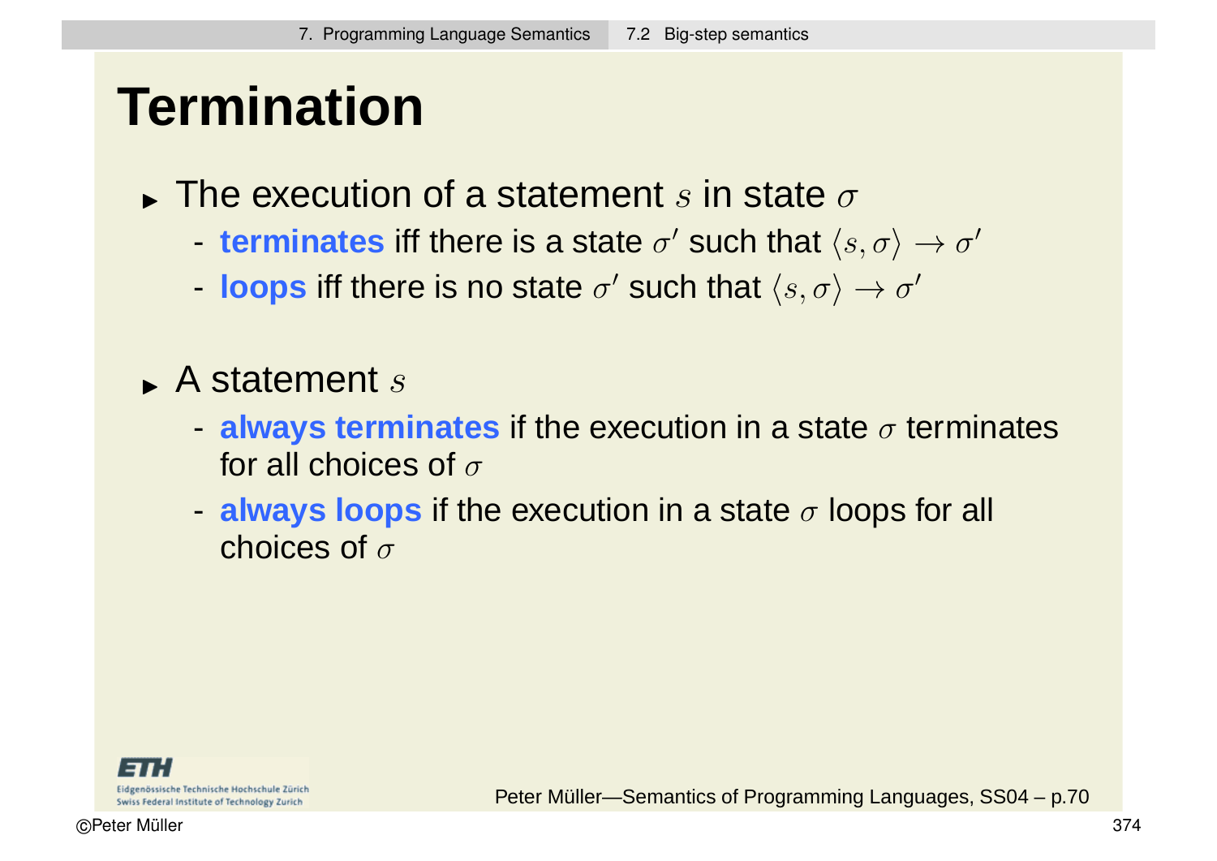# Termination

- The execution of a statement $s$ in state $\sigma$
  - **terminates** iff there is a state $\sigma'$ such that $\langle s, \sigma \rangle \to \sigma'$
  - **loops** iff there is no state $\sigma'$ such that $\langle s, \sigma \rangle \to \sigma'$

- A statement $s$
  - **always terminates** if the execution in a state $\sigma$ terminates for all choices of $\sigma$
  - **always loops** if the execution in a state $\sigma$ loops for all choices of $\sigma$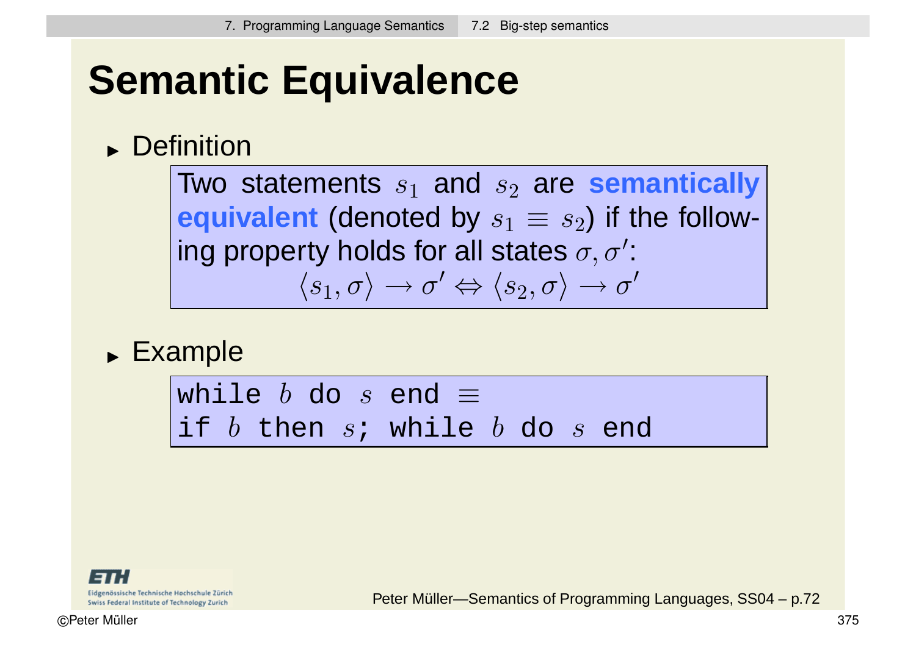# Semantic Equivalence

- Definition

  Two statements $s_1$ and $s_2$ are **semantically equivalent** (denoted by $s_1 \equiv s_2$) if the following property holds for all states $\sigma, \sigma'$:

  $$\langle s_1, \sigma \rangle \rightarrow \sigma' \Leftrightarrow \langle s_2, \sigma \rangle \rightarrow \sigma'$$

- Example

  `while` $b$ `do` $s$ `end` $\equiv$
  `if` $b$ `then` $s$`;` `while` $b$ `do` $s$ `end`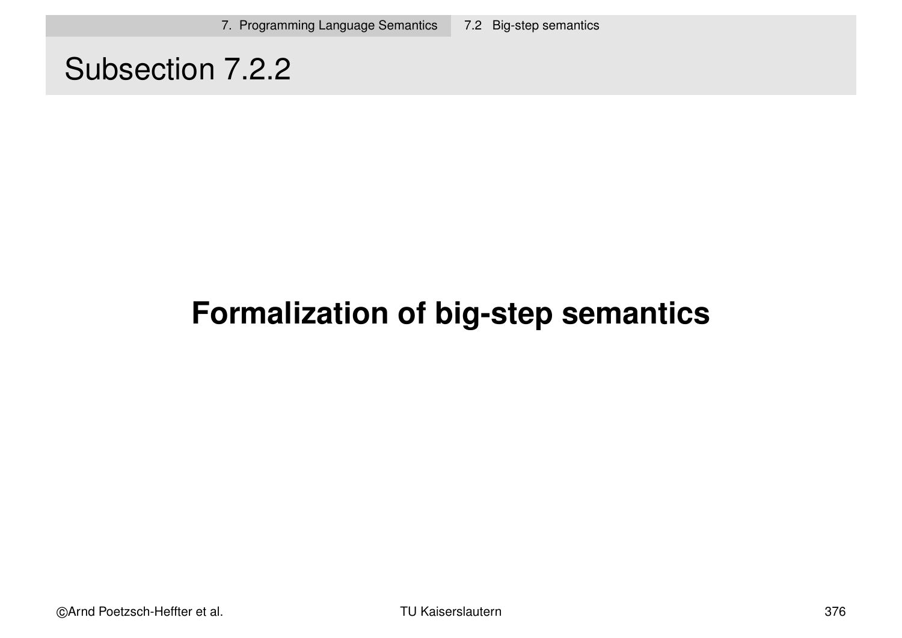## Subsection 7.2.2

# Formalization of big-step semantics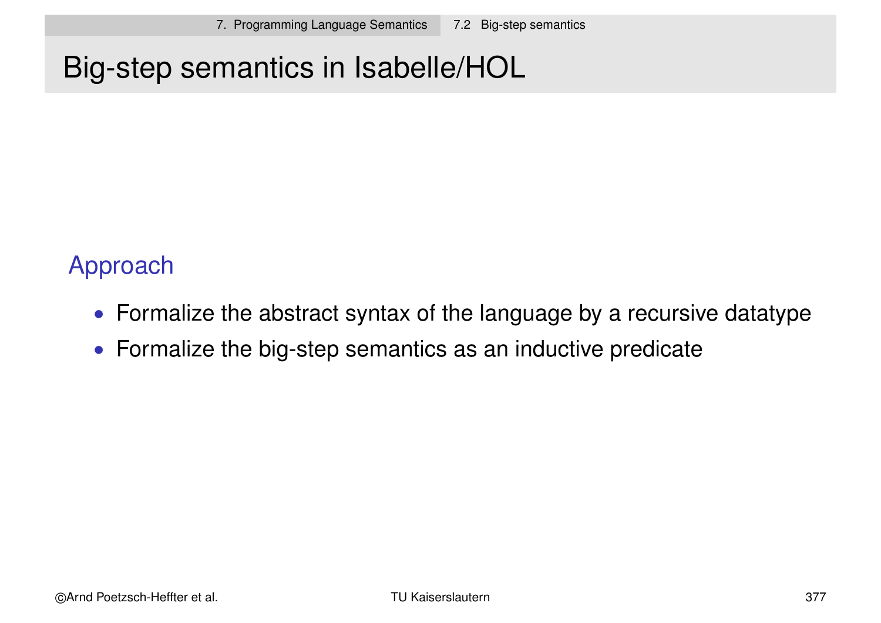# Big-step semantics in Isabelle/HOL

## Approach

- Formalize the abstract syntax of the language by a recursive datatype
- Formalize the big-step semantics as an inductive predicate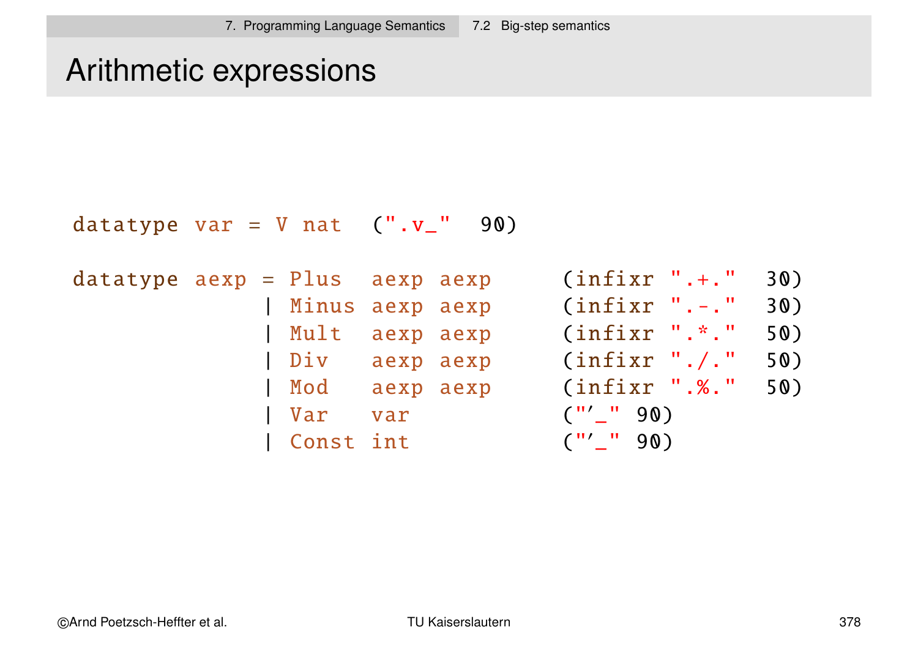# Arithmetic expressions

```
datatype var = V nat  (".v_"  90)

datatype aexp = Plus  aexp aexp      (infixr ".+."  30)
              | Minus aexp aexp      (infixr ".-."  30)
              | Mult  aexp aexp      (infixr ".*."  50)
              | Div   aexp aexp      (infixr "./."  50)
              | Mod   aexp aexp      (infixr ".%."  50)
              | Var   var            ("’_" 90)
              | Const int            ("’_" 90)
```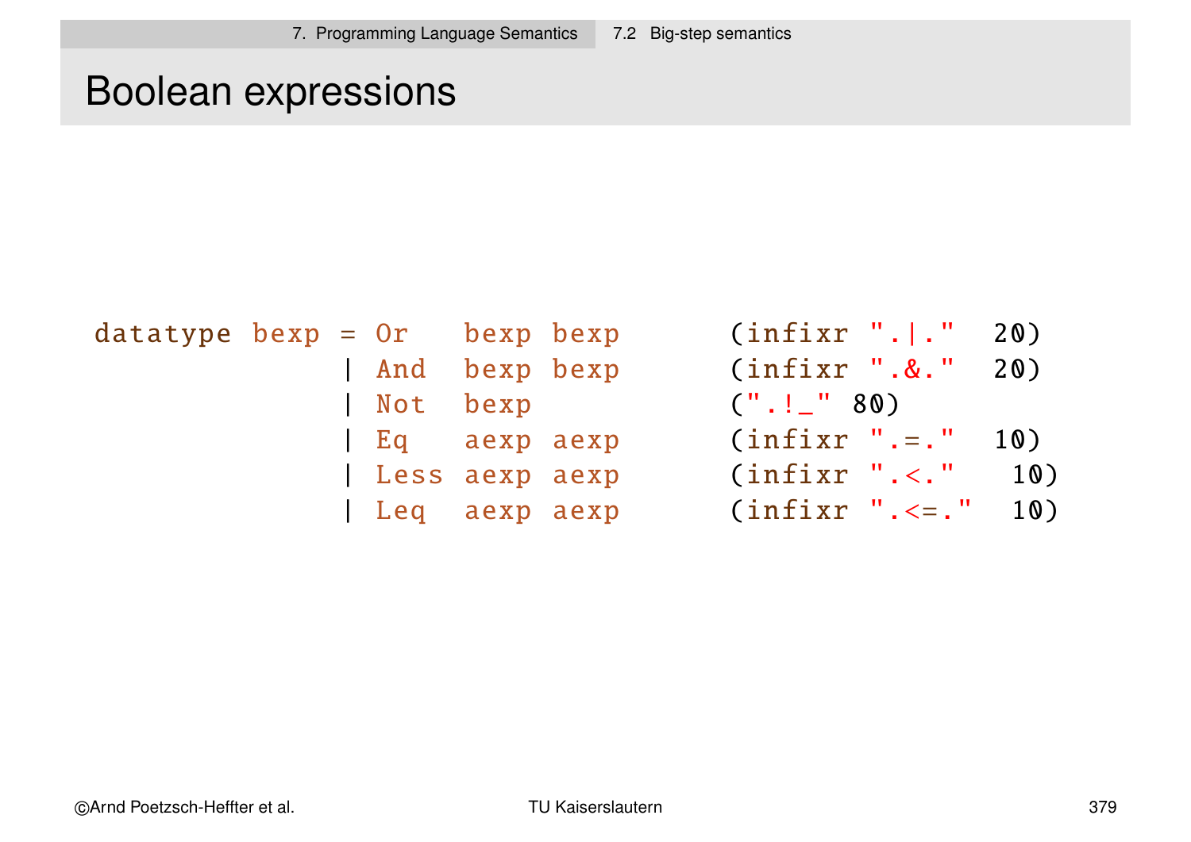# Boolean expressions

```
datatype bexp = Or   bexp bexp      (infixr ".|."  20)
              | And  bexp bexp      (infixr ".&."  20)
              | Not  bexp           (".!_" 80)
              | Eq   aexp aexp      (infixr ".=."  10)
              | Less aexp aexp      (infixr ".<."   10)
              | Leq  aexp aexp      (infixr ".<=."  10)
```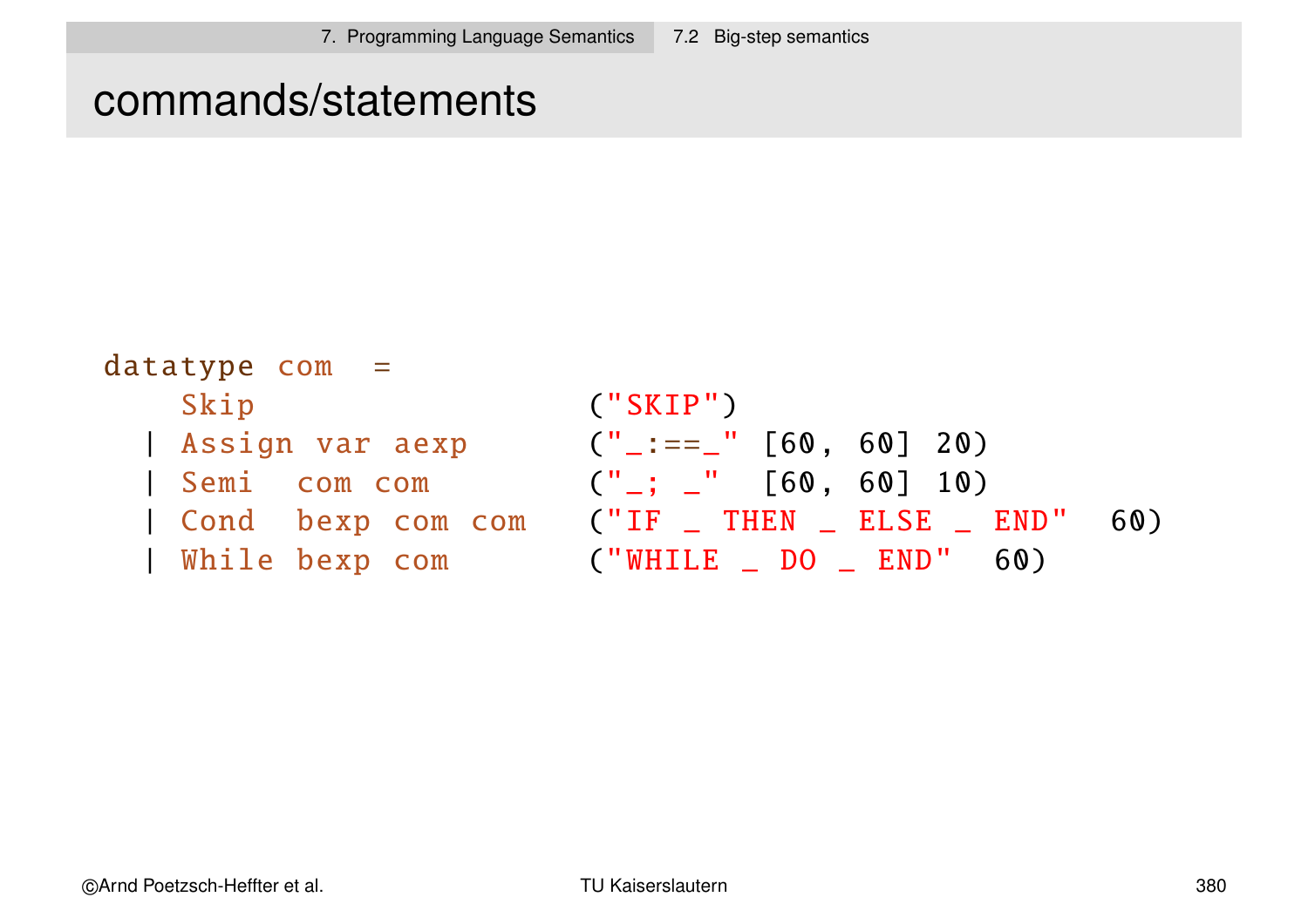## commands/statements

```
datatype com  =
    Skip                    ("SKIP")
  | Assign var aexp         ("_:==_" [60, 60] 20)
  | Semi  com com           ("_; _"  [60, 60] 10)
  | Cond  bexp com com      ("IF _ THEN _ ELSE _ END"  60)
  | While bexp com          ("WHILE _ DO _ END"  60)
```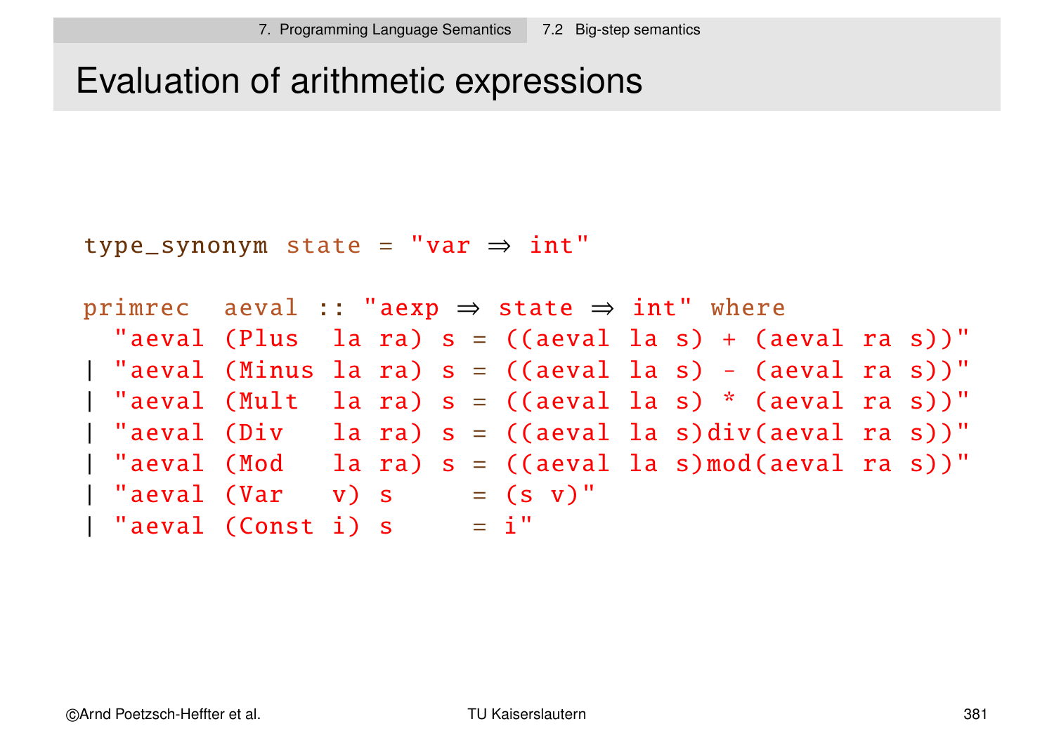# Evaluation of arithmetic expressions

```
type_synonym state = "var ⇒ int"

primrec  aeval :: "aexp ⇒ state ⇒ int" where
  "aeval (Plus  la ra) s = ((aeval la s) + (aeval ra s))"
| "aeval (Minus la ra) s = ((aeval la s) - (aeval ra s))"
| "aeval (Mult  la ra) s = ((aeval la s) * (aeval ra s))"
| "aeval (Div   la ra) s = ((aeval la s)div(aeval ra s))"
| "aeval (Mod   la ra) s = ((aeval la s)mod(aeval ra s))"
| "aeval (Var   v) s     = (s v)"
| "aeval (Const i) s     = i"
```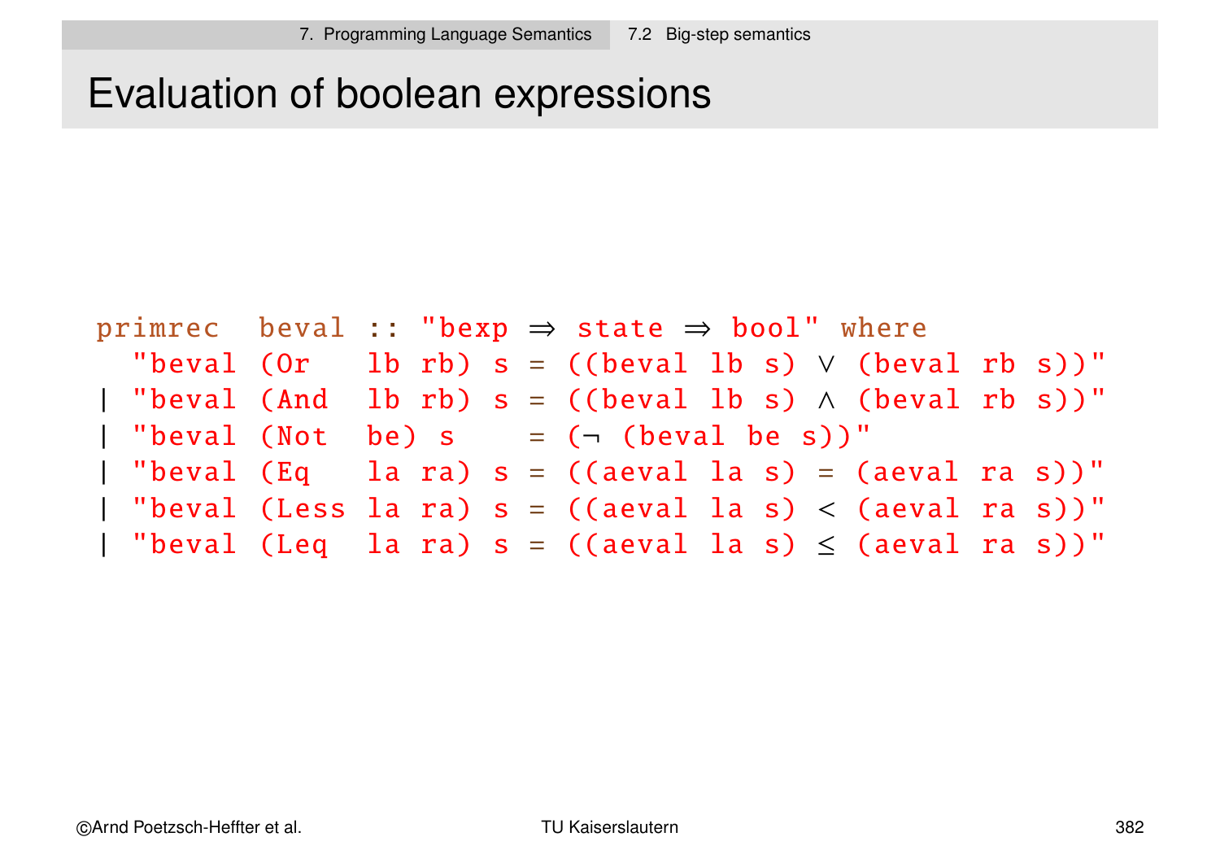# Evaluation of boolean expressions

```
primrec  beval :: "bexp ⇒ state ⇒ bool" where
  "beval (Or   lb rb) s = ((beval lb s) ∨ (beval rb s))"
| "beval (And  lb rb) s = ((beval lb s) ∧ (beval rb s))"
| "beval (Not  be) s    = (¬ (beval be s))"
| "beval (Eq   la ra) s = ((aeval la s) = (aeval ra s))"
| "beval (Less la ra) s = ((aeval la s) < (aeval ra s))"
| "beval (Leq  la ra) s = ((aeval la s) ≤ (aeval ra s))"
```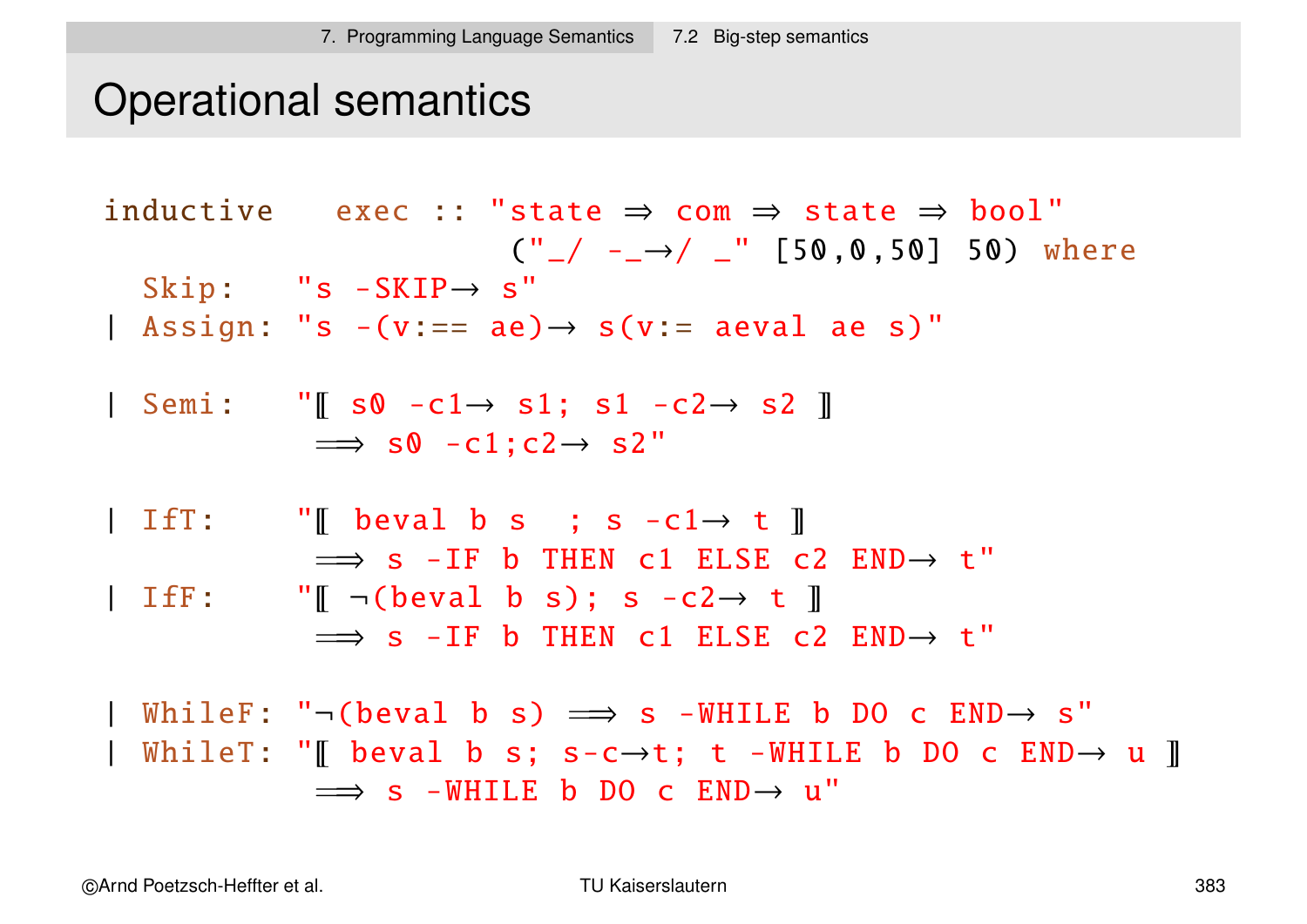# Operational semantics

```
inductive   exec :: "state ⇒ com ⇒ state ⇒ bool"
                  ("_/ -_→/ _" [50,0,50] 50) where
  Skip:   "s -SKIP→ s"
| Assign: "s -(v:== ae)→ s(v:= aeval ae s)"

| Semi:   "⟦ s0 -c1→ s1; s1 -c2→ s2 ⟧
           ⟹ s0 -c1;c2→ s2"

| IfT:    "⟦ beval b s  ; s -c1→ t ⟧
           ⟹ s -IF b THEN c1 ELSE c2 END→ t"
| IfF:    "⟦ ¬(beval b s); s -c2→ t ⟧
           ⟹ s -IF b THEN c1 ELSE c2 END→ t"

| WhileF: "¬(beval b s) ⟹ s -WHILE b DO c END→ s"
| WhileT: "⟦ beval b s; s-c→t; t -WHILE b DO c END→ u ⟧
           ⟹ s -WHILE b DO c END→ u"
```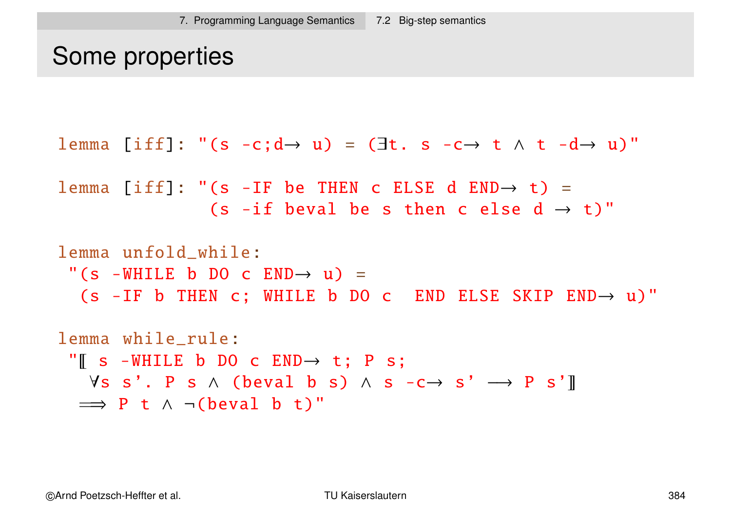## Some properties

```
lemma [iff]: "(s -c;d→ u) = (∃t. s -c→ t ∧ t -d→ u)"

lemma [iff]: "(s -IF be THEN c ELSE d END→ t) =
              (s -if beval be s then c else d → t)"

lemma unfold_while:
 "(s -WHILE b DO c END→ u) =
  (s -IF b THEN c; WHILE b DO c  END ELSE SKIP END→ u)"

lemma while_rule:
 "⟦ s -WHILE b DO c END→ t; P s;
   ∀s s'. P s ∧ (beval b s) ∧ s -c→ s' ⟶ P s'⟧
  ⟹ P t ∧ ¬(beval b t)"
```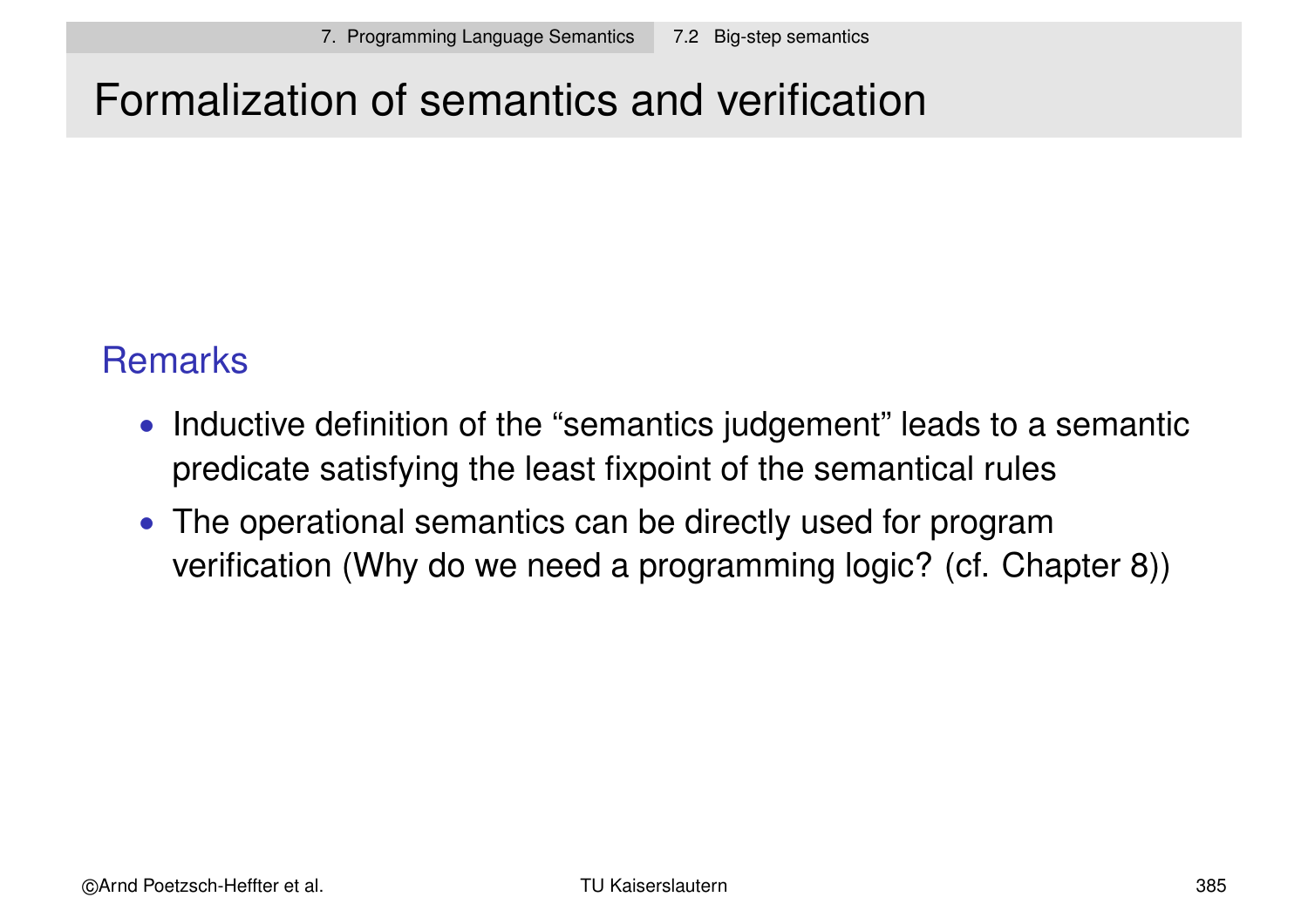# Formalization of semantics and verification

## Remarks

- Inductive definition of the “semantics judgement” leads to a semantic predicate satisfying the least fixpoint of the semantical rules
- The operational semantics can be directly used for program verification (Why do we need a programming logic? (cf. Chapter 8))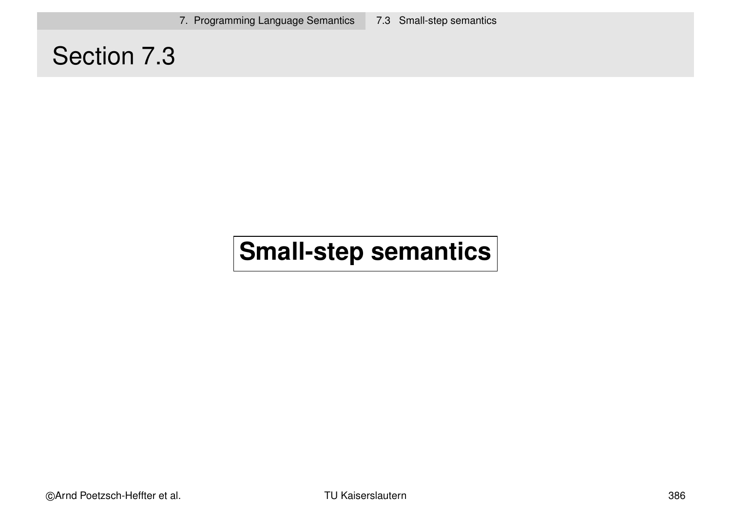# Section 7.3

**Small-step semantics**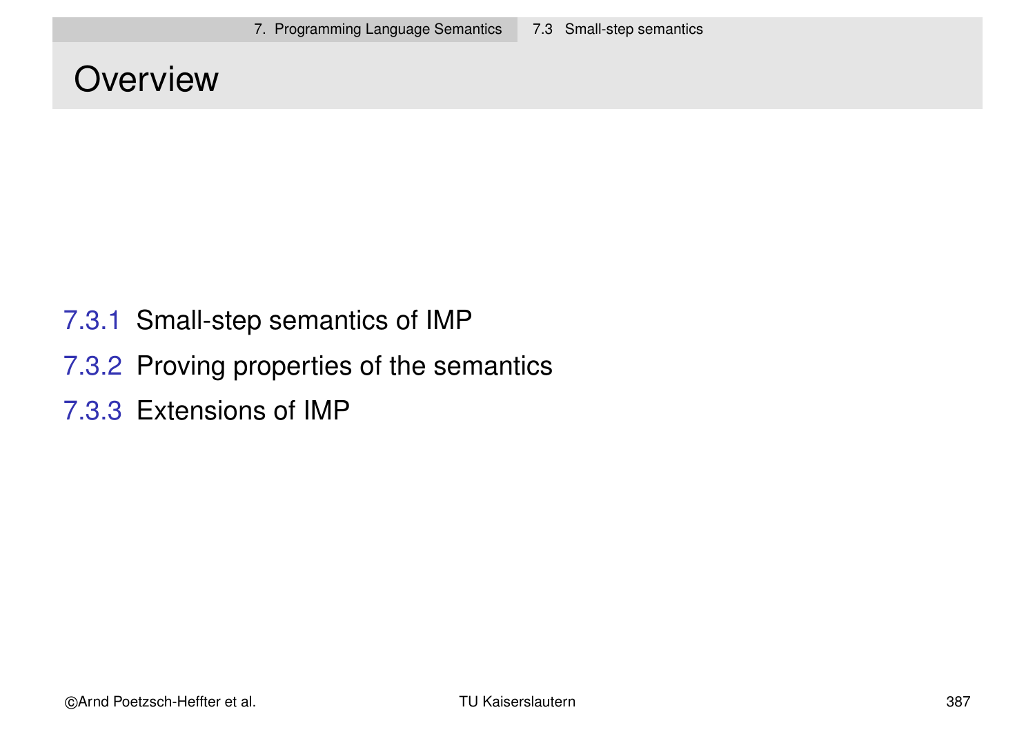# Overview

7.3.1 Small-step semantics of IMP

7.3.2 Proving properties of the semantics

7.3.3 Extensions of IMP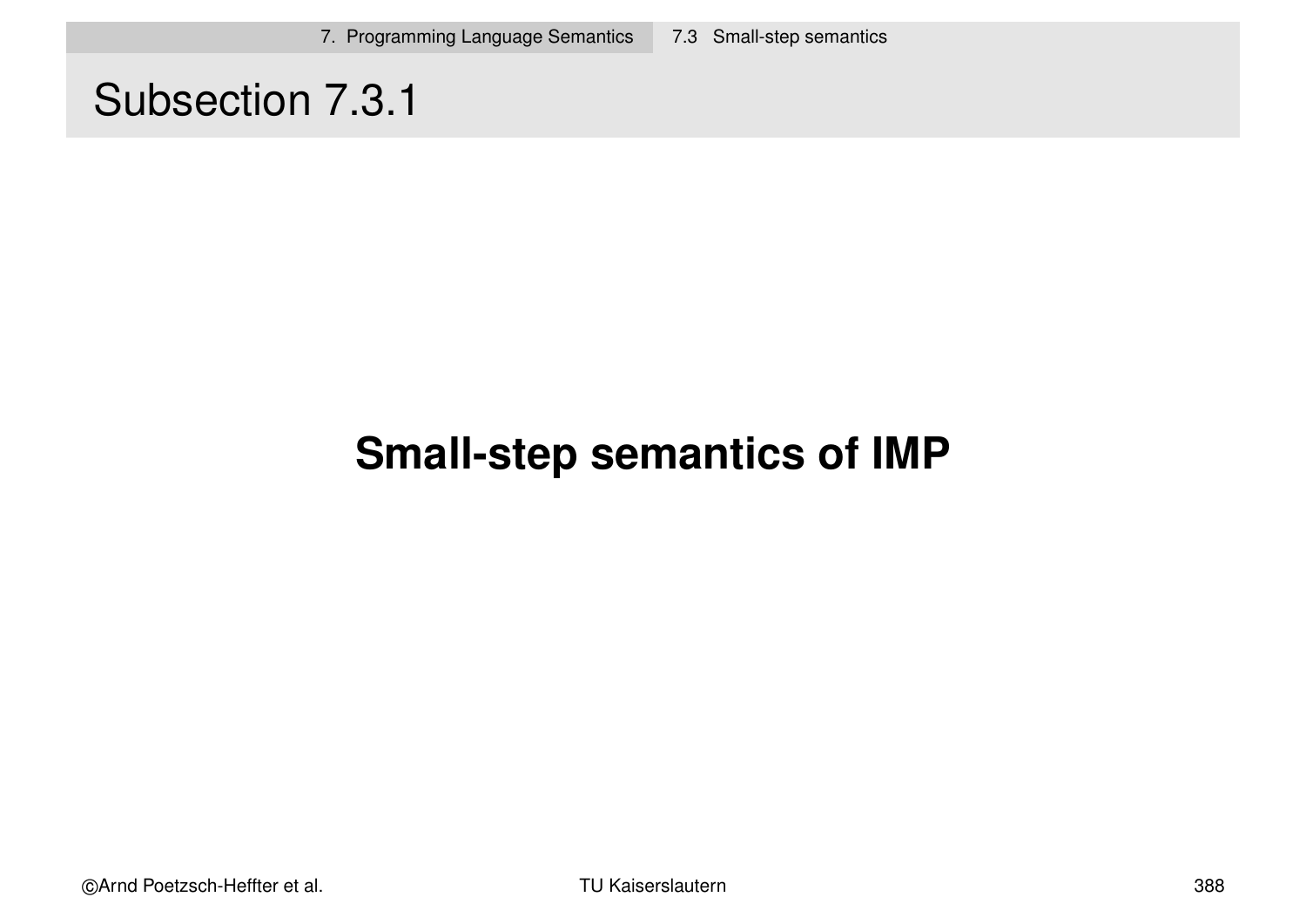# Subsection 7.3.1

## Small-step semantics of IMP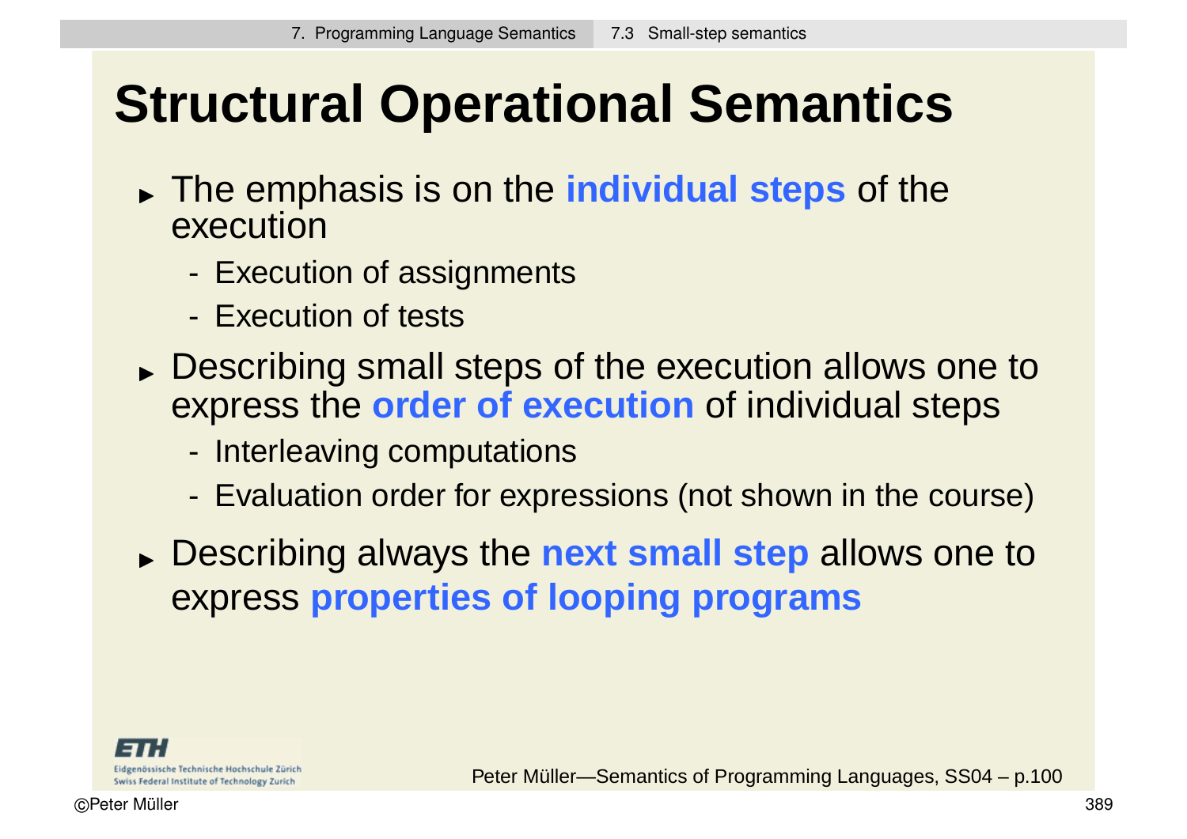# Structural Operational Semantics

- The emphasis is on the **individual steps** of the execution
  - Execution of assignments
  - Execution of tests
- Describing small steps of the execution allows one to express the **order of execution** of individual steps
  - Interleaving computations
  - Evaluation order for expressions (not shown in the course)
- Describing always the **next small step** allows one to express **properties of looping programs**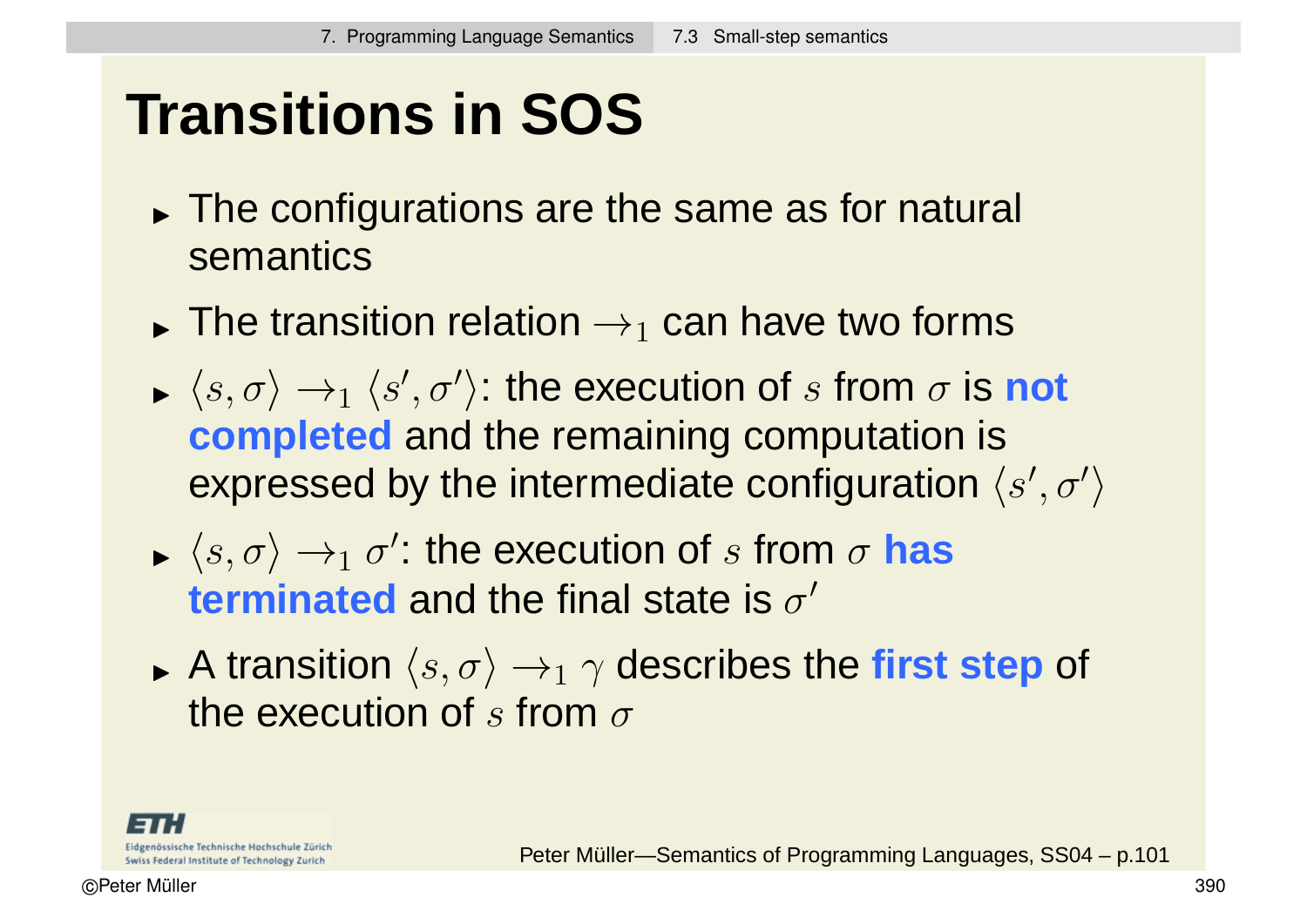# Transitions in SOS

- The configurations are the same as for natural semantics
- The transition relation $\rightarrow_1$ can have two forms
- $\langle s, \sigma \rangle \rightarrow_1 \langle s', \sigma' \rangle$: the execution of $s$ from $\sigma$ is **not completed** and the remaining computation is expressed by the intermediate configuration $\langle s', \sigma' \rangle$
- $\langle s, \sigma \rangle \rightarrow_1 \sigma'$: the execution of $s$ from $\sigma$ **has terminated** and the final state is $\sigma'$
- A transition $\langle s, \sigma \rangle \rightarrow_1 \gamma$ describes the **first step** of the execution of $s$ from $\sigma$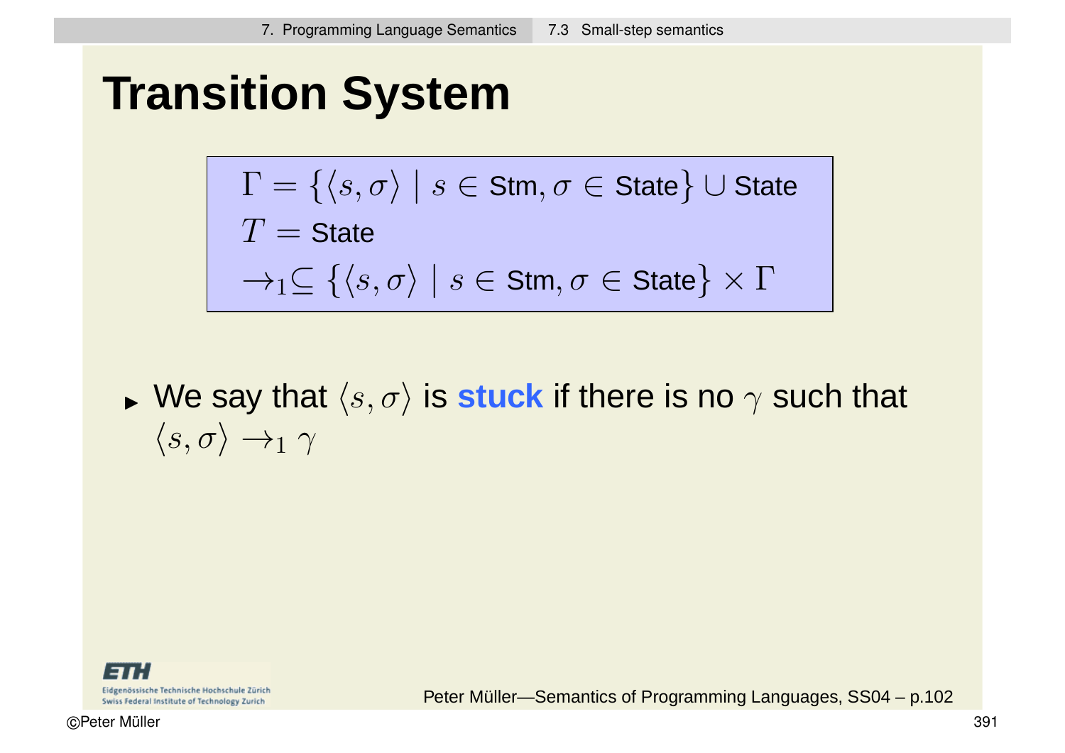# Transition System

$$
\begin{aligned}
&\Gamma = \{\langle s, \sigma \rangle \mid s \in \text{Stm}, \sigma \in \text{State}\} \cup \text{State} \\
&T = \text{State} \\
&\rightarrow_1 \subseteq \{\langle s, \sigma \rangle \mid s \in \text{Stm}, \sigma \in \text{State}\} \times \Gamma
\end{aligned}
$$

- We say that $\langle s, \sigma \rangle$ is **stuck** if there is no $\gamma$ such that $\langle s, \sigma \rangle \rightarrow_1 \gamma$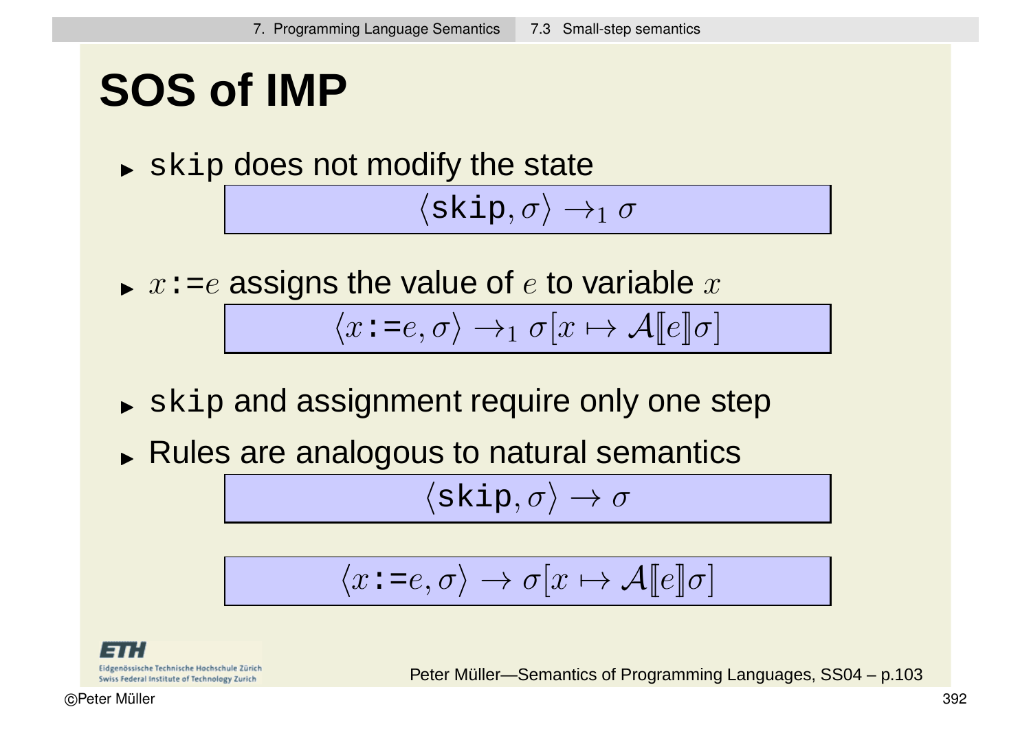# SOS of IMP

- `skip` does not modify the state

$$\langle \texttt{skip}, \sigma \rangle \rightarrow_1 \sigma$$

- $x$`:=`$e$ assigns the value of $e$ to variable $x$

$$\langle x \texttt{:=} e, \sigma \rangle \rightarrow_1 \sigma[x \mapsto \mathcal{A}[\![e]\!]\sigma]$$

- `skip` and assignment require only one step
- Rules are analogous to natural semantics

$$\langle \texttt{skip}, \sigma \rangle \rightarrow \sigma$$

$$\langle x \texttt{:=} e, \sigma \rangle \rightarrow \sigma[x \mapsto \mathcal{A}[\![e]\!]\sigma]$$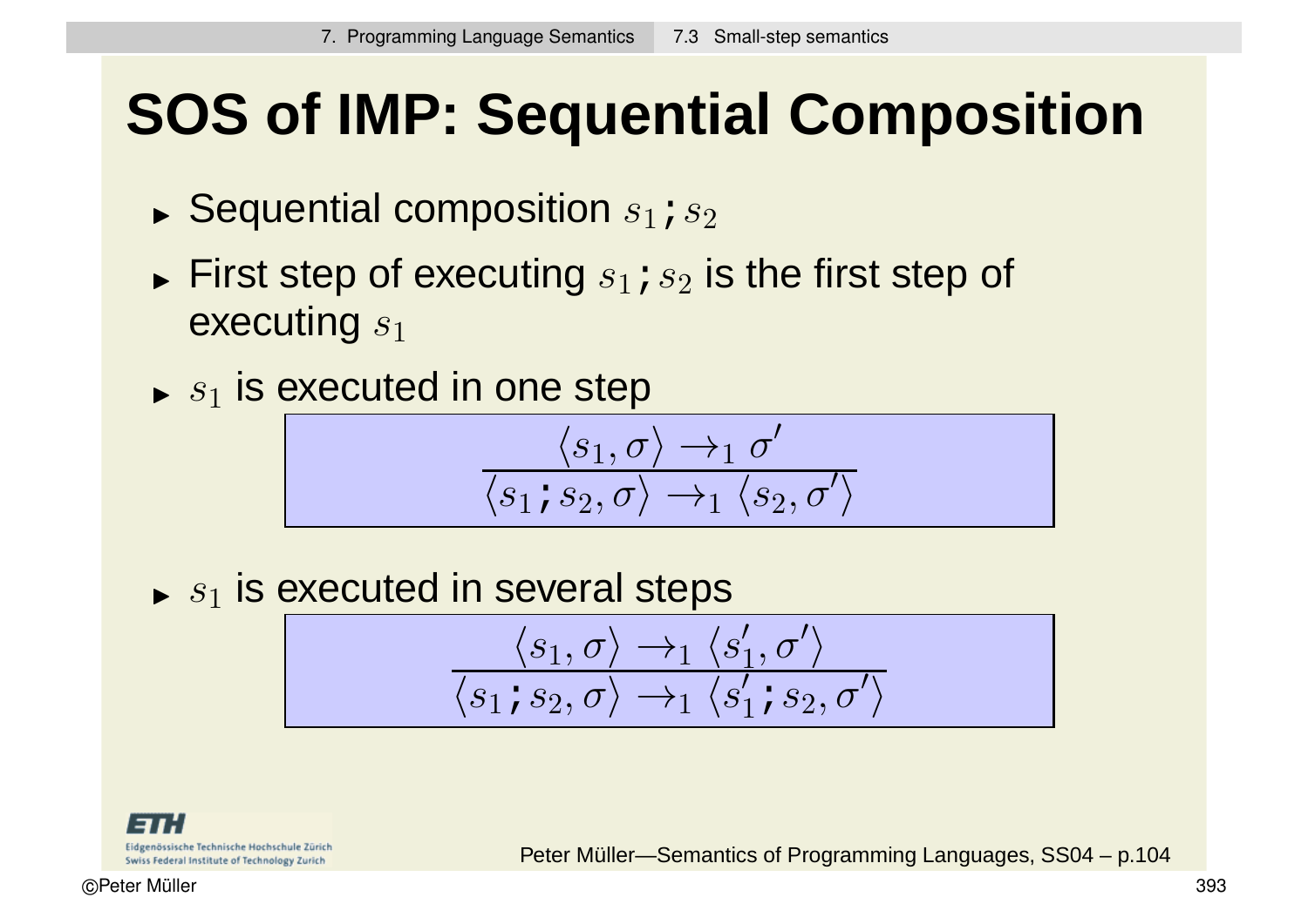# SOS of IMP: Sequential Composition

- Sequential composition $s_1 \texttt{;} s_2$
- First step of executing $s_1 \texttt{;} s_2$ is the first step of executing $s_1$
- $s_1$ is executed in one step

$$\frac{\langle s_1, \sigma \rangle \rightarrow_1 \sigma'}{\langle s_1 \texttt{;} s_2, \sigma \rangle \rightarrow_1 \langle s_2, \sigma' \rangle}$$

- $s_1$ is executed in several steps

$$\frac{\langle s_1, \sigma \rangle \rightarrow_1 \langle s_1', \sigma' \rangle}{\langle s_1 \texttt{;} s_2, \sigma \rangle \rightarrow_1 \langle s_1' \texttt{;} s_2, \sigma' \rangle}$$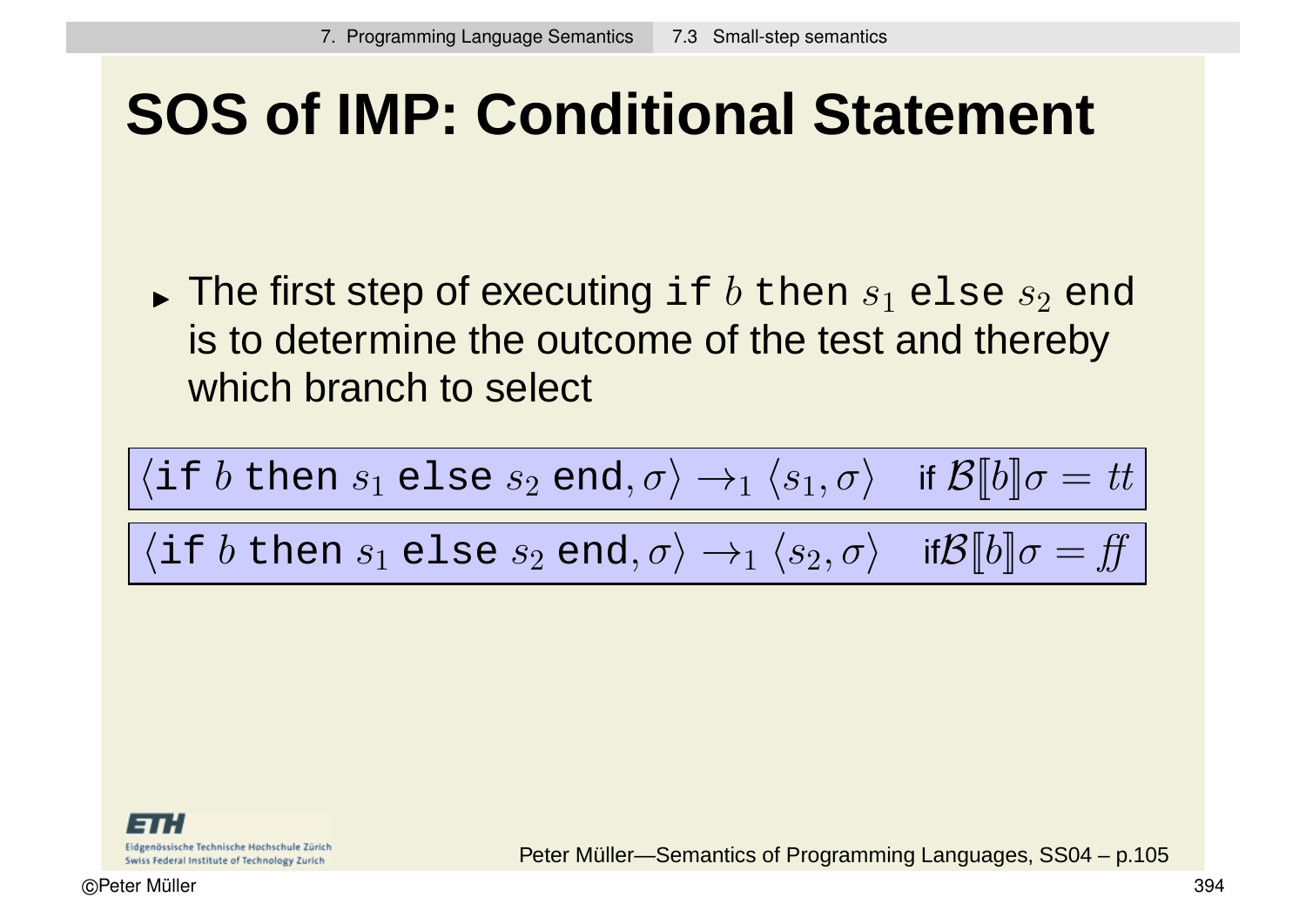# SOS of IMP: Conditional Statement

- The first step of executing `if` $b$ `then` $s_1$ `else` $s_2$ `end` is to determine the outcome of the test and thereby which branch to select

$$\langle \texttt{if } b \texttt{ then } s_1 \texttt{ else } s_2 \texttt{ end}, \sigma\rangle \rightarrow_1 \langle s_1, \sigma\rangle \quad \text{if } \mathcal{B}[\![b]\!]\sigma = tt$$

$$\langle \texttt{if } b \texttt{ then } s_1 \texttt{ else } s_2 \texttt{ end}, \sigma\rangle \rightarrow_1 \langle s_2, \sigma\rangle \quad \text{if} \mathcal{B}[\![b]\!]\sigma = \mathit{ff}$$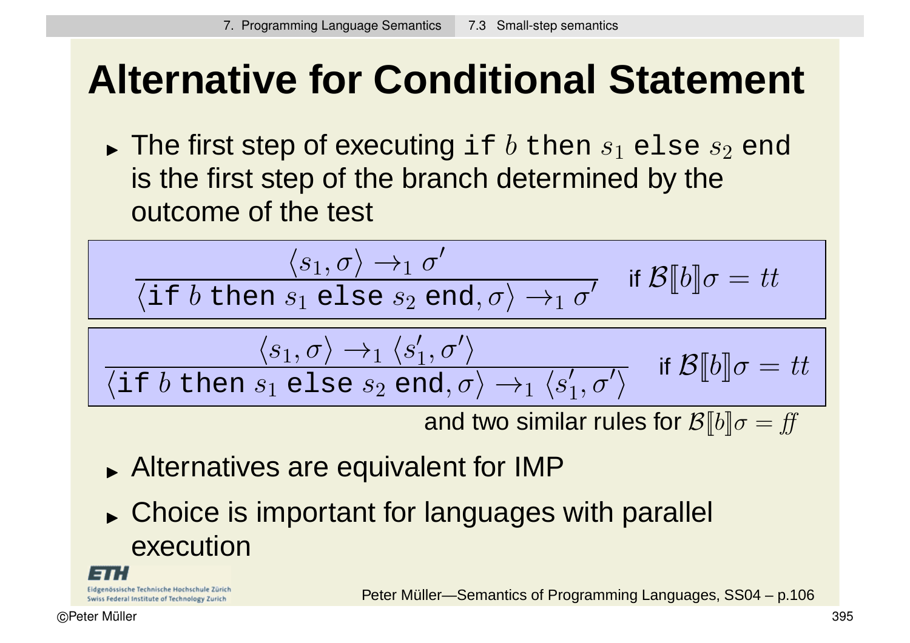# Alternative for Conditional Statement

- The first step of executing `if` $b$ `then` $s_1$ `else` $s_2$ `end` is the first step of the branch determined by the outcome of the test

$$\frac{\langle s_1, \sigma \rangle \to_1 \sigma'}{\langle \texttt{if } b \texttt{ then } s_1 \texttt{ else } s_2 \texttt{ end}, \sigma \rangle \to_1 \sigma'} \quad \text{if } \mathcal{B}[\![b]\!]\sigma = tt$$

$$\frac{\langle s_1, \sigma \rangle \to_1 \langle s_1', \sigma' \rangle}{\langle \texttt{if } b \texttt{ then } s_1 \texttt{ else } s_2 \texttt{ end}, \sigma \rangle \to_1 \langle s_1', \sigma' \rangle} \quad \text{if } \mathcal{B}[\![b]\!]\sigma = tt$$

and two similar rules for $\mathcal{B}[\![b]\!]\sigma = f\!f$

- Alternatives are equivalent for IMP
- Choice is important for languages with parallel execution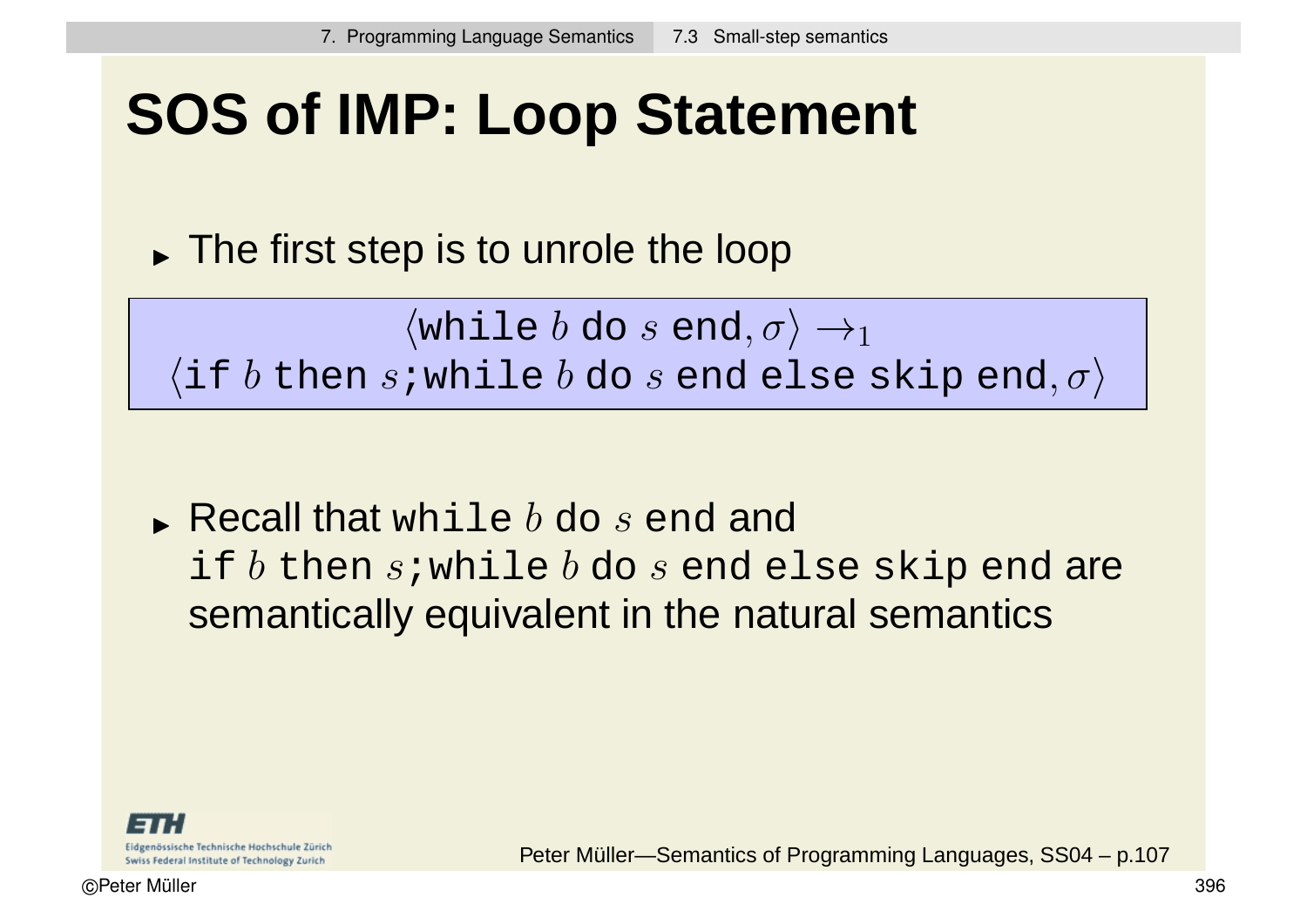# SOS of IMP: Loop Statement

- The first step is to unrole the loop

$$\langle \texttt{while } b \texttt{ do } s \texttt{ end}, \sigma \rangle \rightarrow_1$$
$$\langle \texttt{if } b \texttt{ then } s\texttt{;while } b \texttt{ do } s \texttt{ end else skip end}, \sigma \rangle$$

- Recall that `while` $b$ `do` $s$ `end` and `if` $b$ `then` $s$`;while` $b$ `do` $s$ `end else skip end` are semantically equivalent in the natural semantics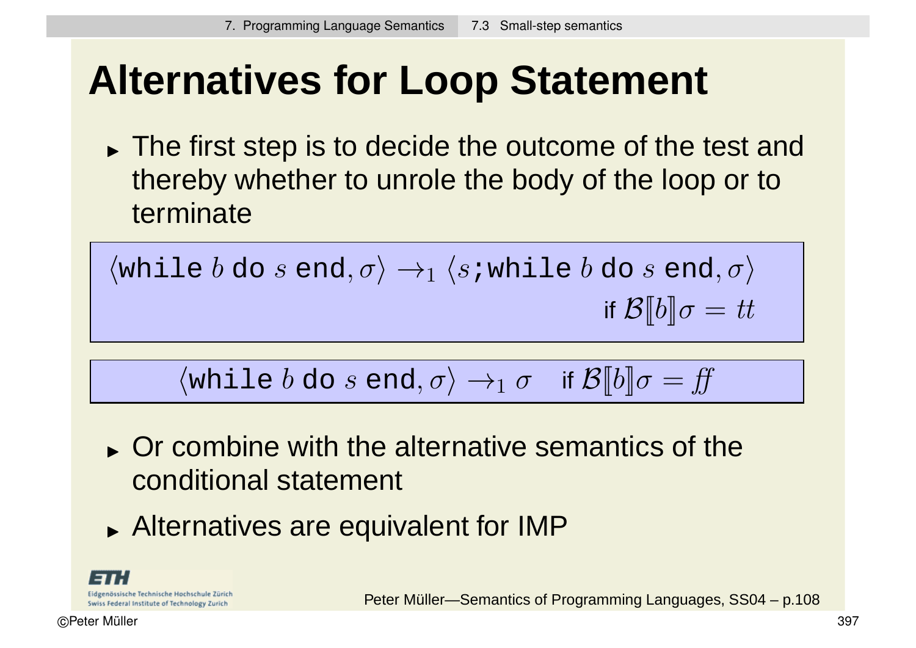# Alternatives for Loop Statement

- The first step is to decide the outcome of the test and thereby whether to unrole the body of the loop or to terminate

$$\langle \texttt{while}\ b\ \texttt{do}\ s\ \texttt{end}, \sigma\rangle \rightarrow_1 \langle s\texttt{;while}\ b\ \texttt{do}\ s\ \texttt{end}, \sigma\rangle \quad \text{if } \mathcal{B}[\![b]\!]\sigma = tt$$

$$\langle \texttt{while}\ b\ \texttt{do}\ s\ \texttt{end}, \sigma\rangle \rightarrow_1 \sigma \quad \text{if } \mathcal{B}[\![b]\!]\sigma = \mathit{ff}$$

- Or combine with the alternative semantics of the conditional statement
- Alternatives are equivalent for IMP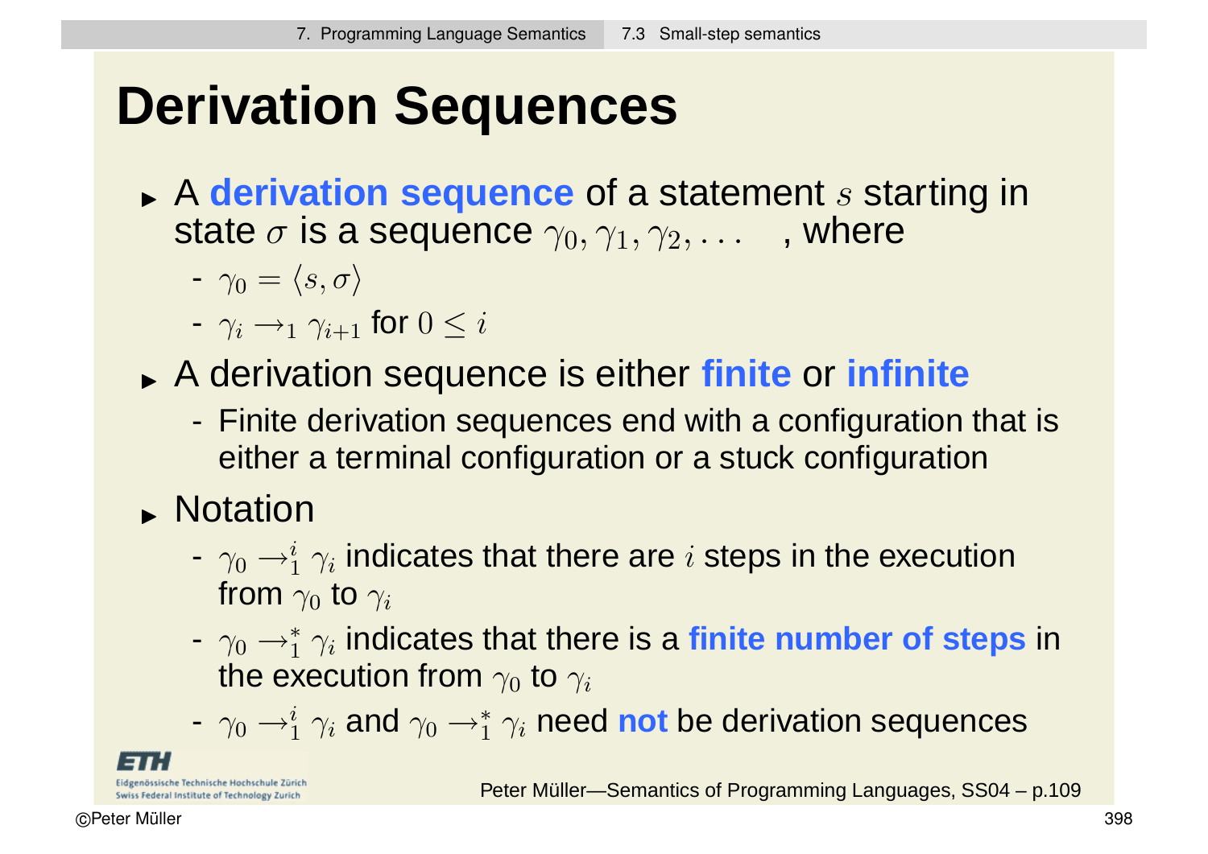# Derivation Sequences

- A **derivation sequence** of a statement $s$ starting in state $\sigma$ is a sequence $\gamma_0, \gamma_1, \gamma_2, \ldots$ , where
  - $\gamma_0 = \langle s, \sigma \rangle$
  - $\gamma_i \rightarrow_1 \gamma_{i+1}$ for $0 \leq i$
- A derivation sequence is either **finite** or **infinite**
  - Finite derivation sequences end with a configuration that is either a terminal configuration or a stuck configuration
- Notation
  - $\gamma_0 \rightarrow_1^i \gamma_i$ indicates that there are $i$ steps in the execution from $\gamma_0$ to $\gamma_i$
  - $\gamma_0 \rightarrow_1^* \gamma_i$ indicates that there is a **finite number of steps** in the execution from $\gamma_0$ to $\gamma_i$
  - $\gamma_0 \rightarrow_1^i \gamma_i$ and $\gamma_0 \rightarrow_1^* \gamma_i$ need **not** be derivation sequences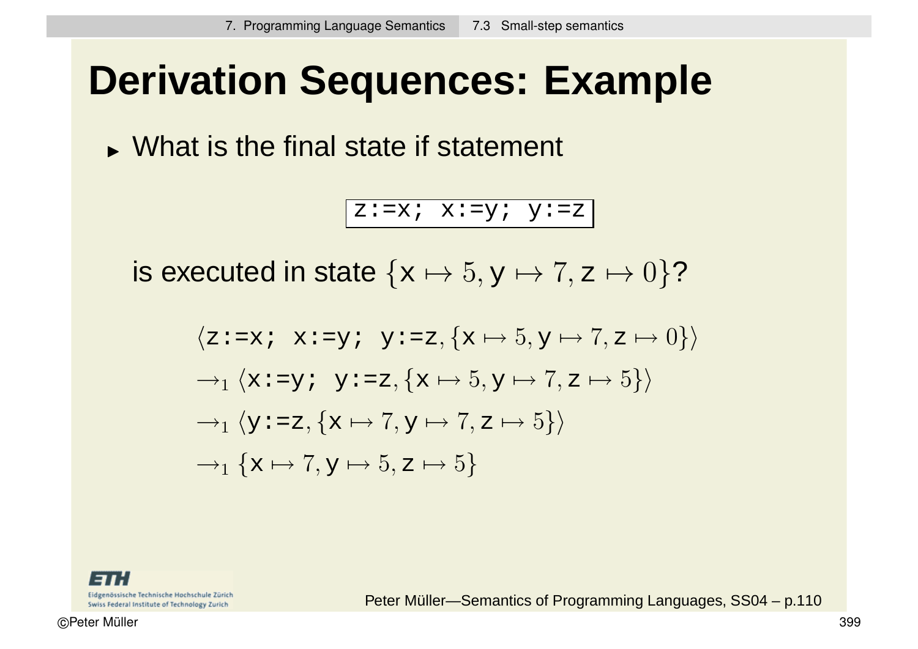# Derivation Sequences: Example

- What is the final state if statement

```
z:=x; x:=y; y:=z
```

is executed in state $\{\mathtt{x} \mapsto 5, \mathtt{y} \mapsto 7, \mathtt{z} \mapsto 0\}$?

$$
\begin{aligned}
&\langle \mathtt{z:=x;\ x:=y;\ y:=z}, \{\mathtt{x} \mapsto 5, \mathtt{y} \mapsto 7, \mathtt{z} \mapsto 0\}\rangle \\
&\rightarrow_1 \langle \mathtt{x:=y;\ y:=z}, \{\mathtt{x} \mapsto 5, \mathtt{y} \mapsto 7, \mathtt{z} \mapsto 5\}\rangle \\
&\rightarrow_1 \langle \mathtt{y:=z}, \{\mathtt{x} \mapsto 7, \mathtt{y} \mapsto 7, \mathtt{z} \mapsto 5\}\rangle \\
&\rightarrow_1 \{\mathtt{x} \mapsto 7, \mathtt{y} \mapsto 5, \mathtt{z} \mapsto 5\}
\end{aligned}
$$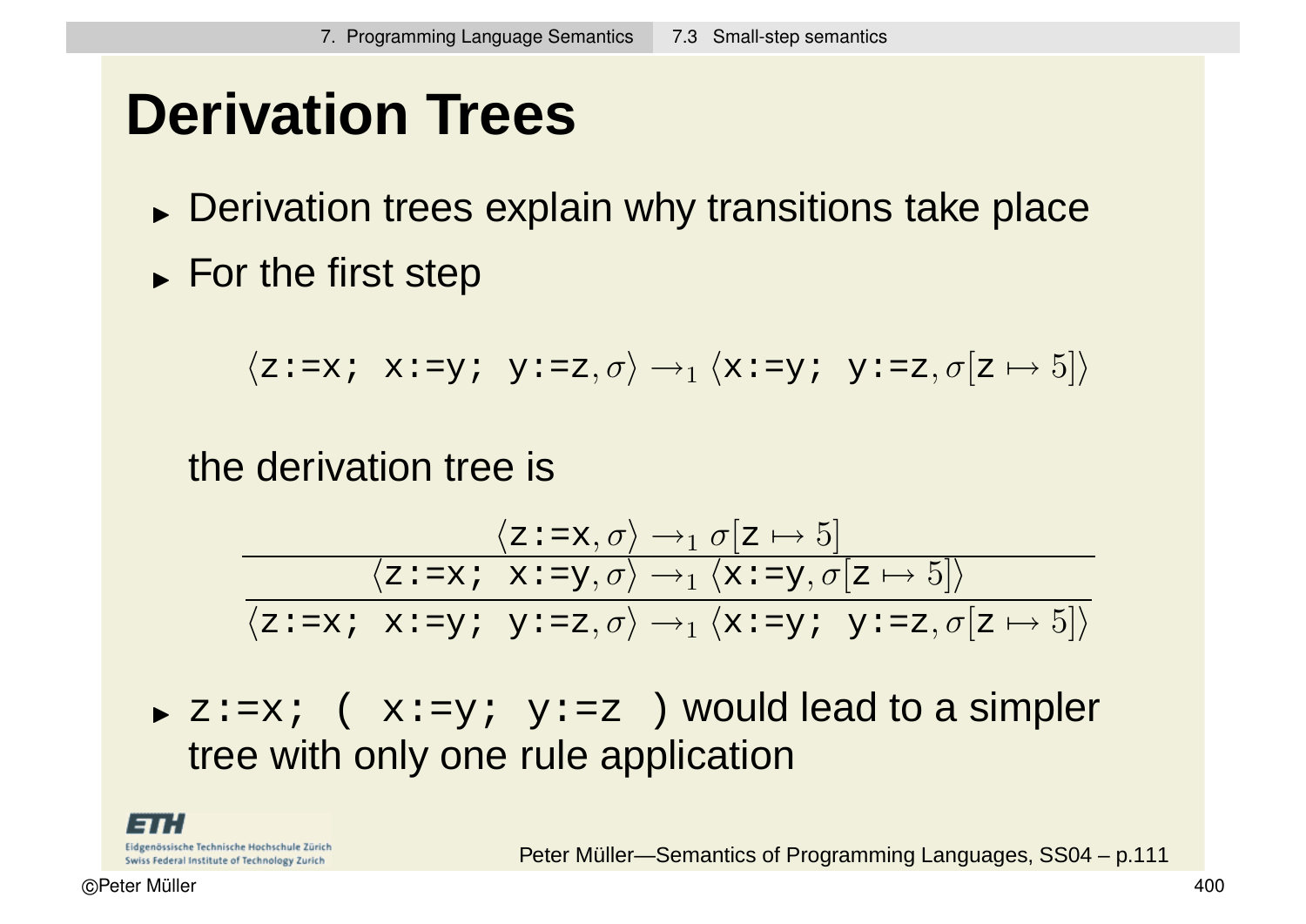# Derivation Trees

- Derivation trees explain why transitions take place
- For the first step

$$\langle \texttt{z:=x; x:=y; y:=z}, \sigma \rangle \rightarrow_1 \langle \texttt{x:=y; y:=z}, \sigma[\texttt{z} \mapsto 5] \rangle$$

  the derivation tree is

$$\dfrac{\dfrac{\langle \texttt{z:=x}, \sigma \rangle \rightarrow_1 \sigma[\texttt{z} \mapsto 5]}{\langle \texttt{z:=x; x:=y}, \sigma \rangle \rightarrow_1 \langle \texttt{x:=y}, \sigma[\texttt{z} \mapsto 5] \rangle}}{\langle \texttt{z:=x; x:=y; y:=z}, \sigma \rangle \rightarrow_1 \langle \texttt{x:=y; y:=z}, \sigma[\texttt{z} \mapsto 5] \rangle}$$

- `z:=x; ( x:=y; y:=z )` would lead to a simpler tree with only one rule application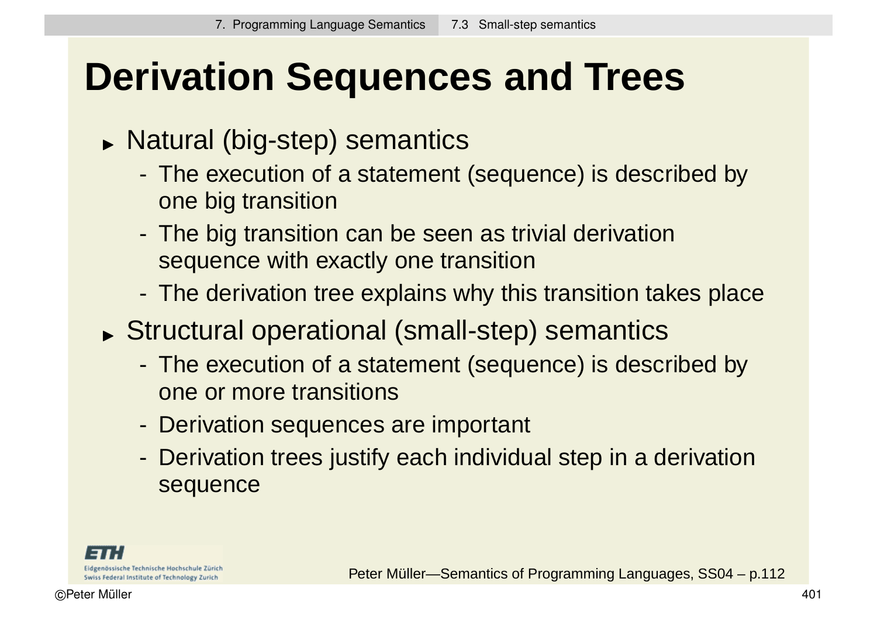# Derivation Sequences and Trees

- Natural (big-step) semantics
  - The execution of a statement (sequence) is described by one big transition
  - The big transition can be seen as trivial derivation sequence with exactly one transition
  - The derivation tree explains why this transition takes place
- Structural operational (small-step) semantics
  - The execution of a statement (sequence) is described by one or more transitions
  - Derivation sequences are important
  - Derivation trees justify each individual step in a derivation sequence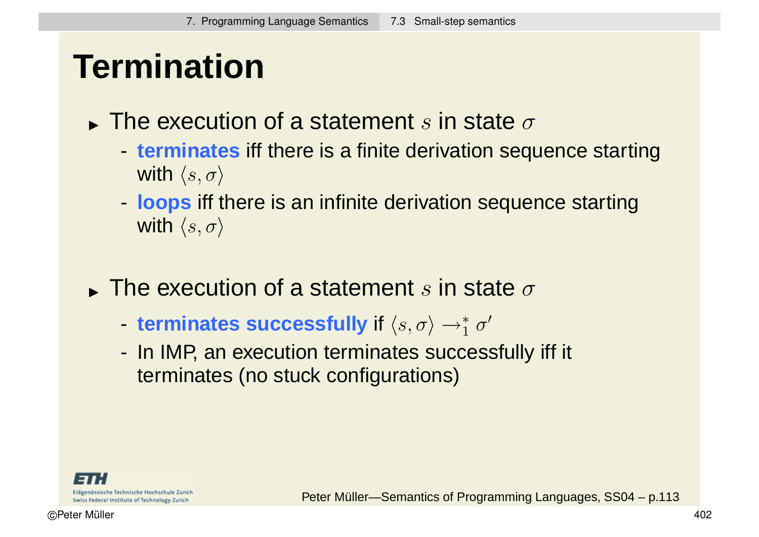# Termination

- The execution of a statement $s$ in state $\sigma$
  - **terminates** iff there is a finite derivation sequence starting with $\langle s, \sigma \rangle$
  - **loops** iff there is an infinite derivation sequence starting with $\langle s, \sigma \rangle$

- The execution of a statement $s$ in state $\sigma$
  - **terminates successfully** if $\langle s, \sigma \rangle \rightarrow_1^* \sigma'$
  - In IMP, an execution terminates successfully iff it terminates (no stuck configurations)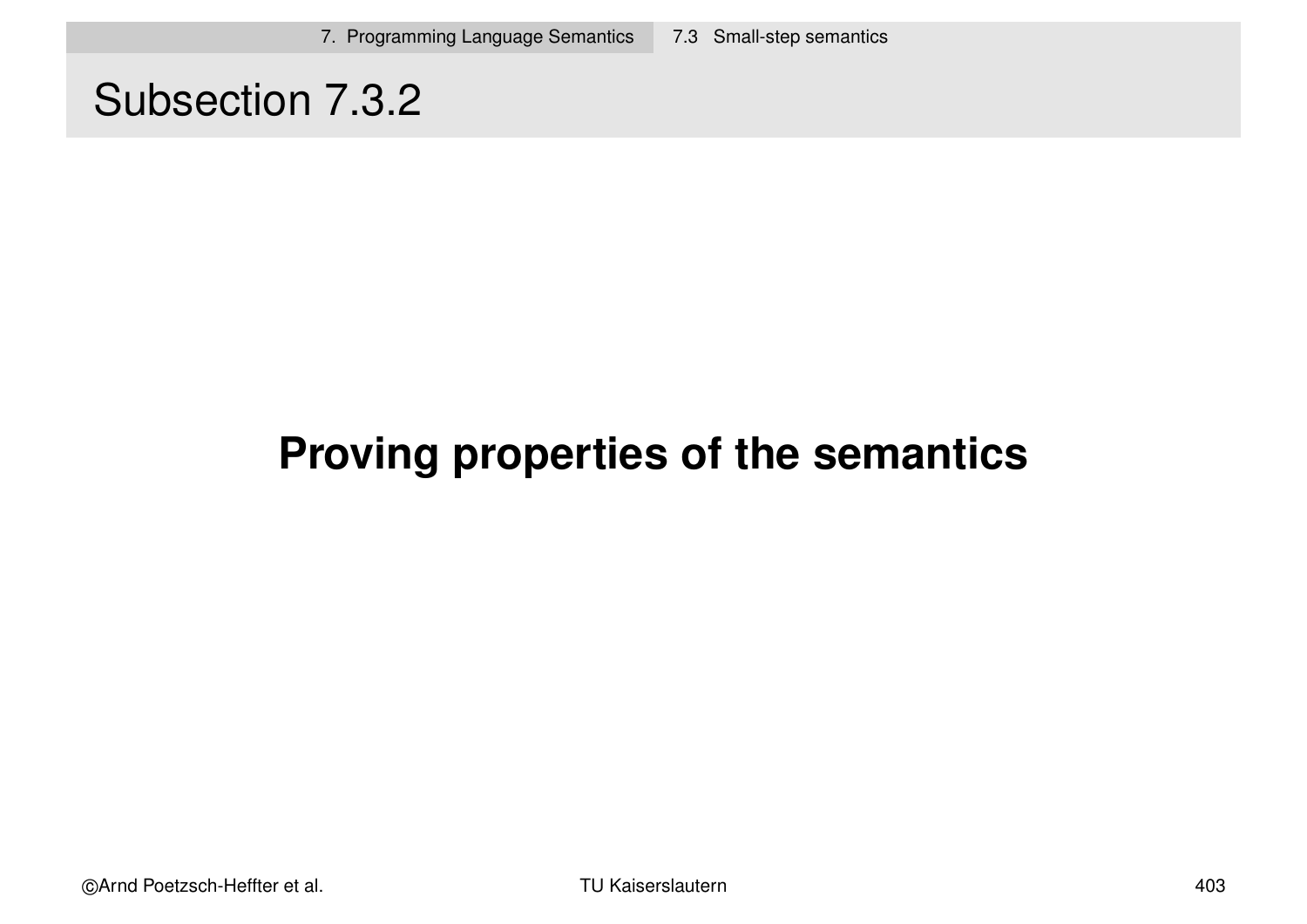## Subsection 7.3.2

**Proving properties of the semantics**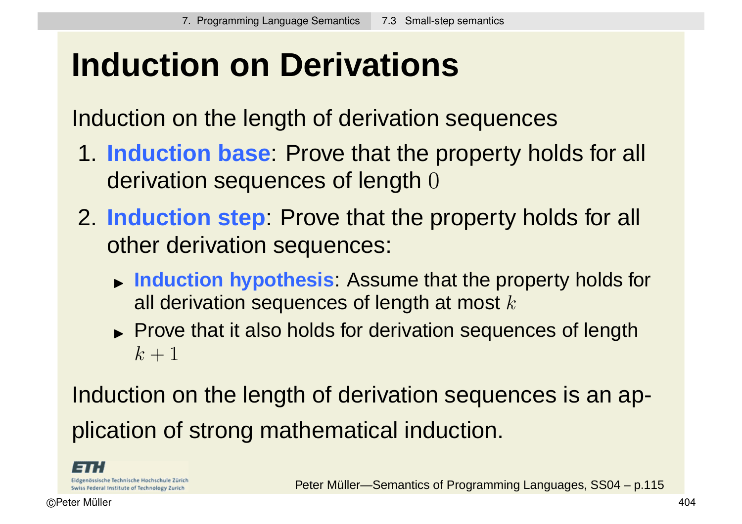# Induction on Derivations

Induction on the length of derivation sequences

1. **Induction base**: Prove that the property holds for all derivation sequences of length $0$
2. **Induction step**: Prove that the property holds for all other derivation sequences:
   - **Induction hypothesis**: Assume that the property holds for all derivation sequences of length at most $k$
   - Prove that it also holds for derivation sequences of length $k+1$

Induction on the length of derivation sequences is an application of strong mathematical induction.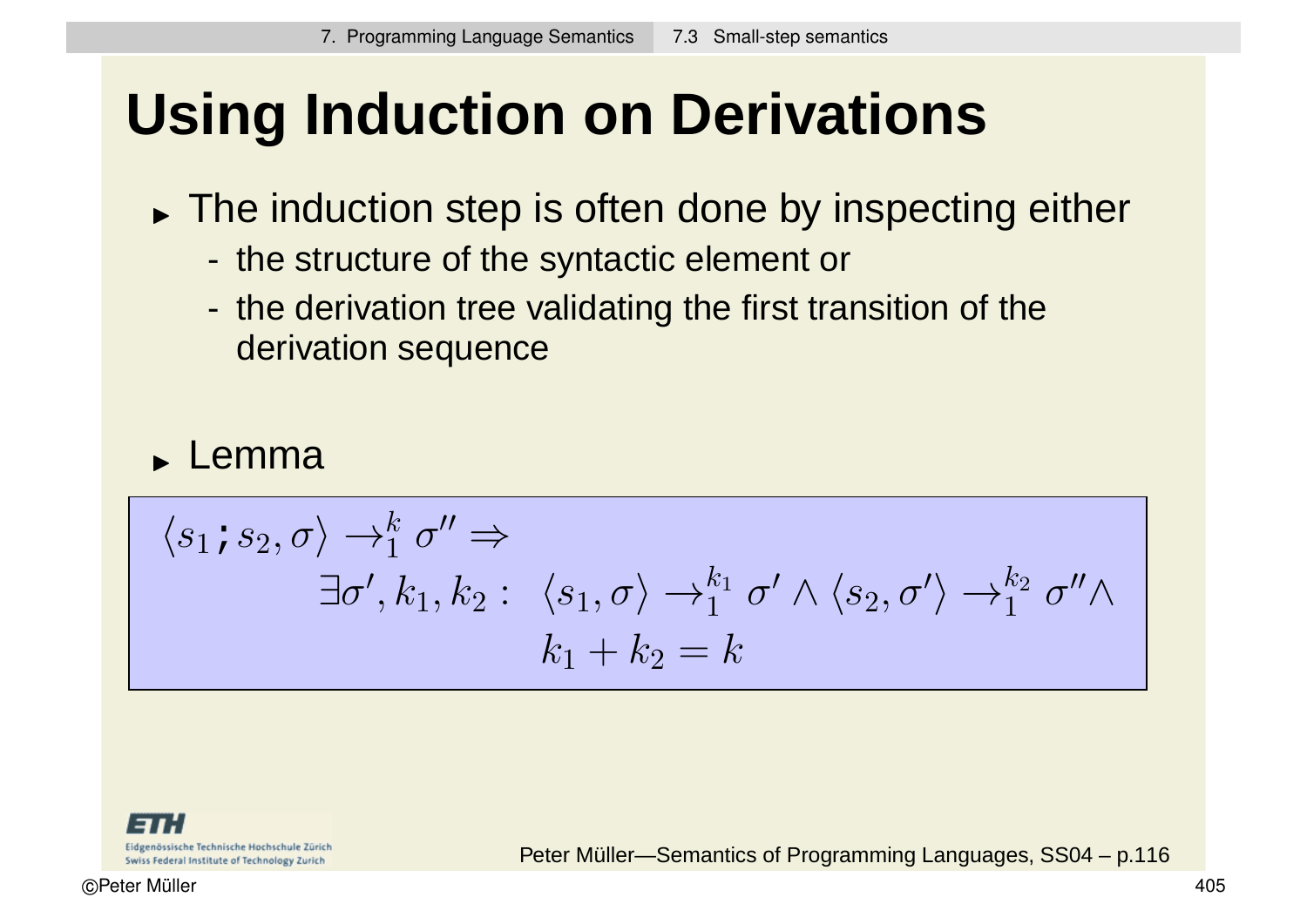# Using Induction on Derivations

- The induction step is often done by inspecting either
  - the structure of the syntactic element or
  - the derivation tree validating the first transition of the derivation sequence

- Lemma

$$
\begin{aligned}
&\langle s_1; s_2, \sigma\rangle \rightarrow_1^k \sigma'' \Rightarrow \\
&\qquad \exists \sigma', k_1, k_2 : \ \langle s_1, \sigma\rangle \rightarrow_1^{k_1} \sigma' \wedge \langle s_2, \sigma'\rangle \rightarrow_1^{k_2} \sigma'' \wedge \\
&\qquad\qquad k_1 + k_2 = k
\end{aligned}
$$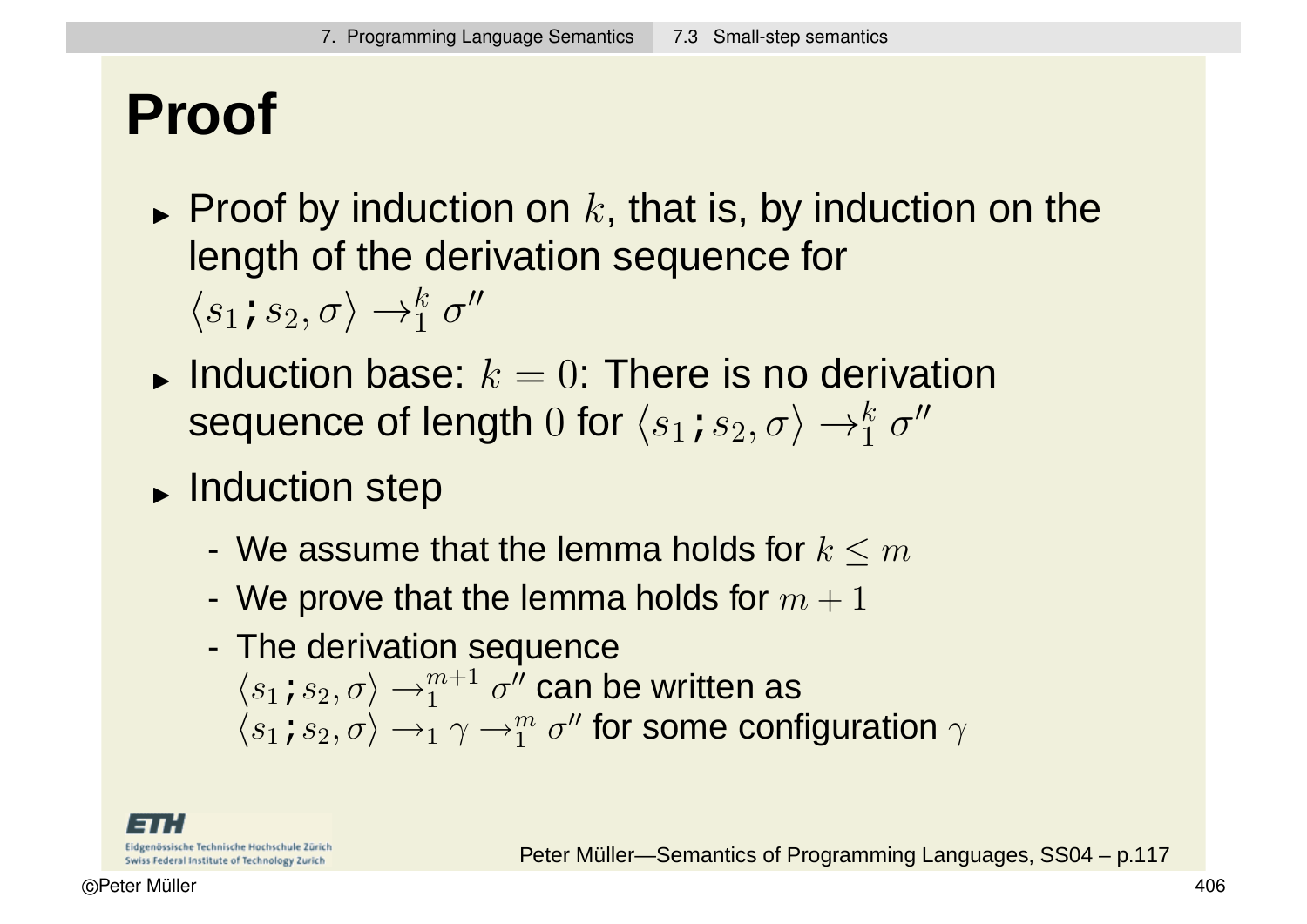# Proof

- Proof by induction on $k$, that is, by induction on the length of the derivation sequence for $\langle s_1 \texttt{;} s_2, \sigma\rangle \rightarrow_1^k \sigma''$
- Induction base: $k = 0$: There is no derivation sequence of length $0$ for $\langle s_1 \texttt{;} s_2, \sigma\rangle \rightarrow_1^k \sigma''$
- Induction step
  - We assume that the lemma holds for $k \leq m$
  - We prove that the lemma holds for $m + 1$
  - The derivation sequence $\langle s_1 \texttt{;} s_2, \sigma\rangle \rightarrow_1^{m+1} \sigma''$ can be written as $\langle s_1 \texttt{;} s_2, \sigma\rangle \rightarrow_1 \gamma \rightarrow_1^m \sigma''$ for some configuration $\gamma$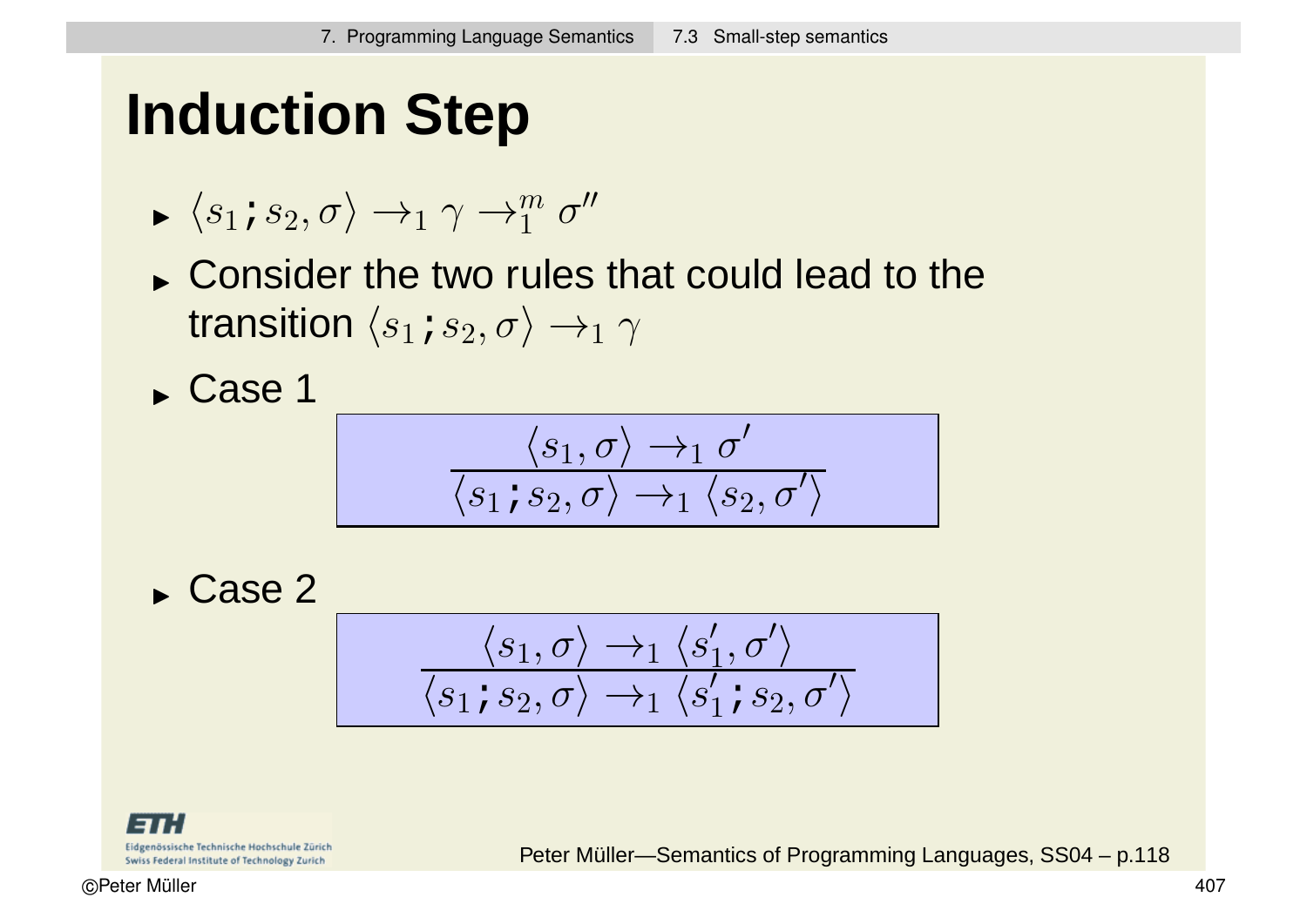# Induction Step

- $\langle s_1 ; s_2, \sigma \rangle \rightarrow_1 \gamma \rightarrow_1^m \sigma''$
- Consider the two rules that could lead to the transition $\langle s_1 ; s_2, \sigma \rangle \rightarrow_1 \gamma$
- Case 1

$$\frac{\langle s_1, \sigma \rangle \rightarrow_1 \sigma'}{\langle s_1 ; s_2, \sigma \rangle \rightarrow_1 \langle s_2, \sigma' \rangle}$$

- Case 2

$$\frac{\langle s_1, \sigma \rangle \rightarrow_1 \langle s_1', \sigma' \rangle}{\langle s_1 ; s_2, \sigma \rangle \rightarrow_1 \langle s_1' ; s_2, \sigma' \rangle}$$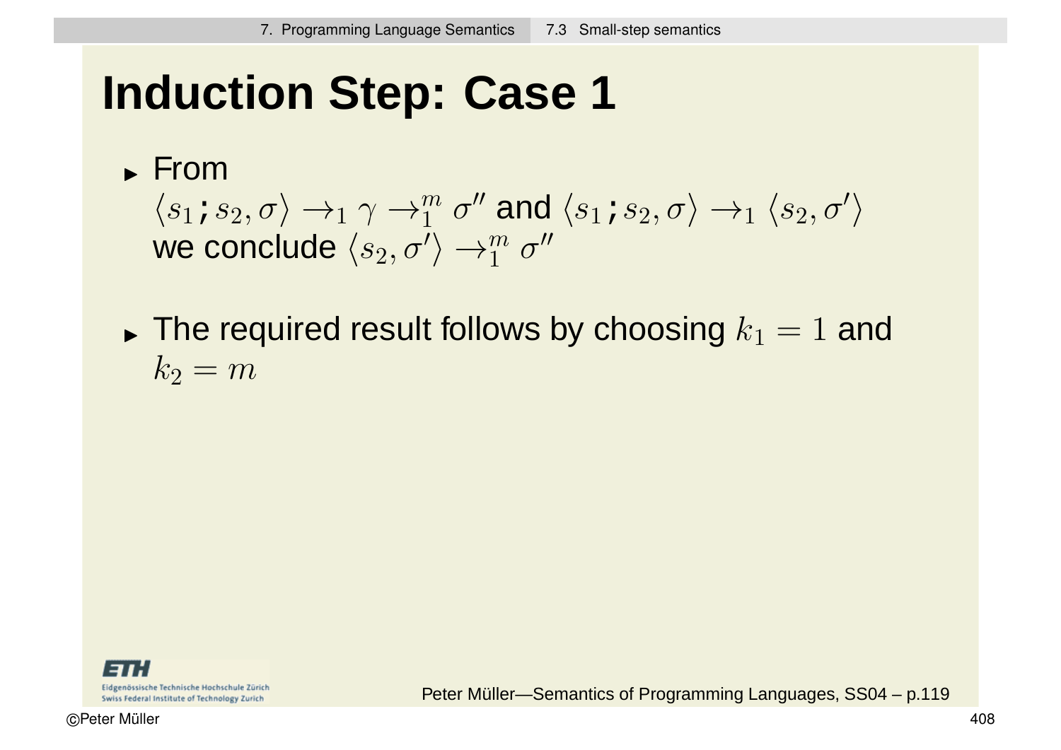# Induction Step: Case 1

- From
  $\langle s_1\,\texttt{;}\, s_2, \sigma\rangle \rightarrow_1 \gamma \rightarrow_1^m \sigma''$ and $\langle s_1\,\texttt{;}\, s_2, \sigma\rangle \rightarrow_1 \langle s_2, \sigma'\rangle$
  we conclude $\langle s_2, \sigma'\rangle \rightarrow_1^m \sigma''$

- The required result follows by choosing $k_1 = 1$ and $k_2 = m$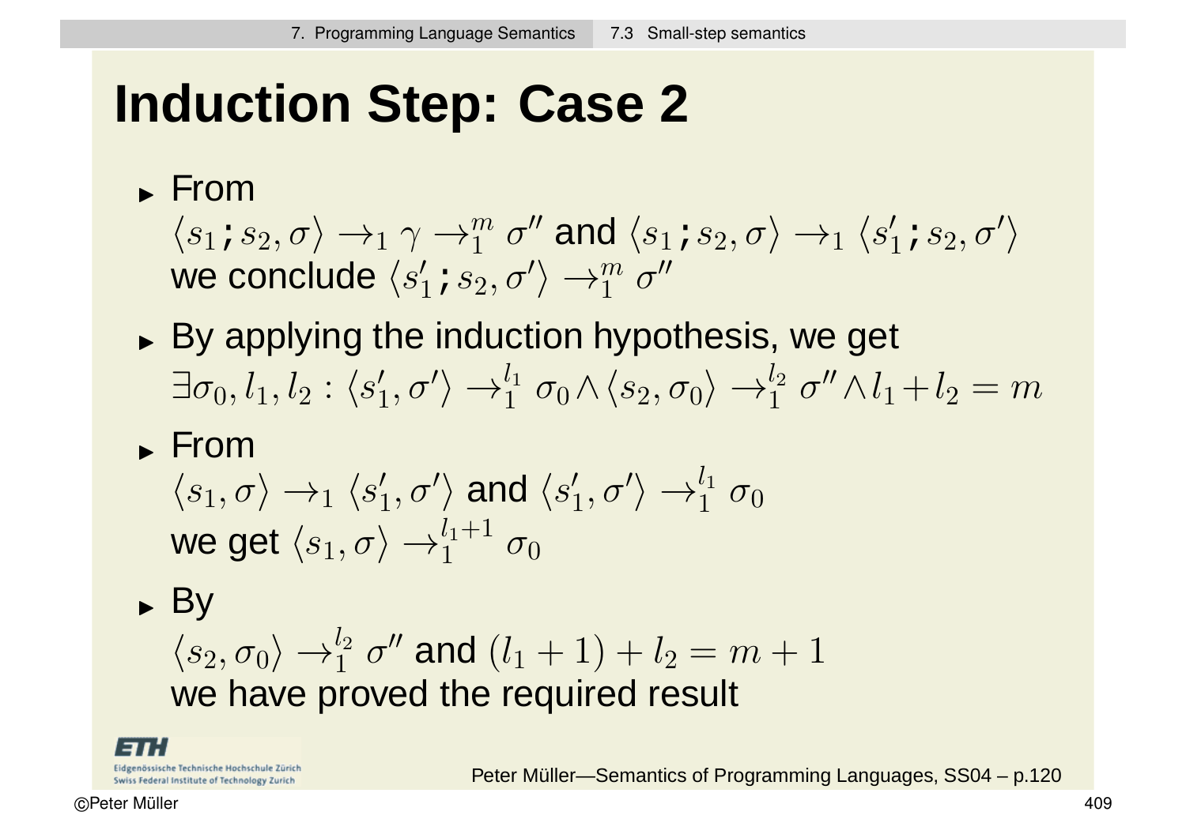# Induction Step: Case 2

- From
  $\langle s_1 ; s_2, \sigma \rangle \rightarrow_1 \gamma \rightarrow_1^m \sigma''$ and $\langle s_1 ; s_2, \sigma \rangle \rightarrow_1 \langle s_1' ; s_2, \sigma' \rangle$
  we conclude $\langle s_1' ; s_2, \sigma' \rangle \rightarrow_1^m \sigma''$
- By applying the induction hypothesis, we get
  $\exists \sigma_0, l_1, l_2 : \langle s_1', \sigma' \rangle \rightarrow_1^{l_1} \sigma_0 \wedge \langle s_2, \sigma_0 \rangle \rightarrow_1^{l_2} \sigma'' \wedge l_1 + l_2 = m$
- From
  $\langle s_1, \sigma \rangle \rightarrow_1 \langle s_1', \sigma' \rangle$ and $\langle s_1', \sigma' \rangle \rightarrow_1^{l_1} \sigma_0$
  we get $\langle s_1, \sigma \rangle \rightarrow_1^{l_1+1} \sigma_0$
- By
  $\langle s_2, \sigma_0 \rangle \rightarrow_1^{l_2} \sigma''$ and $(l_1 + 1) + l_2 = m + 1$
  we have proved the required result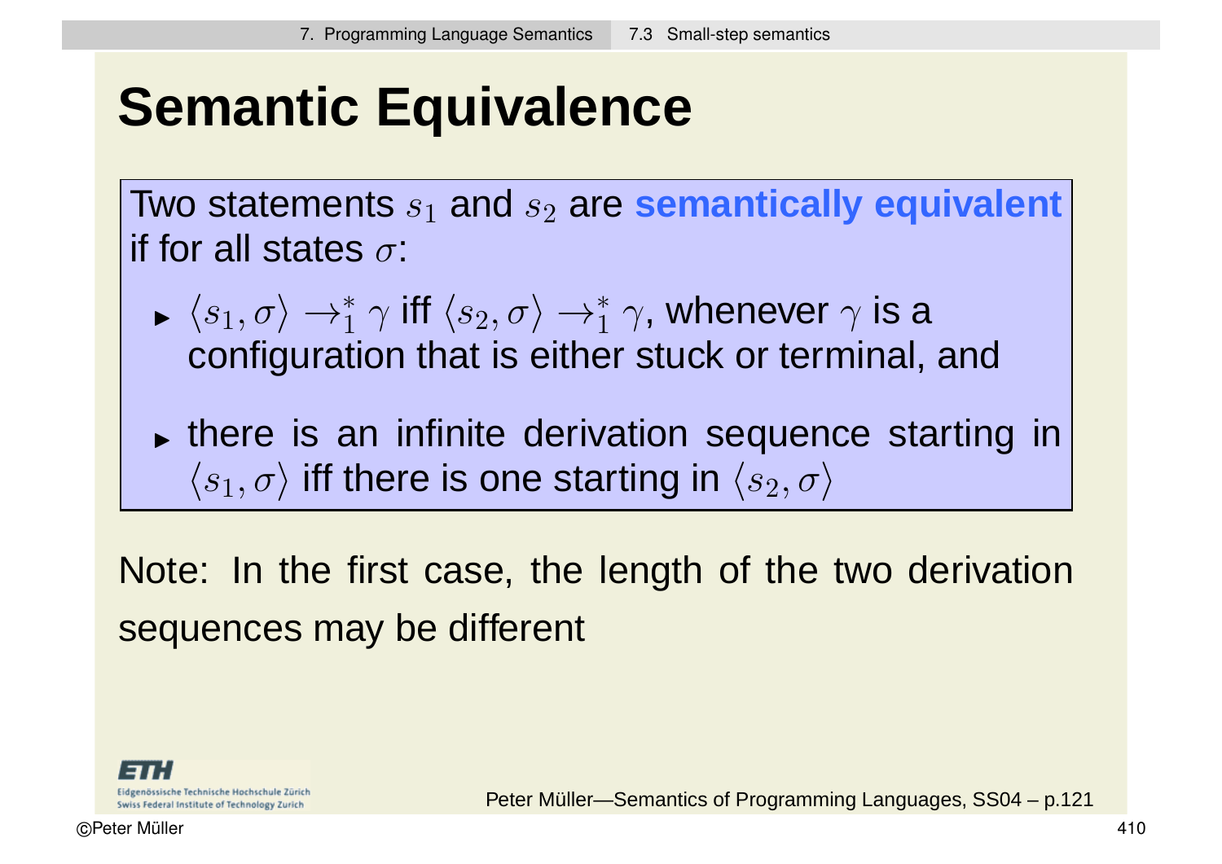# Semantic Equivalence

Two statements $s_1$ and $s_2$ are **semantically equivalent** if for all states $\sigma$:

- $\langle s_1, \sigma \rangle \rightarrow_1^* \gamma$ iff $\langle s_2, \sigma \rangle \rightarrow_1^* \gamma$, whenever $\gamma$ is a configuration that is either stuck or terminal, and
- there is an infinite derivation sequence starting in $\langle s_1, \sigma \rangle$ iff there is one starting in $\langle s_2, \sigma \rangle$

Note: In the first case, the length of the two derivation sequences may be different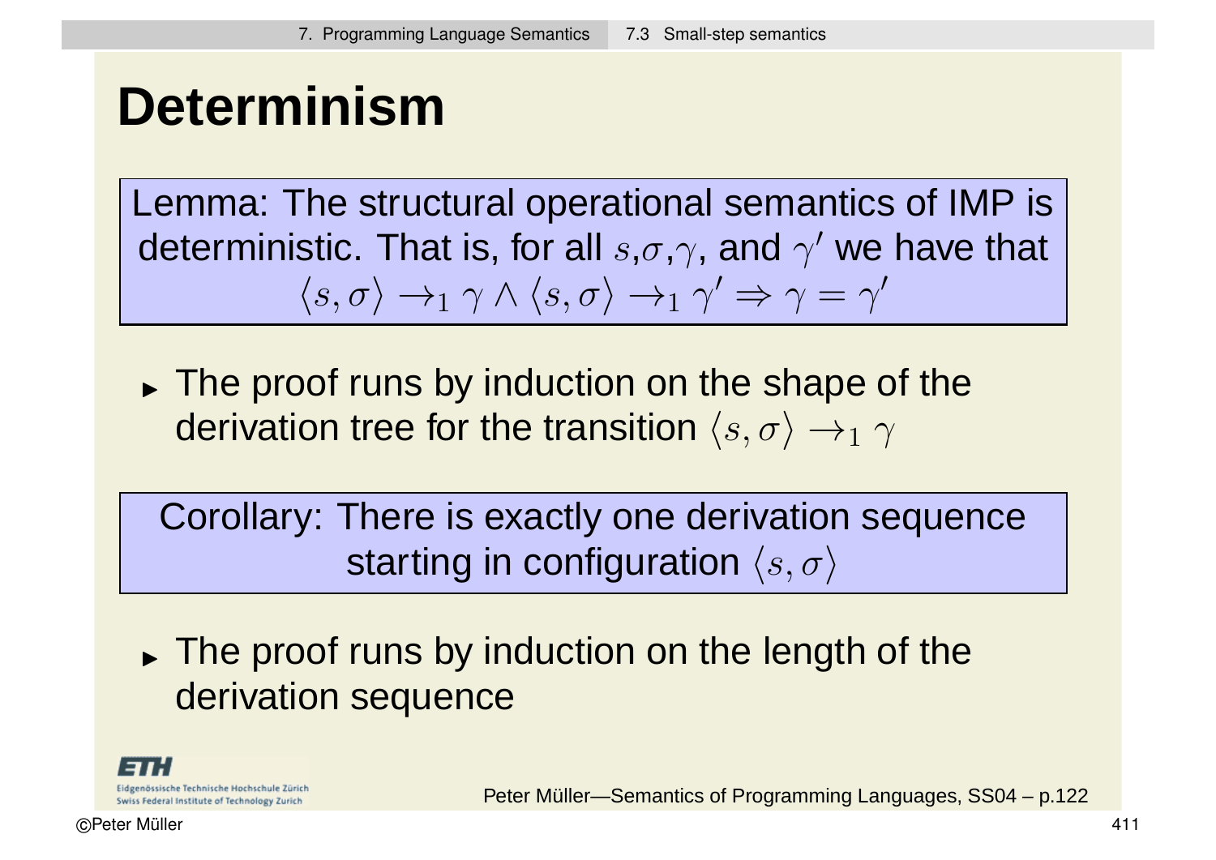# Determinism

Lemma: The structural operational semantics of IMP is deterministic. That is, for all $s$,$\sigma$,$\gamma$, and $\gamma'$ we have that

$$\langle s, \sigma \rangle \rightarrow_1 \gamma \wedge \langle s, \sigma \rangle \rightarrow_1 \gamma' \Rightarrow \gamma = \gamma'$$

- The proof runs by induction on the shape of the derivation tree for the transition $\langle s, \sigma \rangle \rightarrow_1 \gamma$

Corollary: There is exactly one derivation sequence starting in configuration $\langle s, \sigma \rangle$

- The proof runs by induction on the length of the derivation sequence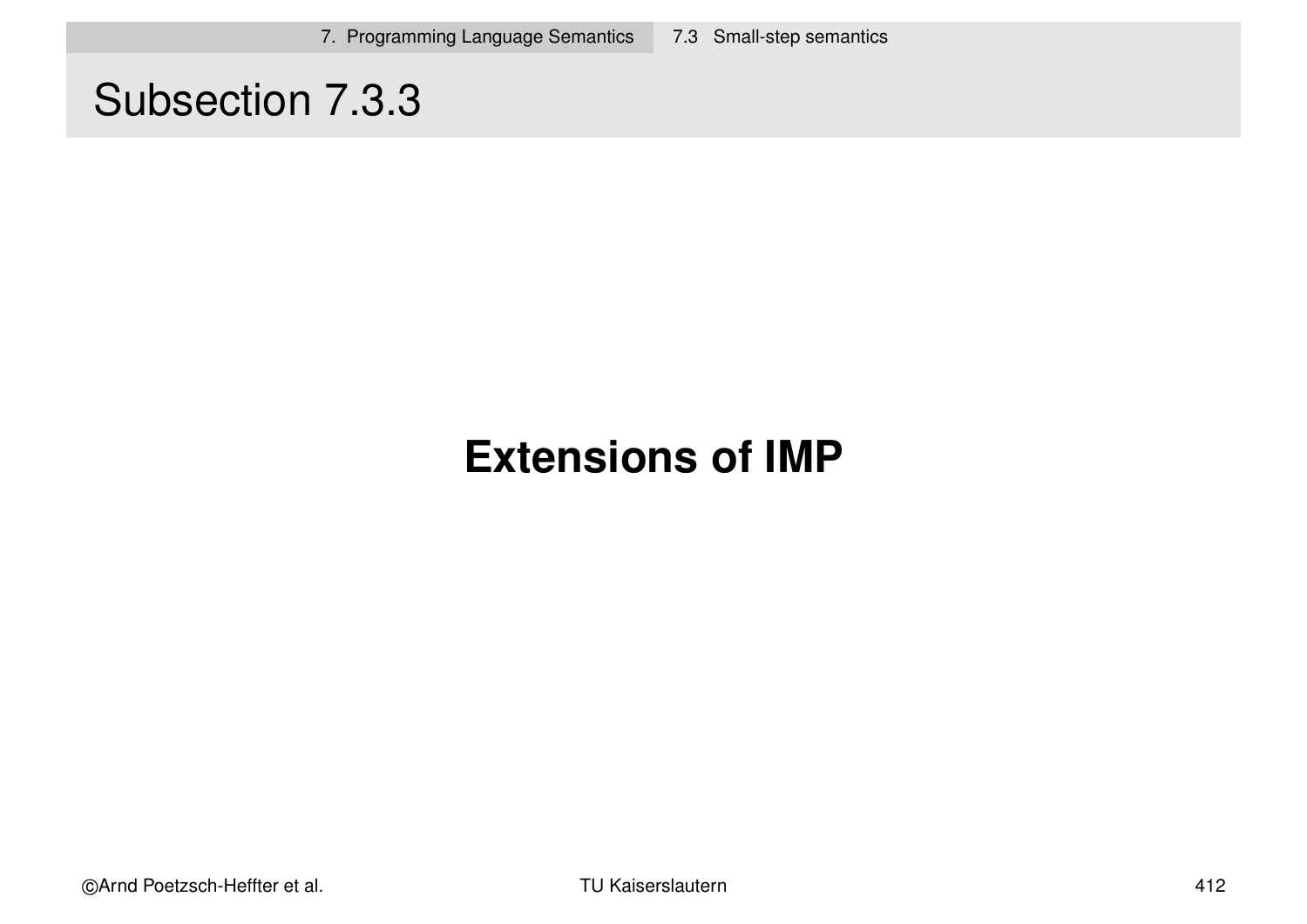# Subsection 7.3.3

## Extensions of IMP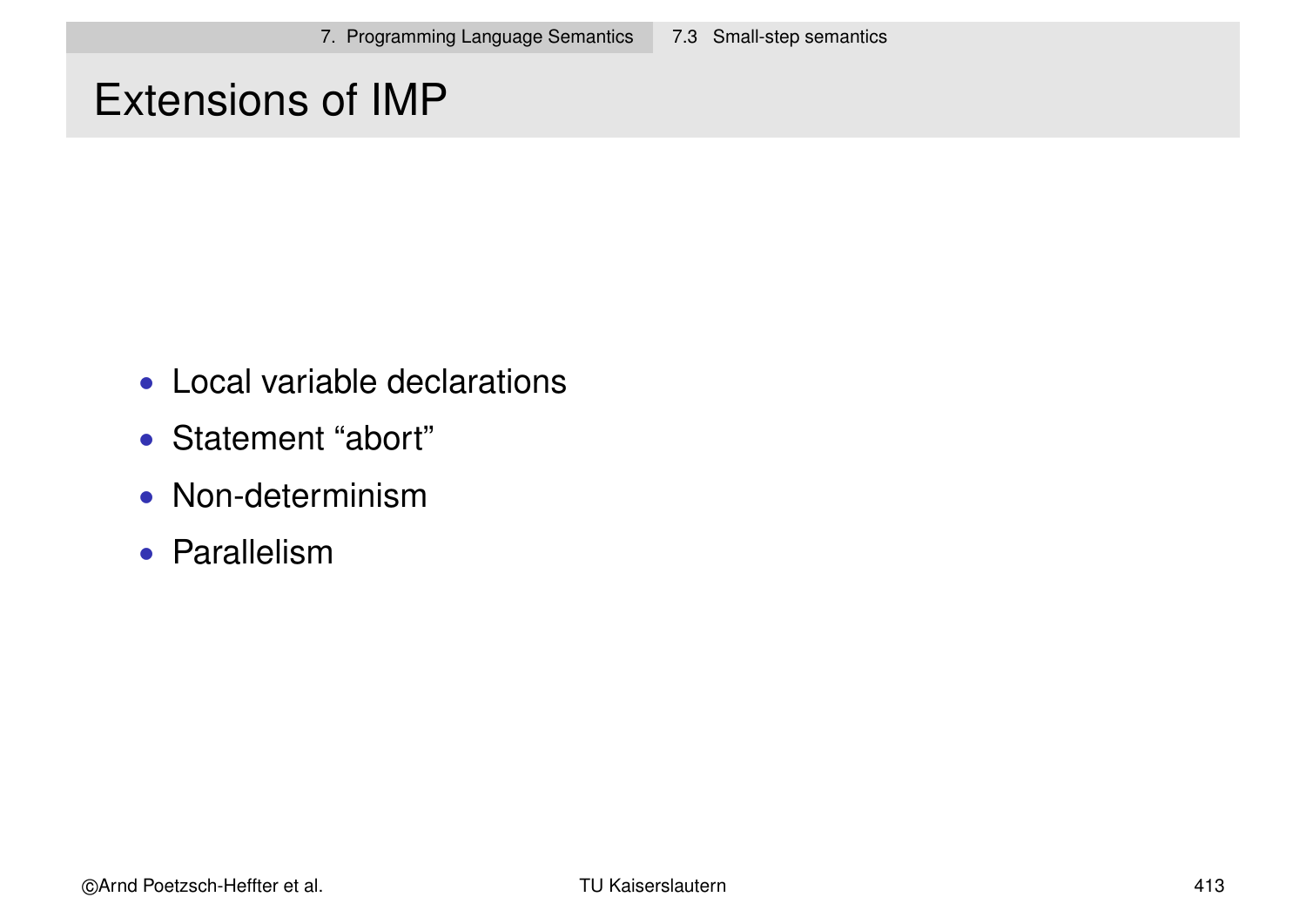# Extensions of IMP

- Local variable declarations
- Statement “abort”
- Non-determinism
- Parallelism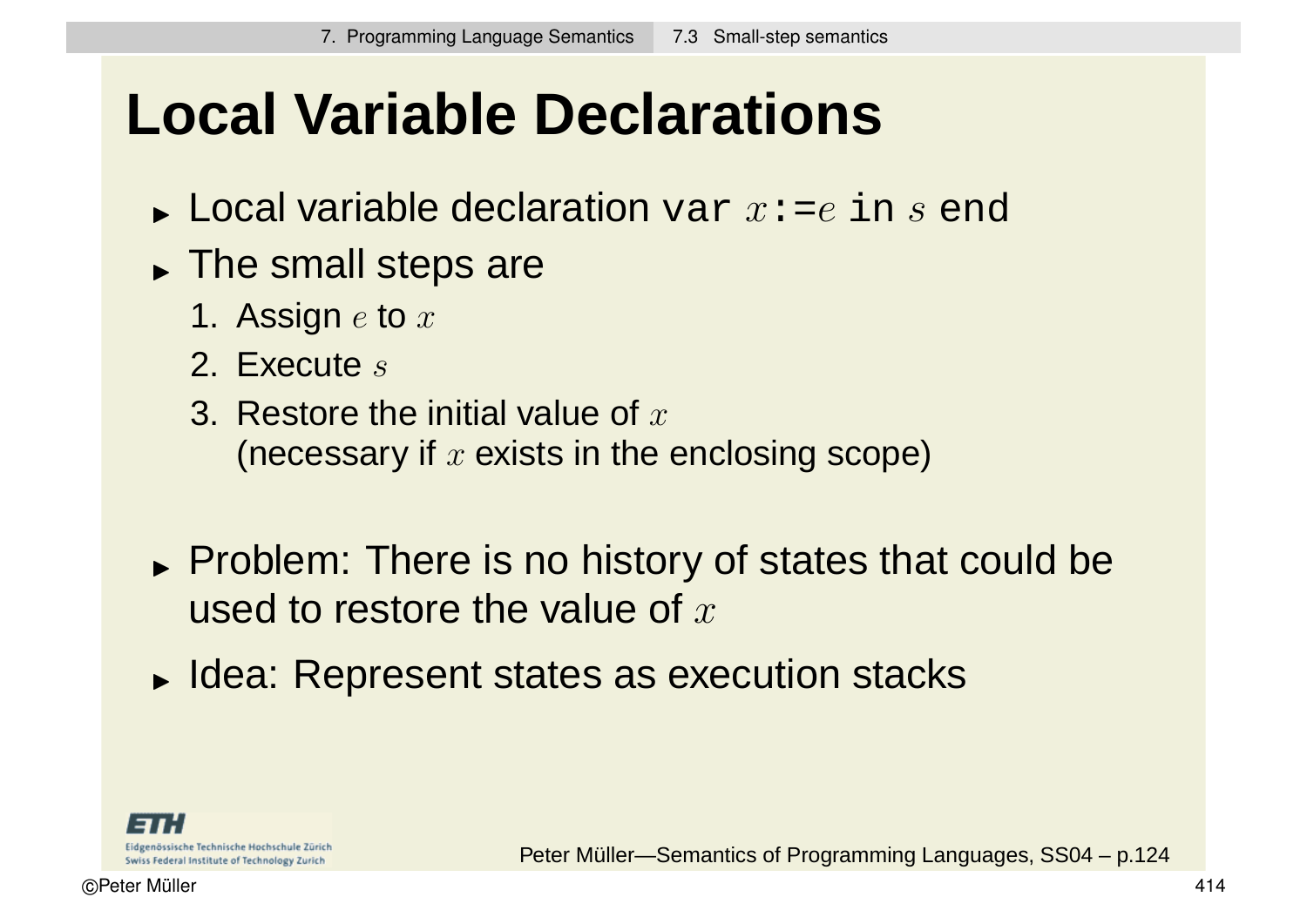# Local Variable Declarations

- Local variable declaration `var` $x$`:=`$e$ `in` $s$ `end`
- The small steps are
  1. Assign $e$ to $x$
  2. Execute $s$
  3. Restore the initial value of $x$
     (necessary if $x$ exists in the enclosing scope)

- Problem: There is no history of states that could be used to restore the value of $x$
- Idea: Represent states as execution stacks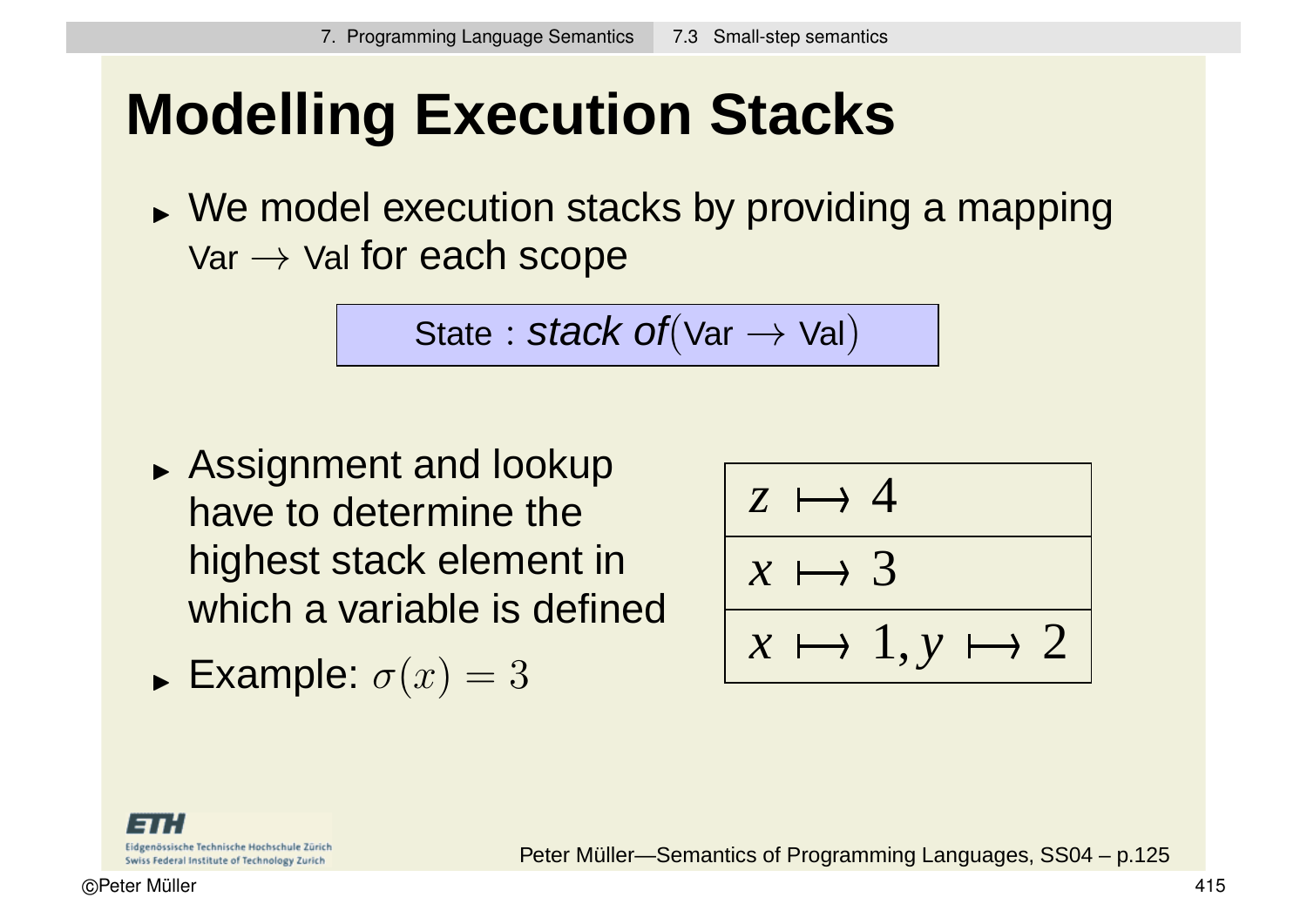# Modelling Execution Stacks

- We model execution stacks by providing a mapping Var $\rightarrow$ Val for each scope

$$\text{State} : \textit{stack of}(\text{Var} \rightarrow \text{Val})$$

- Assignment and lookup have to determine the highest stack element in which a variable is defined
- Example: $\sigma(x) = 3$

| |
|---|
| $z \longmapsto 4$ |
| $x \longmapsto 3$ |
| $x \longmapsto 1, y \longmapsto 2$ |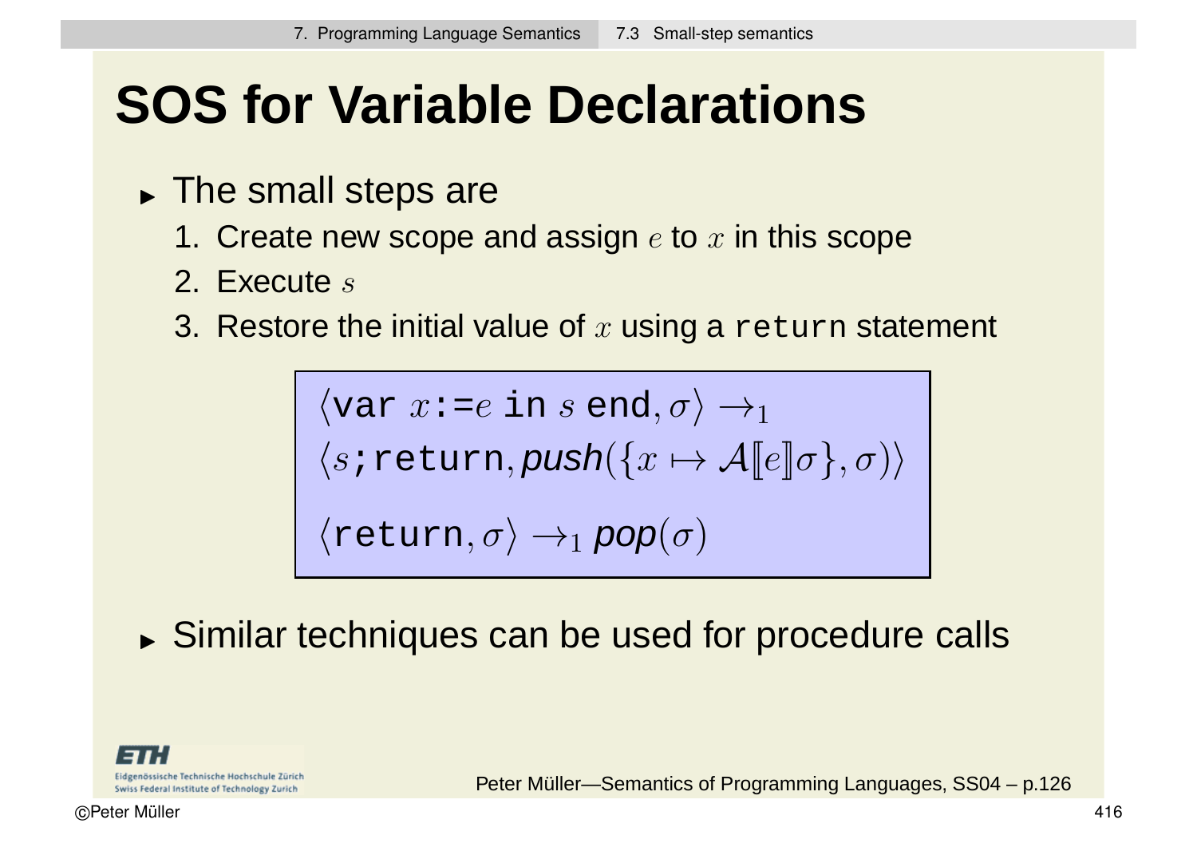# SOS for Variable Declarations

- The small steps are
  1. Create new scope and assign $e$ to $x$ in this scope
  2. Execute $s$
  3. Restore the initial value of $x$ using a `return` statement

$$
\begin{array}{l}
\langle \texttt{var } x \texttt{:=} e \texttt{ in } s \texttt{ end}, \sigma\rangle \rightarrow_1 \\
\langle s\texttt{;return}, \textit{push}(\{x \mapsto \mathcal{A}[\![e]\!]\sigma\}, \sigma)\rangle \\
\langle \texttt{return}, \sigma\rangle \rightarrow_1 \textit{pop}(\sigma)
\end{array}
$$

- Similar techniques can be used for procedure calls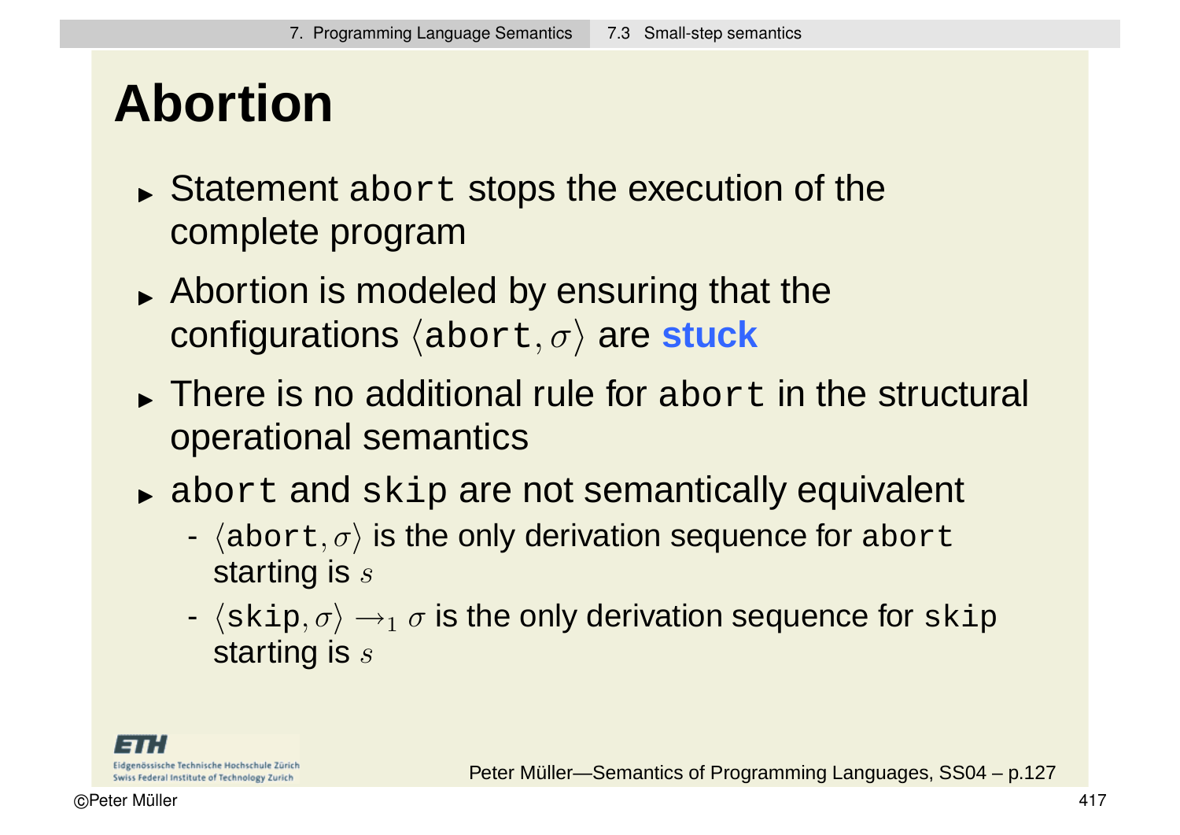# Abortion

- Statement `abort` stops the execution of the complete program
- Abortion is modeled by ensuring that the configurations $\langle \texttt{abort}, \sigma \rangle$ are **stuck**
- There is no additional rule for `abort` in the structural operational semantics
- `abort` and `skip` are not semantically equivalent
  - $\langle \texttt{abort}, \sigma \rangle$ is the only derivation sequence for `abort` starting is $s$
  - $\langle \texttt{skip}, \sigma \rangle \rightarrow_1 \sigma$ is the only derivation sequence for `skip` starting is $s$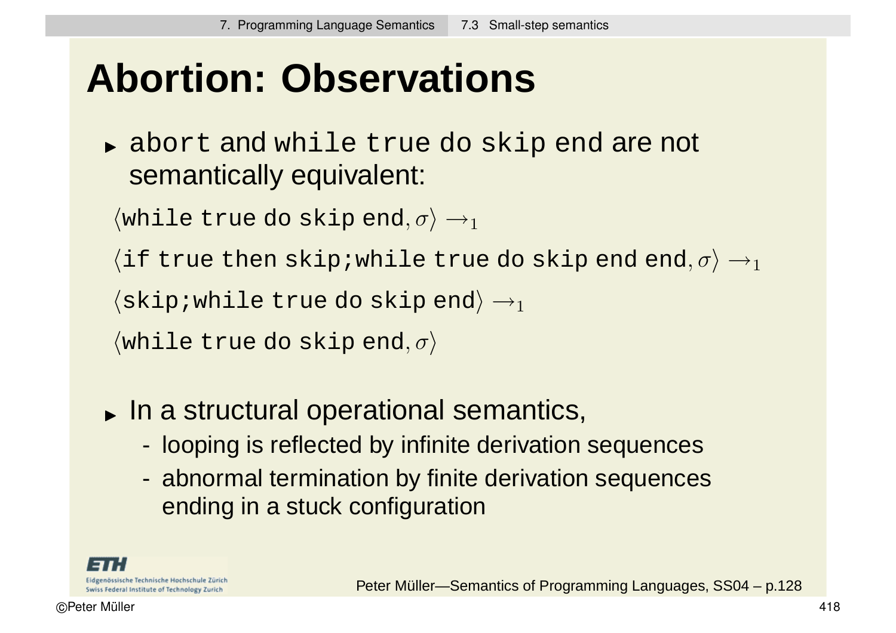# Abortion: Observations

- `abort` and `while true do skip end` are not semantically equivalent:

$\langle$`while true do skip end`$, \sigma\rangle \rightarrow_1$

$\langle$`if true then skip;while true do skip end end`$, \sigma\rangle \rightarrow_1$

$\langle$`skip;while true do skip end`$\rangle \rightarrow_1$

$\langle$`while true do skip end`$, \sigma\rangle$

- In a structural operational semantics,
  - looping is reflected by infinite derivation sequences
  - abnormal termination by finite derivation sequences ending in a stuck configuration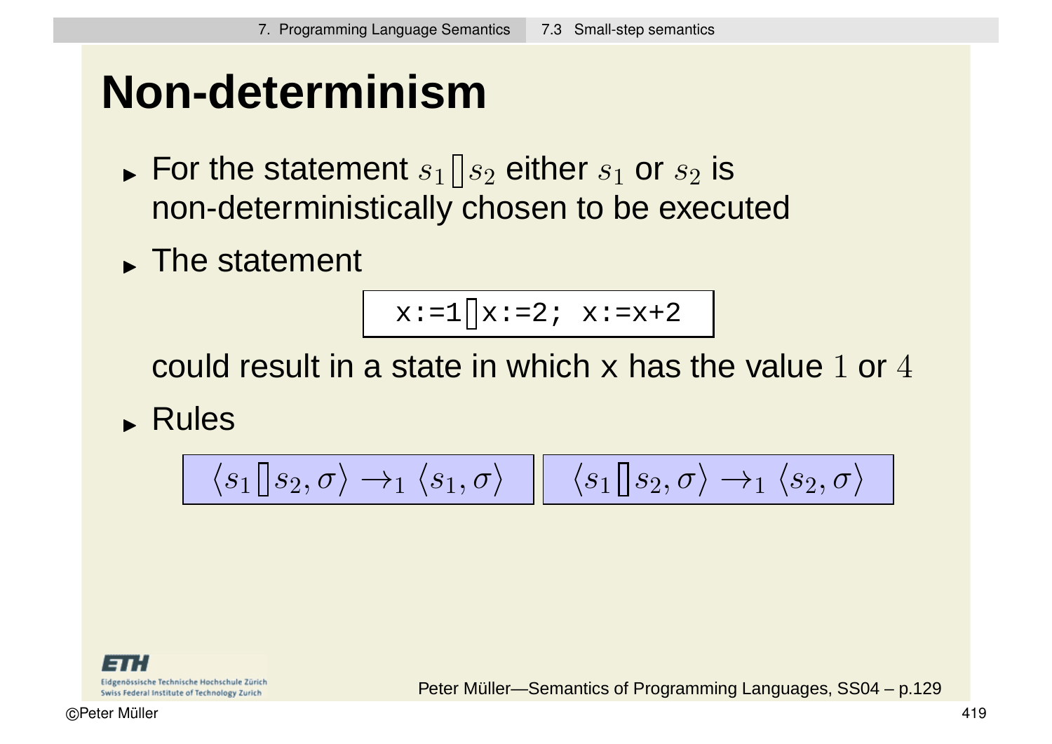# Non-determinism

- For the statement $s_1 \,[\!]\, s_2$ either $s_1$ or $s_2$ is non-deterministically chosen to be executed
- The statement

```
x:=1 [] x:=2; x:=x+2
```

  could result in a state in which x has the value $1$ or $4$

- Rules

$$\langle s_1 \,[\!]\, s_2, \sigma \rangle \rightarrow_1 \langle s_1, \sigma \rangle \qquad \langle s_1 \,[\!]\, s_2, \sigma \rangle \rightarrow_1 \langle s_2, \sigma \rangle$$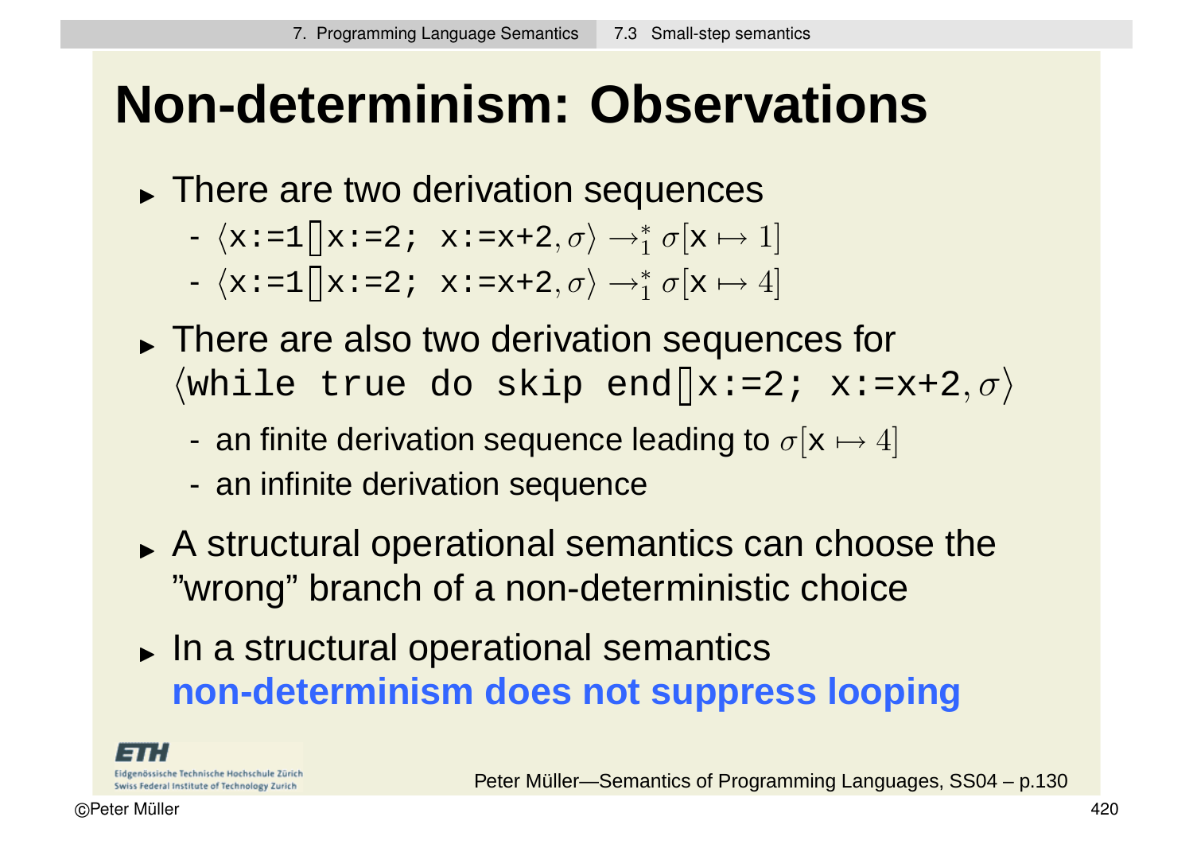# Non-determinism: Observations

- There are two derivation sequences
  - $\langle$`x:=1`$[\!]$`x:=2; x:=x+2`$, \sigma\rangle \rightarrow_1^* \sigma[$`x`$\mapsto 1]$
  - $\langle$`x:=1`$[\!]$`x:=2; x:=x+2`$, \sigma\rangle \rightarrow_1^* \sigma[$`x`$\mapsto 4]$
- There are also two derivation sequences for $\langle$`while true do skip end`$[\!]$`x:=2; x:=x+2`$, \sigma\rangle$
  - an finite derivation sequence leading to $\sigma[$`x`$\mapsto 4]$
  - an infinite derivation sequence
- A structural operational semantics can choose the "wrong" branch of a non-deterministic choice
- In a structural operational semantics **non-determinism does not suppress looping**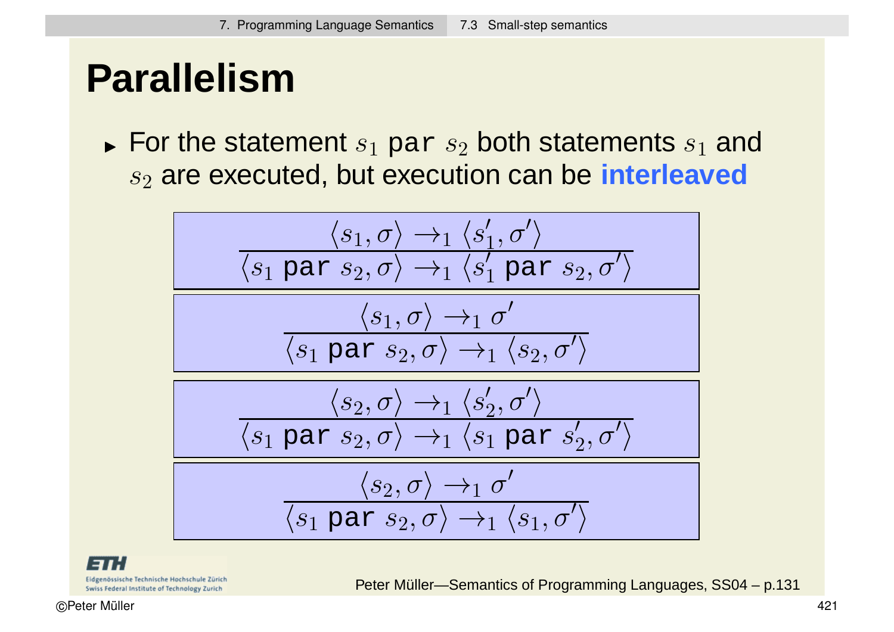# Parallelism

- For the statement $s_1 \texttt{ par } s_2$ both statements $s_1$ and $s_2$ are executed, but execution can be **interleaved**

$$\frac{\langle s_1, \sigma \rangle \to_1 \langle s_1', \sigma' \rangle}{\langle s_1 \texttt{ par } s_2, \sigma \rangle \to_1 \langle s_1' \texttt{ par } s_2, \sigma' \rangle}$$

$$\frac{\langle s_1, \sigma \rangle \to_1 \sigma'}{\langle s_1 \texttt{ par } s_2, \sigma \rangle \to_1 \langle s_2, \sigma' \rangle}$$

$$\frac{\langle s_2, \sigma \rangle \to_1 \langle s_2', \sigma' \rangle}{\langle s_1 \texttt{ par } s_2, \sigma \rangle \to_1 \langle s_1 \texttt{ par } s_2', \sigma' \rangle}$$

$$\frac{\langle s_2, \sigma \rangle \to_1 \sigma'}{\langle s_1 \texttt{ par } s_2, \sigma \rangle \to_1 \langle s_1, \sigma' \rangle}$$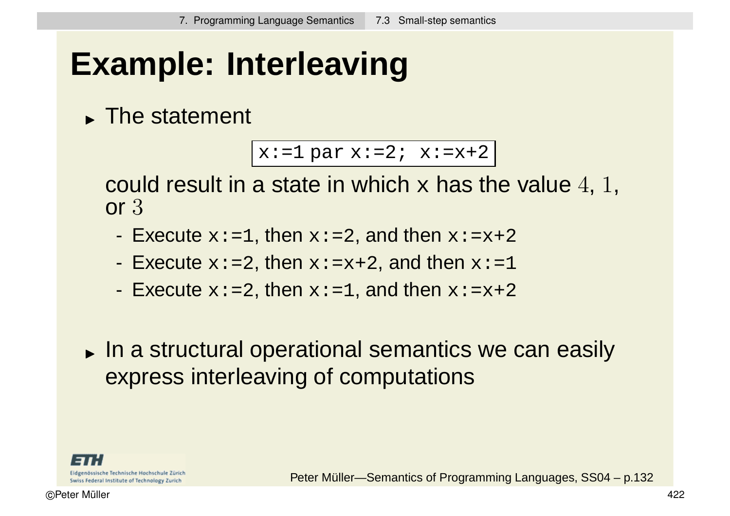# Example: Interleaving

- The statement

```
x:=1 par x:=2; x:=x+2
```

could result in a state in which `x` has the value $4$, $1$, or $3$

  - Execute `x:=1`, then `x:=2`, and then `x:=x+2`
  - Execute `x:=2`, then `x:=x+2`, and then `x:=1`
  - Execute `x:=2`, then `x:=1`, and then `x:=x+2`

- In a structural operational semantics we can easily express interleaving of computations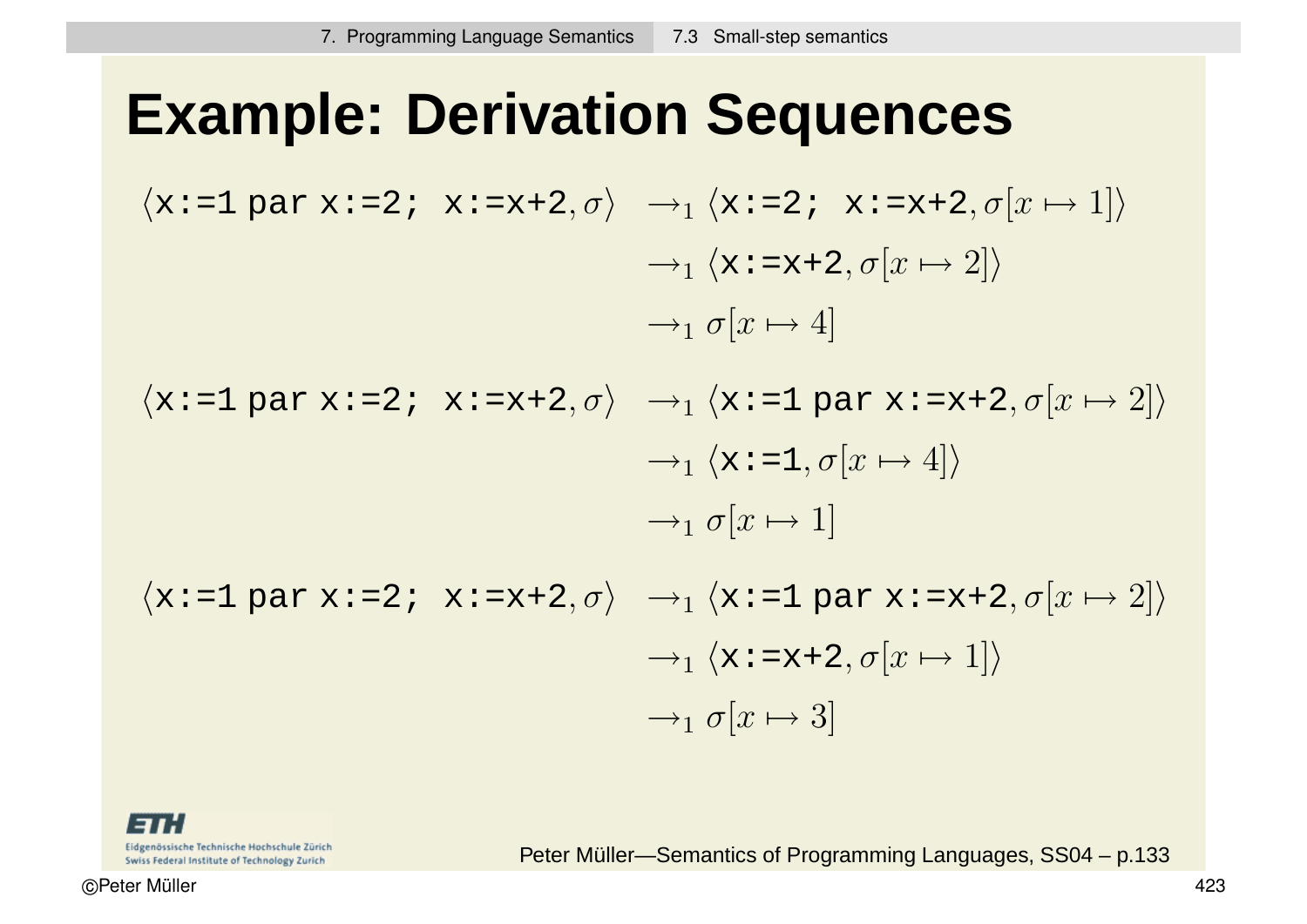# Example: Derivation Sequences

$$
\begin{aligned}
\langle \texttt{x:=1 par x:=2; x:=x+2}, \sigma\rangle &\rightarrow_1 \langle \texttt{x:=2; x:=x+2}, \sigma[x \mapsto 1]\rangle \\
&\rightarrow_1 \langle \texttt{x:=x+2}, \sigma[x \mapsto 2]\rangle \\
&\rightarrow_1 \sigma[x \mapsto 4]
\end{aligned}
$$

$$
\begin{aligned}
\langle \texttt{x:=1 par x:=2; x:=x+2}, \sigma\rangle &\rightarrow_1 \langle \texttt{x:=1 par x:=x+2}, \sigma[x \mapsto 2]\rangle \\
&\rightarrow_1 \langle \texttt{x:=1}, \sigma[x \mapsto 4]\rangle \\
&\rightarrow_1 \sigma[x \mapsto 1]
\end{aligned}
$$

$$
\begin{aligned}
\langle \texttt{x:=1 par x:=2; x:=x+2}, \sigma\rangle &\rightarrow_1 \langle \texttt{x:=1 par x:=x+2}, \sigma[x \mapsto 2]\rangle \\
&\rightarrow_1 \langle \texttt{x:=x+2}, \sigma[x \mapsto 1]\rangle \\
&\rightarrow_1 \sigma[x \mapsto 3]
\end{aligned}
$$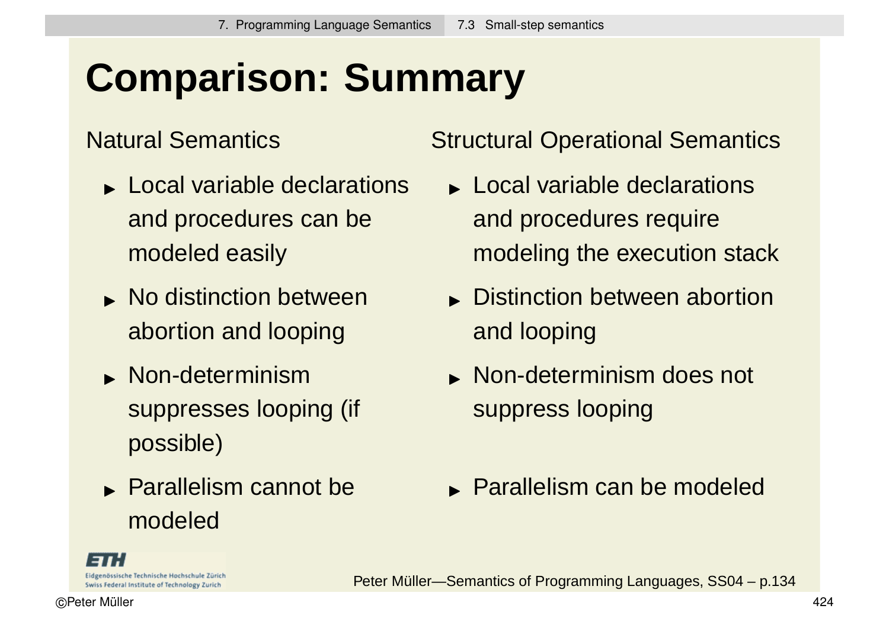# Comparison: Summary

**Natural Semantics**

- Local variable declarations and procedures can be modeled easily
- No distinction between abortion and looping
- Non-determinism suppresses looping (if possible)
- Parallelism cannot be modeled

**Structural Operational Semantics**

- Local variable declarations and procedures require modeling the execution stack
- Distinction between abortion and looping
- Non-determinism does not suppress looping
- Parallelism can be modeled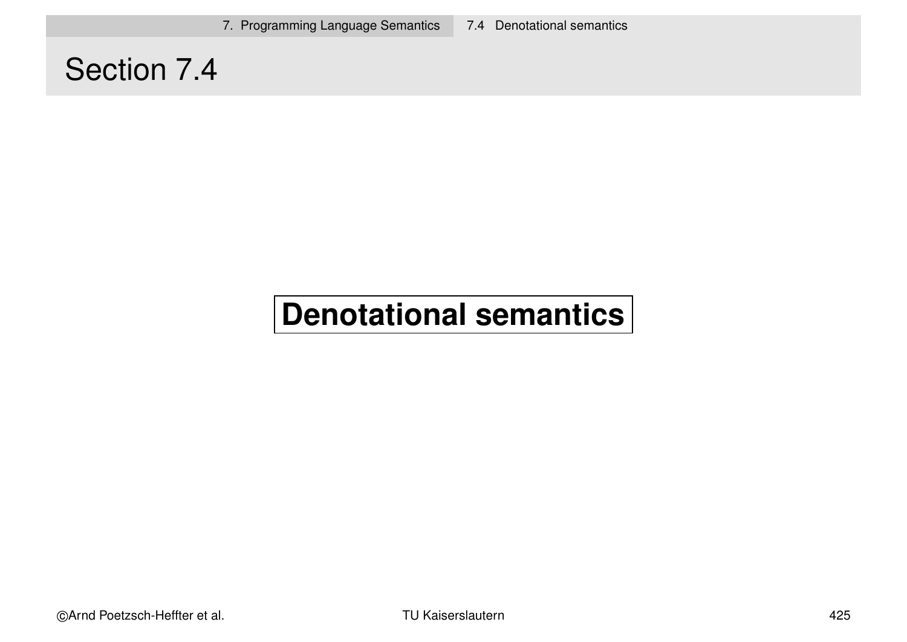# Section 7.4

**Denotational semantics**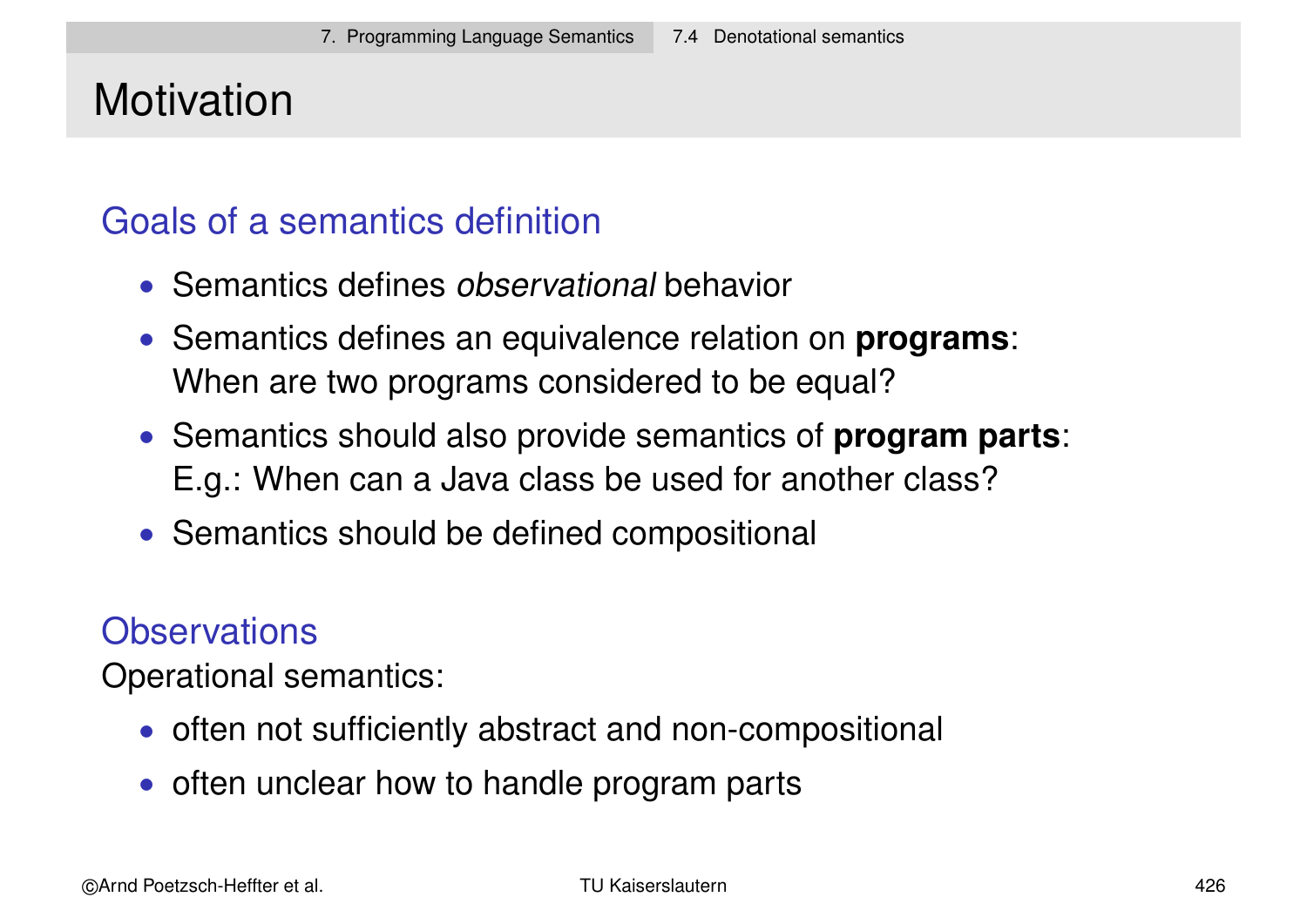# Motivation

## Goals of a semantics definition

- Semantics defines *observational* behavior
- Semantics defines an equivalence relation on **programs**: When are two programs considered to be equal?
- Semantics should also provide semantics of **program parts**: E.g.: When can a Java class be used for another class?
- Semantics should be defined compositional

## Observations

Operational semantics:

- often not sufficiently abstract and non-compositional
- often unclear how to handle program parts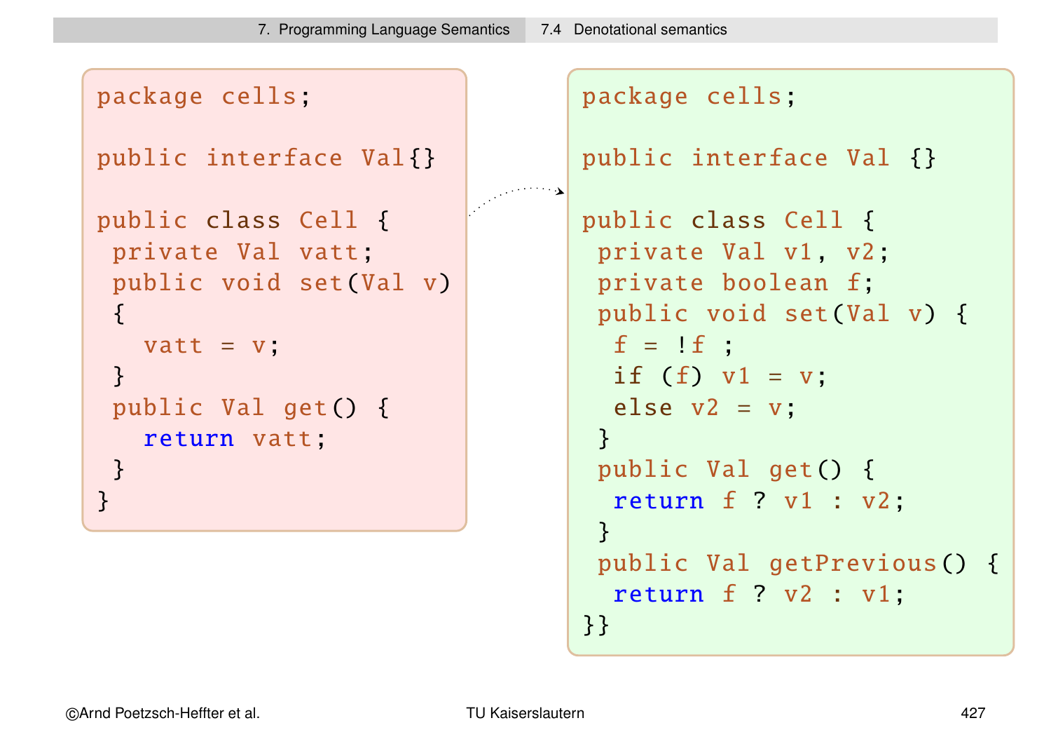```java
package cells;

public interface Val{}

public class Cell {
 private Val vatt;
 public void set(Val v)
 {
   vatt = v;
 }
 public Val get() {
   return vatt;
 }
}
```

```java
package cells;

public interface Val {}

public class Cell {
 private Val v1, v2;
 private boolean f;
 public void set(Val v) {
  f = !f ;
  if (f) v1 = v;
  else v2 = v;
 }
 public Val get() {
  return f ? v1 : v2;
 }
 public Val getPrevious() {
  return f ? v2 : v1;
}}
```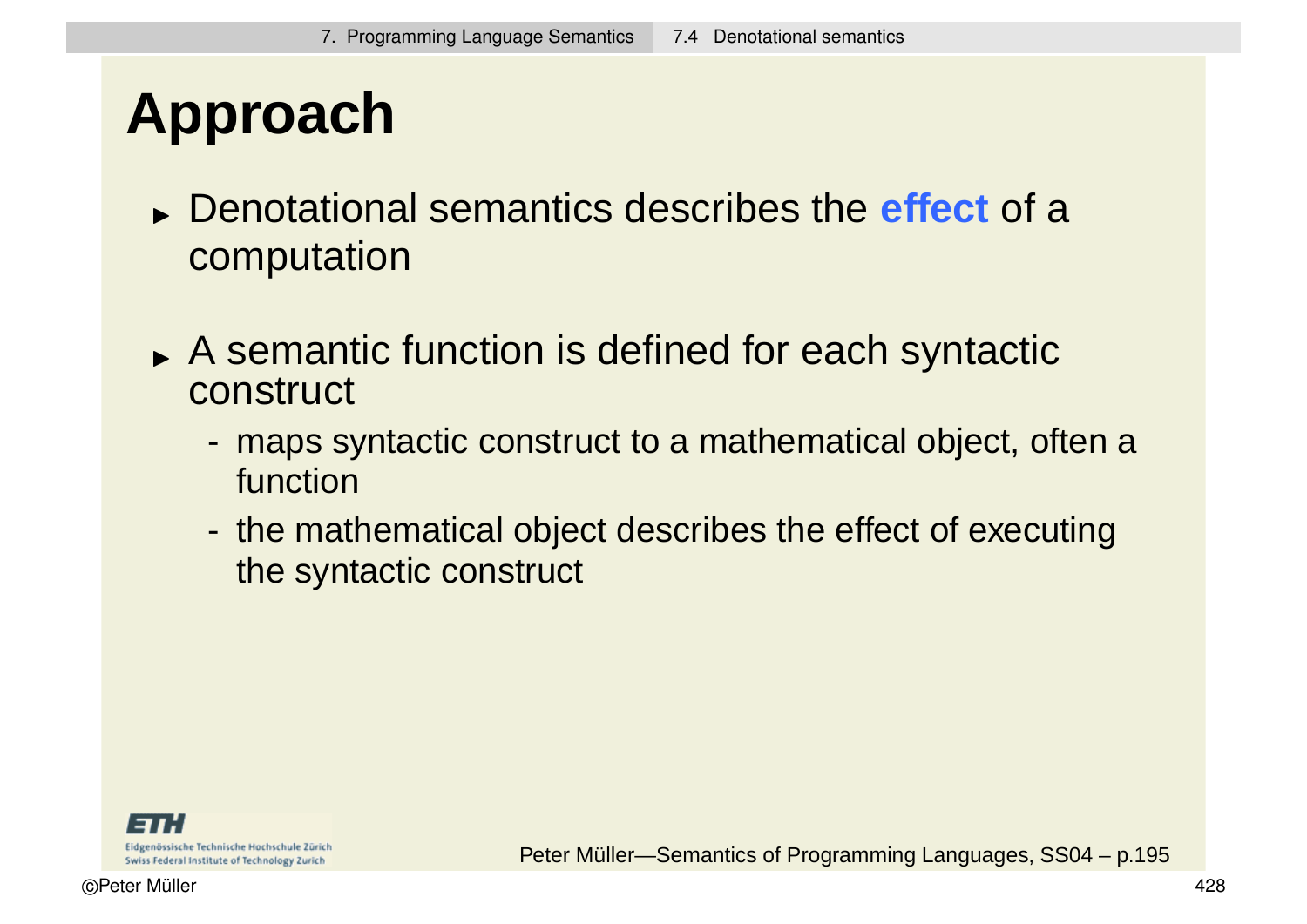# Approach

- Denotational semantics describes the **effect** of a computation
- A semantic function is defined for each syntactic construct
  - maps syntactic construct to a mathematical object, often a function
  - the mathematical object describes the effect of executing the syntactic construct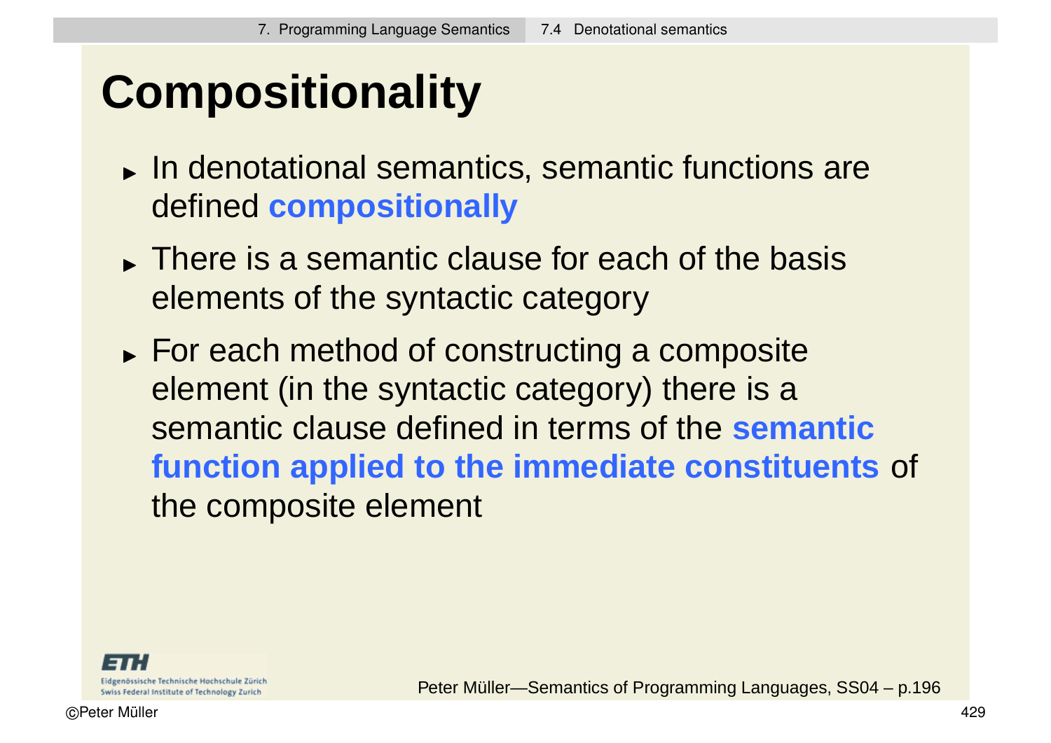# Compositionality

- In denotational semantics, semantic functions are defined **compositionally**
- There is a semantic clause for each of the basis elements of the syntactic category
- For each method of constructing a composite element (in the syntactic category) there is a semantic clause defined in terms of the **semantic function applied to the immediate constituents** of the composite element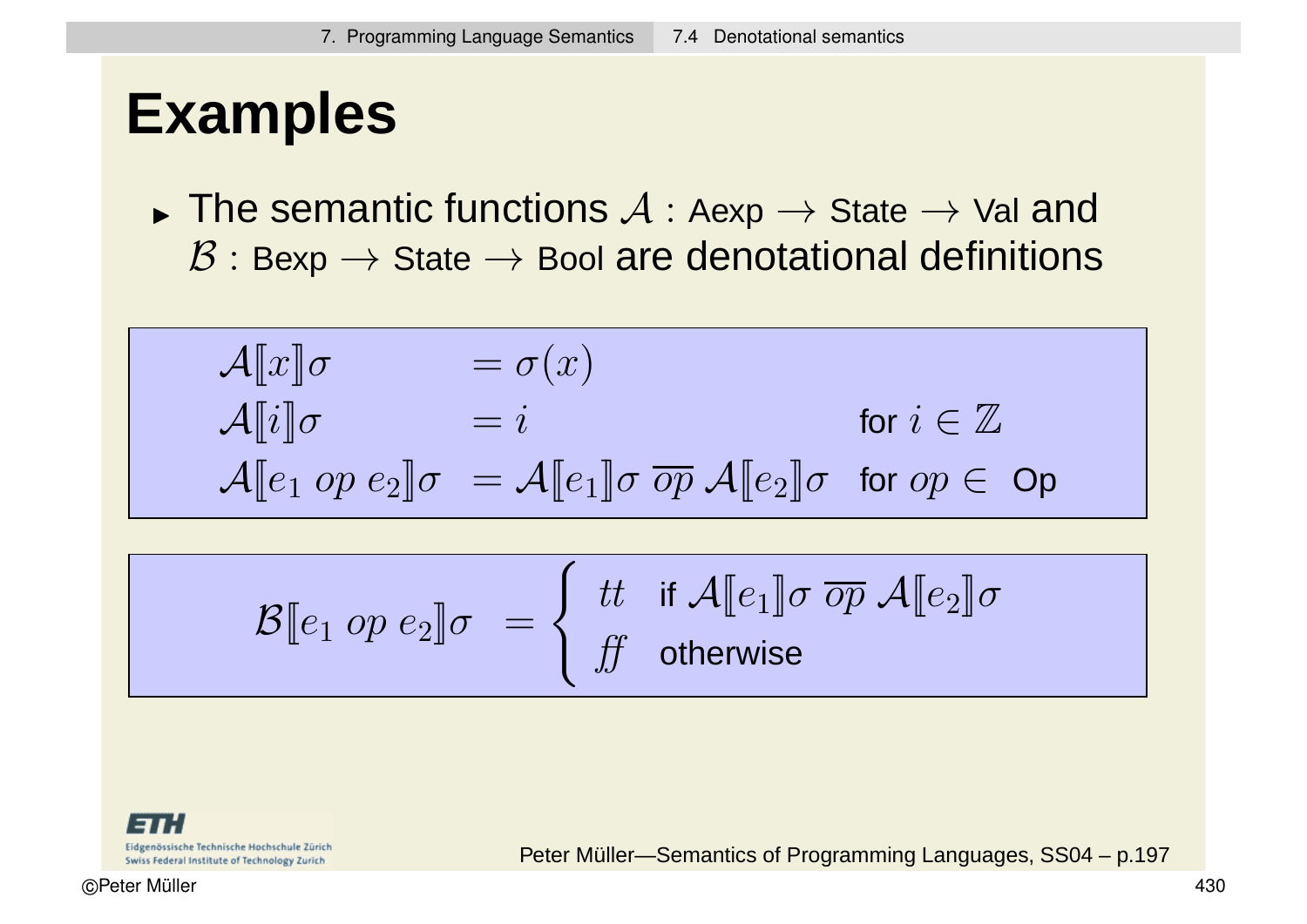# Examples

- The semantic functions $\mathcal{A}$ : Aexp $\rightarrow$ State $\rightarrow$ Val and $\mathcal{B}$ : Bexp $\rightarrow$ State $\rightarrow$ Bool are denotational definitions

$$
\begin{aligned}
\mathcal{A}[\![x]\!]\sigma &= \sigma(x) \\
\mathcal{A}[\![i]\!]\sigma &= i && \text{for } i \in \mathbb{Z} \\
\mathcal{A}[\![e_1 \; op \; e_2]\!]\sigma &= \mathcal{A}[\![e_1]\!]\sigma \; \overline{op} \; \mathcal{A}[\![e_2]\!]\sigma && \text{for } op \in \text{ Op}
\end{aligned}
$$

$$
\mathcal{B}[\![e_1 \; op \; e_2]\!]\sigma = \begin{cases} tt & \text{if } \mathcal{A}[\![e_1]\!]\sigma \; \overline{op} \; \mathcal{A}[\![e_2]\!]\sigma \\ ff & \text{otherwise} \end{cases}
$$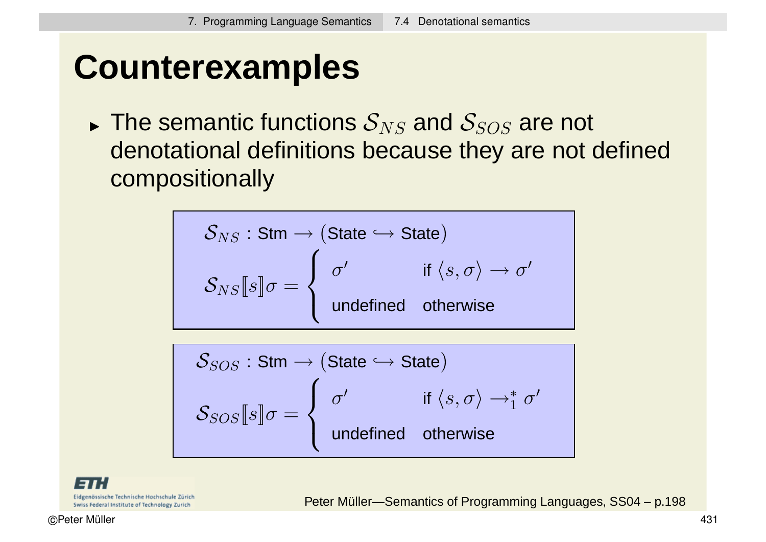# Counterexamples

- The semantic functions $\mathcal{S}_{NS}$ and $\mathcal{S}_{SOS}$ are not denotational definitions because they are not defined compositionally

$$\mathcal{S}_{NS} : \text{Stm} \rightarrow (\text{State} \hookrightarrow \text{State})$$

$$\mathcal{S}_{NS}[\![s]\!]\sigma = \begin{cases} \sigma' & \text{if } \langle s, \sigma \rangle \rightarrow \sigma' \\ \text{undefined} & \text{otherwise} \end{cases}$$

$$\mathcal{S}_{SOS} : \text{Stm} \rightarrow (\text{State} \hookrightarrow \text{State})$$

$$\mathcal{S}_{SOS}[\![s]\!]\sigma = \begin{cases} \sigma' & \text{if } \langle s, \sigma \rangle \rightarrow_1^* \sigma' \\ \text{undefined} & \text{otherwise} \end{cases}$$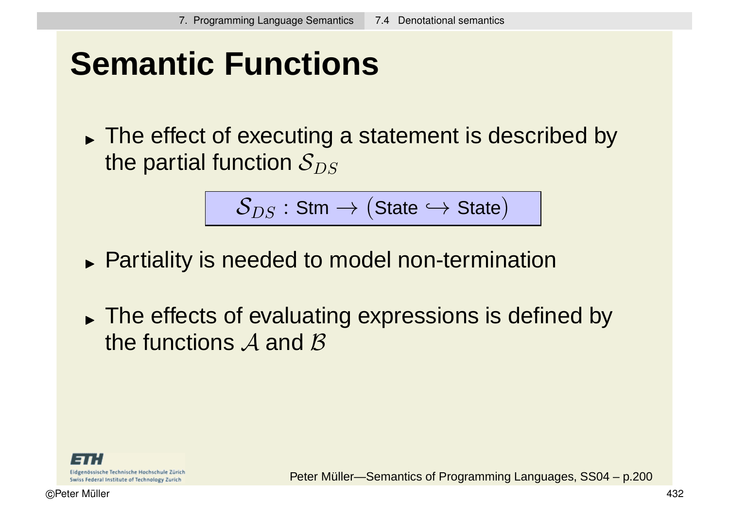# Semantic Functions

- The effect of executing a statement is described by the partial function $\mathcal{S}_{DS}$

$$\mathcal{S}_{DS} : \text{Stm} \rightarrow (\text{State} \hookrightarrow \text{State})$$

- Partiality is needed to model non-termination

- The effects of evaluating expressions is defined by the functions $\mathcal{A}$ and $\mathcal{B}$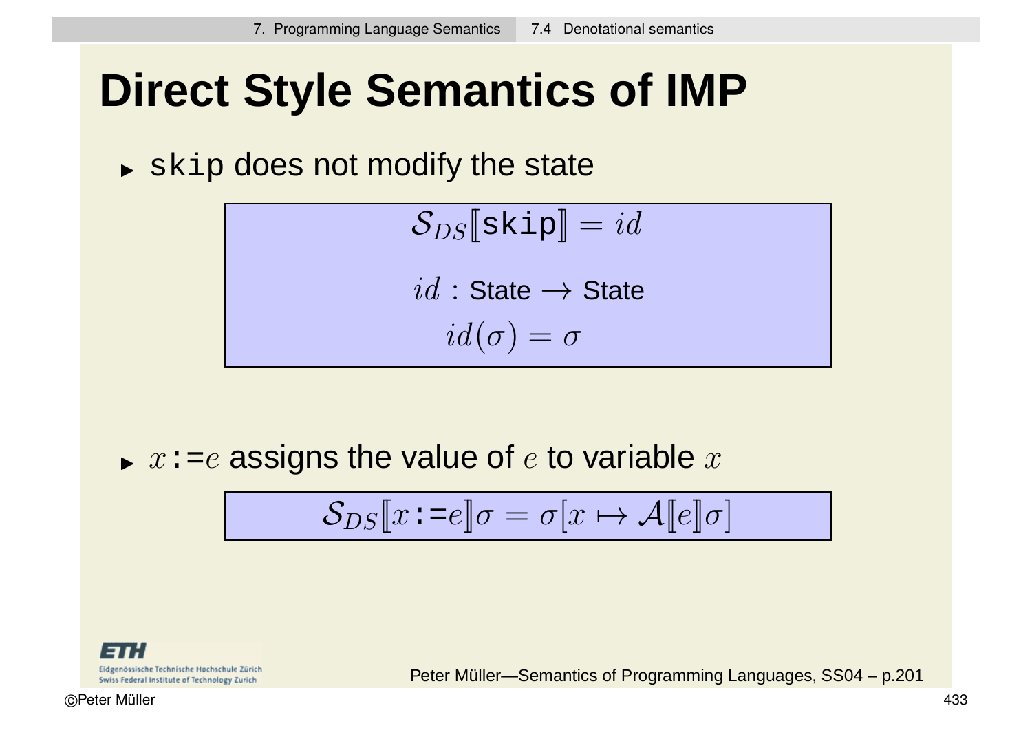# Direct Style Semantics of IMP

- `skip` does not modify the state

$$\mathcal{S}_{DS}[\![\texttt{skip}]\!] = id$$

$$id : \text{State} \rightarrow \text{State}$$
$$id(\sigma) = \sigma$$

- $x$`:=`$e$ assigns the value of $e$ to variable $x$

$$\mathcal{S}_{DS}[\![x\texttt{:=}e]\!]\sigma = \sigma[x \mapsto \mathcal{A}[\![e]\!]\sigma]$$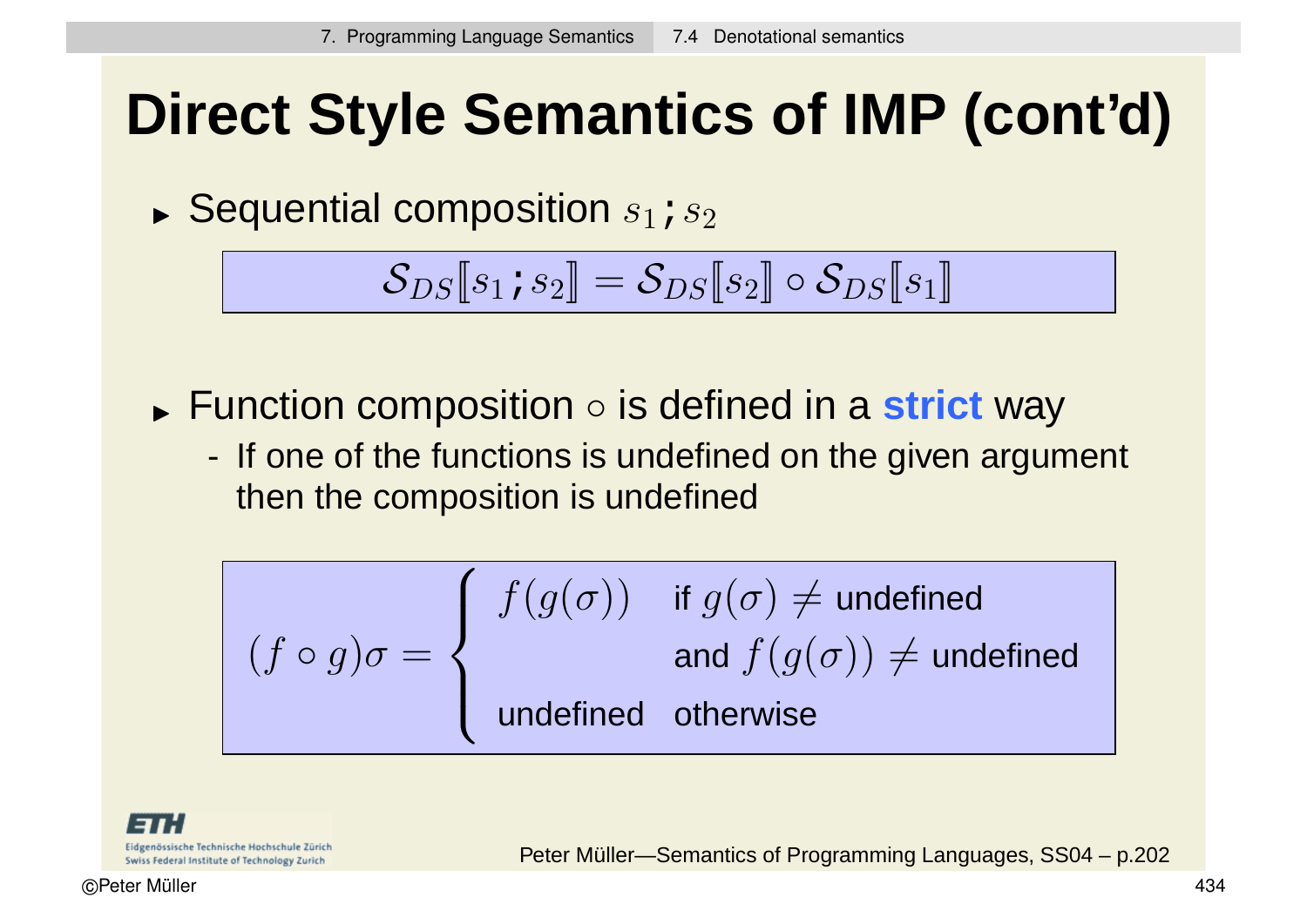# Direct Style Semantics of IMP (cont'd)

- Sequential composition $s_1 ; s_2$

$$\mathcal{S}_{DS}[\![s_1 ; s_2]\!] = \mathcal{S}_{DS}[\![s_2]\!] \circ \mathcal{S}_{DS}[\![s_1]\!]$$

- Function composition $\circ$ is defined in a **strict** way
  - If one of the functions is undefined on the given argument then the composition is undefined

$$(f \circ g)\sigma = \begin{cases} f(g(\sigma)) & \text{if } g(\sigma) \neq \text{undefined} \\ & \text{and } f(g(\sigma)) \neq \text{undefined} \\ \text{undefined} & \text{otherwise} \end{cases}$$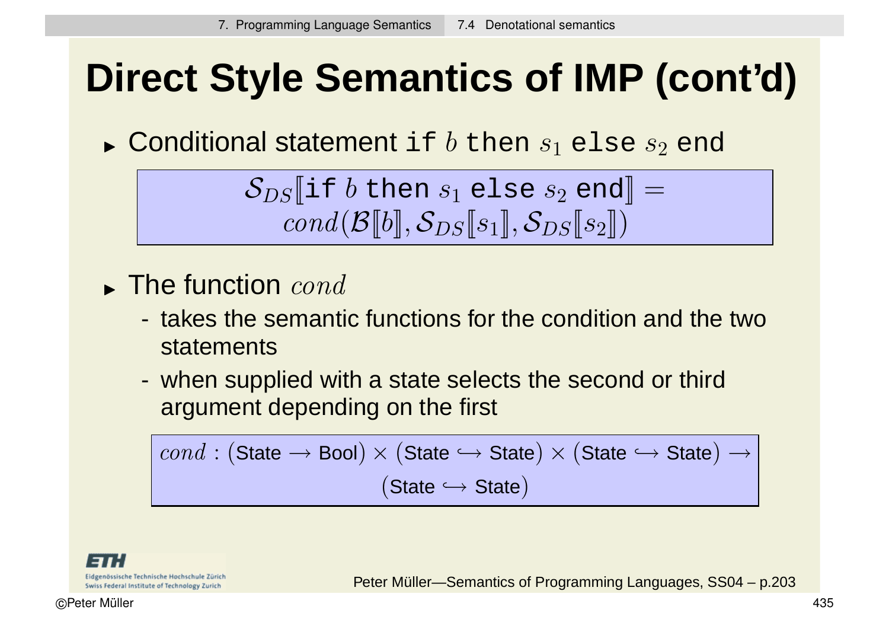# Direct Style Semantics of IMP (cont'd)

- Conditional statement `if` $b$ `then` $s_1$ `else` $s_2$ `end`

$$\mathcal{S}_{DS}[\![\texttt{if } b \texttt{ then } s_1 \texttt{ else } s_2 \texttt{ end}]\!] = cond(\mathcal{B}[\![b]\!], \mathcal{S}_{DS}[\![s_1]\!], \mathcal{S}_{DS}[\![s_2]\!])$$

- The function $cond$
  - takes the semantic functions for the condition and the two statements
  - when supplied with a state selects the second or third argument depending on the first

$$cond : (\text{State} \rightarrow \text{Bool}) \times (\text{State} \hookrightarrow \text{State}) \times (\text{State} \hookrightarrow \text{State}) \rightarrow (\text{State} \hookrightarrow \text{State})$$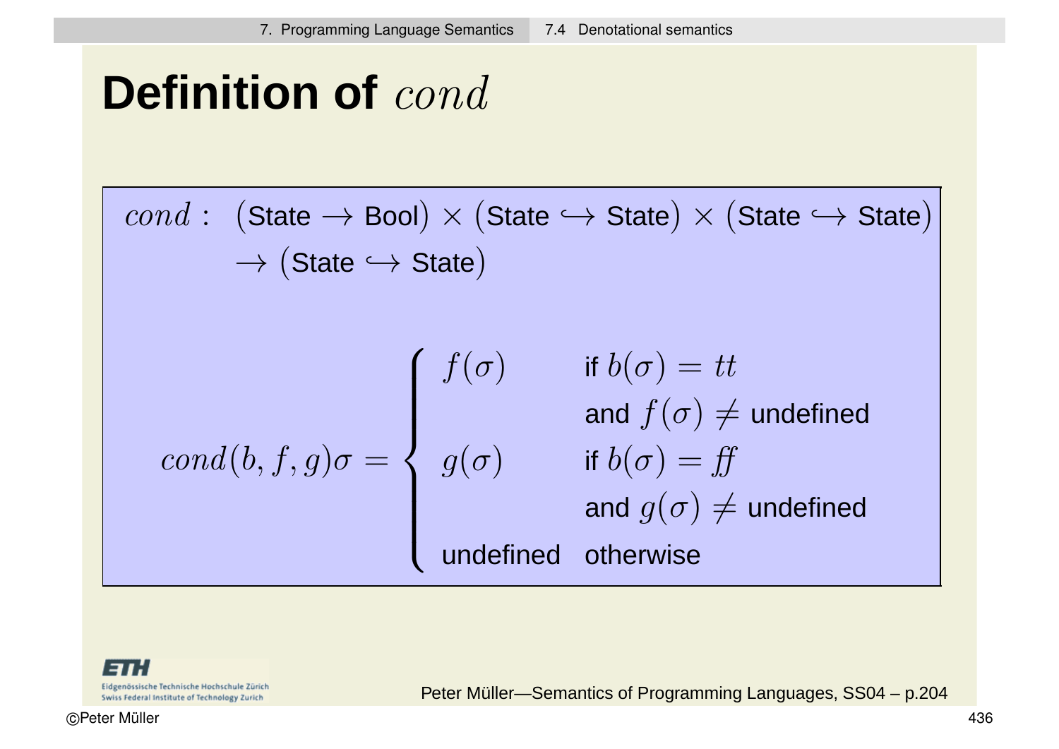# Definition of $cond$

$$cond : \ (\text{State} \rightarrow \text{Bool}) \times (\text{State} \hookrightarrow \text{State}) \times (\text{State} \hookrightarrow \text{State}) \rightarrow (\text{State} \hookrightarrow \text{State})$$

$$cond(b, f, g)\sigma = \begin{cases} f(\sigma) & \text{if } b(\sigma) = tt \\ & \text{and } f(\sigma) \neq \text{undefined} \\ g(\sigma) & \text{if } b(\sigma) = f\!f \\ & \text{and } g(\sigma) \neq \text{undefined} \\ \text{undefined} & \text{otherwise} \end{cases}$$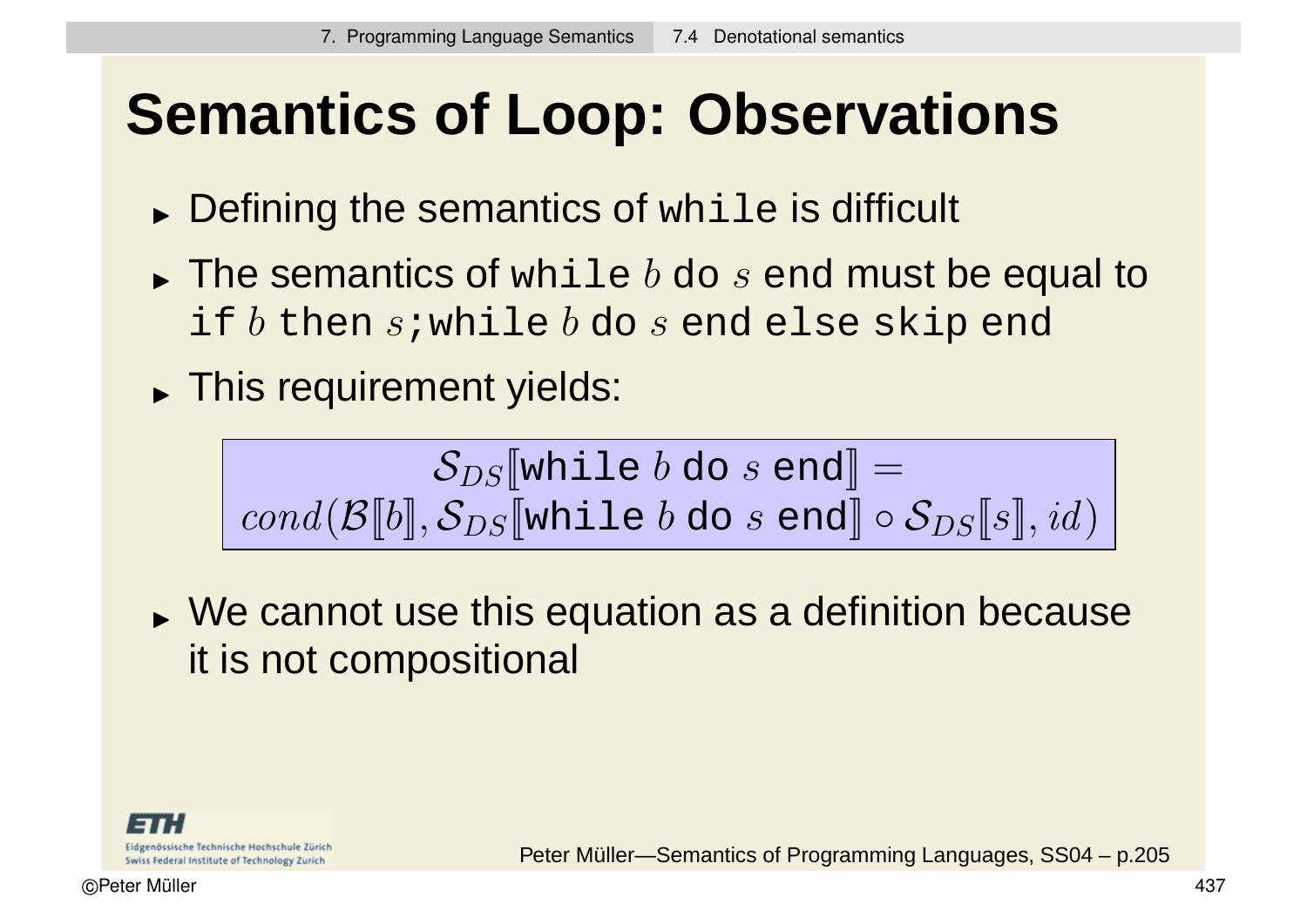# Semantics of Loop: Observations

- Defining the semantics of `while` is difficult
- The semantics of `while` $b$ `do` $s$ `end` must be equal to `if` $b$ `then` $s$`;while` $b$ `do` $s$ `end else skip end`
- This requirement yields:

$$\mathcal{S}_{DS}[\![\texttt{while}\ b\ \texttt{do}\ s\ \texttt{end}]\!] = cond(\mathcal{B}[\![b]\!], \mathcal{S}_{DS}[\![\texttt{while}\ b\ \texttt{do}\ s\ \texttt{end}]\!] \circ \mathcal{S}_{DS}[\![s]\!], id)$$

- We cannot use this equation as a definition because it is not compositional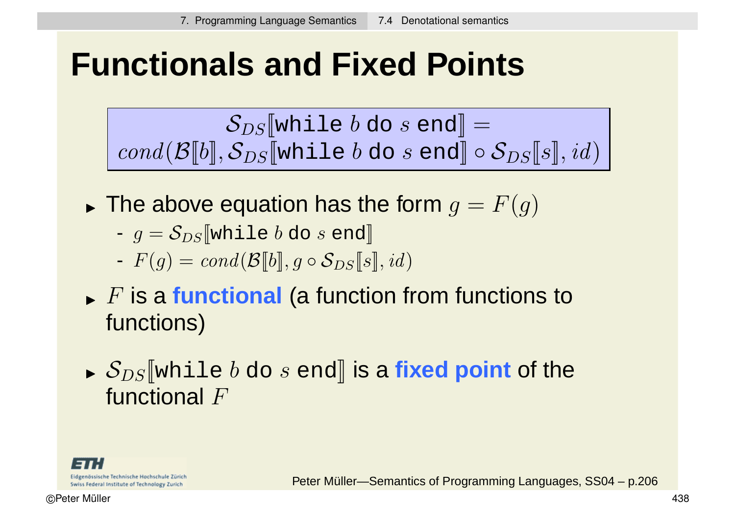# Functionals and Fixed Points

$$\mathcal{S}_{DS}[\![\texttt{while } b \texttt{ do } s \texttt{ end}]\!] = \\ cond(\mathcal{B}[\![b]\!], \mathcal{S}_{DS}[\![\texttt{while } b \texttt{ do } s \texttt{ end}]\!] \circ \mathcal{S}_{DS}[\![s]\!], id)$$

- The above equation has the form $g = F(g)$
  - $g = \mathcal{S}_{DS}[\![\texttt{while } b \texttt{ do } s \texttt{ end}]\!]$
  - $F(g) = cond(\mathcal{B}[\![b]\!], g \circ \mathcal{S}_{DS}[\![s]\!], id)$
- $F$ is a **functional** (a function from functions to functions)
- $\mathcal{S}_{DS}[\![\texttt{while } b \texttt{ do } s \texttt{ end}]\!]$ is a **fixed point** of the functional $F$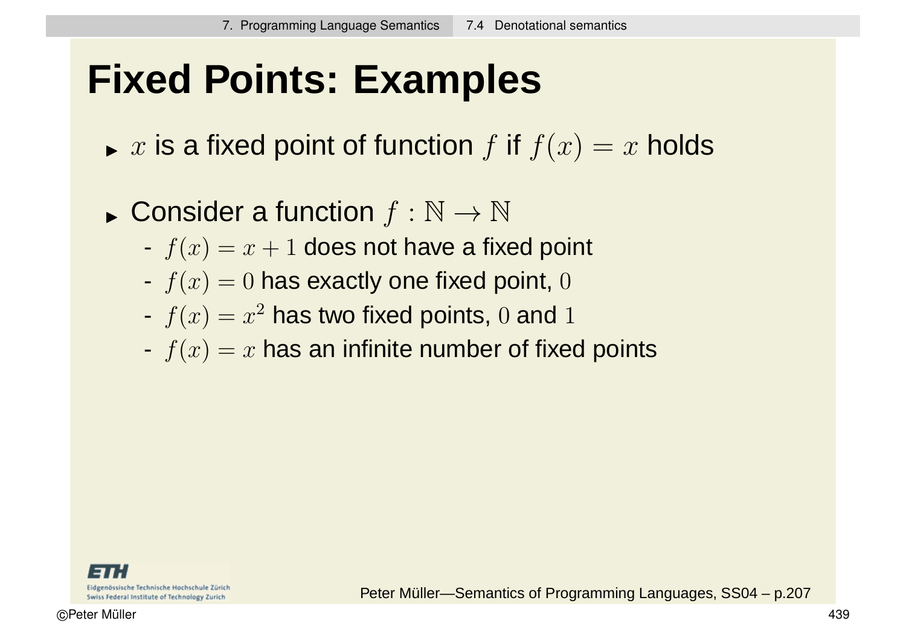# Fixed Points: Examples

- $x$ is a fixed point of function $f$ if $f(x) = x$ holds
- Consider a function $f : \mathbb{N} \rightarrow \mathbb{N}$
  - $f(x) = x + 1$ does not have a fixed point
  - $f(x) = 0$ has exactly one fixed point, $0$
  - $f(x) = x^2$ has two fixed points, $0$ and $1$
  - $f(x) = x$ has an infinite number of fixed points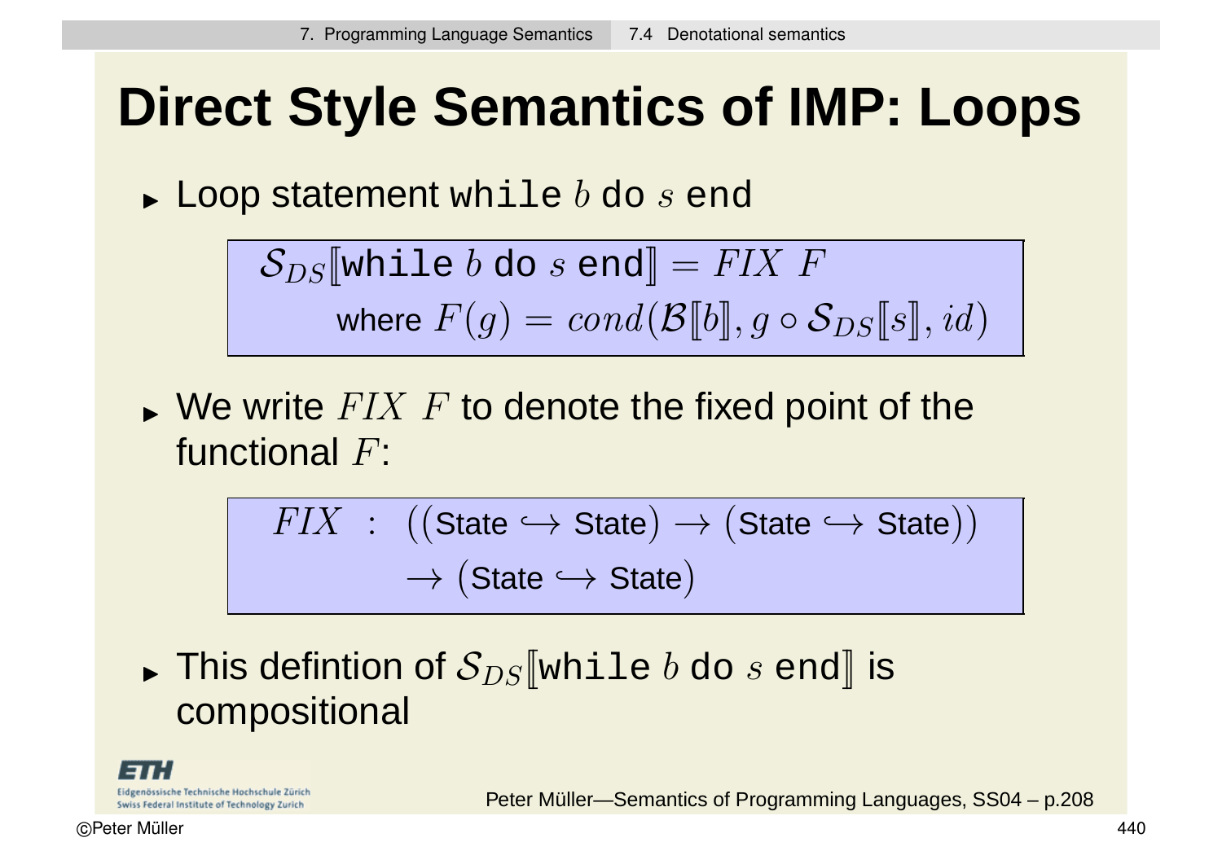# Direct Style Semantics of IMP: Loops

- Loop statement `while` $b$ `do` $s$ `end`

$$\mathcal{S}_{DS}[\![\texttt{while}\ b\ \texttt{do}\ s\ \texttt{end}]\!] = \mathit{FIX}\ F$$
$$\text{where } F(g) = \mathit{cond}(\mathcal{B}[\![b]\!], g \circ \mathcal{S}_{DS}[\![s]\!], \mathit{id})$$

- We write $\mathit{FIX}\ F$ to denote the fixed point of the functional $F$:

$$\mathit{FIX}\ :\ ((\text{State} \hookrightarrow \text{State}) \rightarrow (\text{State} \hookrightarrow \text{State})) \rightarrow (\text{State} \hookrightarrow \text{State})$$

- This defintion of $\mathcal{S}_{DS}[\![\texttt{while}\ b\ \texttt{do}\ s\ \texttt{end}]\!]$ is compositional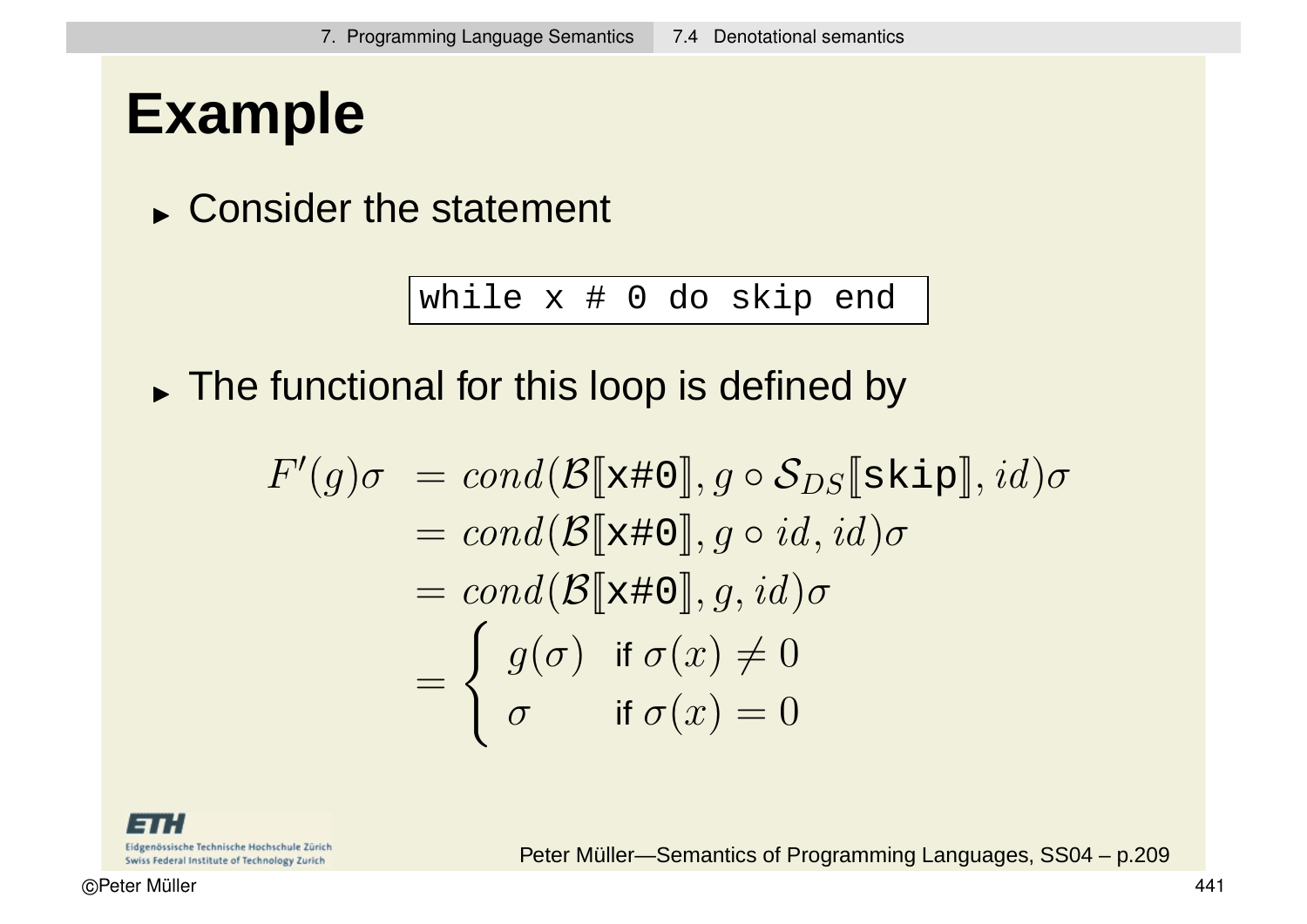# Example

- Consider the statement

```
while x # 0 do skip end
```

- The functional for this loop is defined by

$$
\begin{aligned}
F'(g)\sigma &= cond(\mathcal{B}[\![\texttt{x\#0}]\!], g \circ \mathcal{S}_{DS}[\![\texttt{skip}]\!], id)\sigma \\
&= cond(\mathcal{B}[\![\texttt{x\#0}]\!], g \circ id, id)\sigma \\
&= cond(\mathcal{B}[\![\texttt{x\#0}]\!], g, id)\sigma \\
&= \begin{cases} g(\sigma) & \text{if } \sigma(x) \neq 0 \\ \sigma & \text{if } \sigma(x) = 0 \end{cases}
\end{aligned}
$$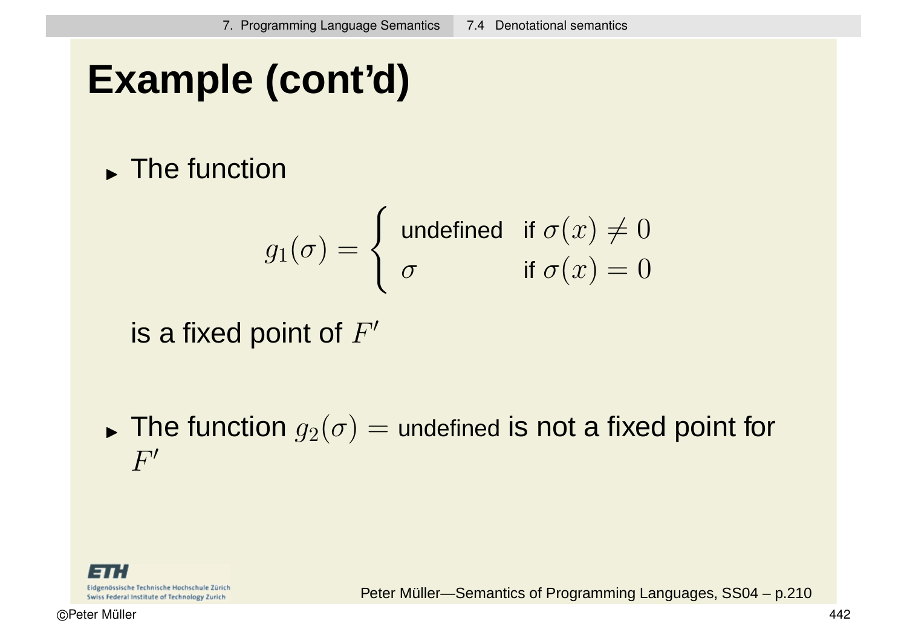# Example (cont'd)

- The function

$$g_1(\sigma) = \begin{cases} \text{undefined} & \text{if } \sigma(x) \neq 0 \\ \sigma & \text{if } \sigma(x) = 0 \end{cases}$$

  is a fixed point of $F'$

- The function $g_2(\sigma) = \text{undefined}$ is not a fixed point for $F'$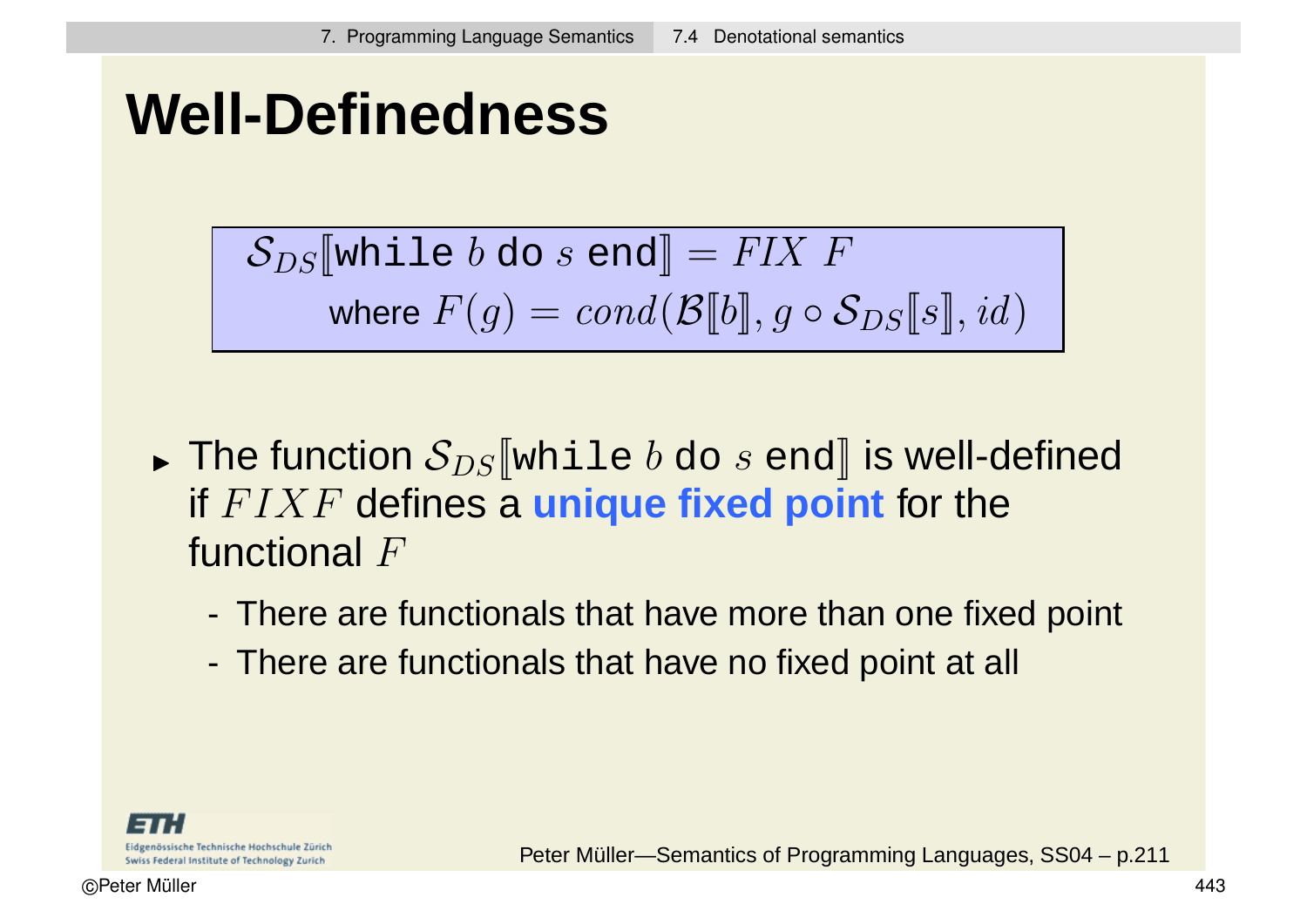# Well-Definedness

$$\mathcal{S}_{DS}[\![\texttt{while } b \texttt{ do } s \texttt{ end}]\!] = FIX\ F$$
$$\text{where } F(g) = cond(\mathcal{B}[\![b]\!], g \circ \mathcal{S}_{DS}[\![s]\!], id)$$

- The function $\mathcal{S}_{DS}[\![\texttt{while } b \texttt{ do } s \texttt{ end}]\!]$ is well-defined if $FIXF$ defines a **unique fixed point** for the functional $F$
  - There are functionals that have more than one fixed point
  - There are functionals that have no fixed point at all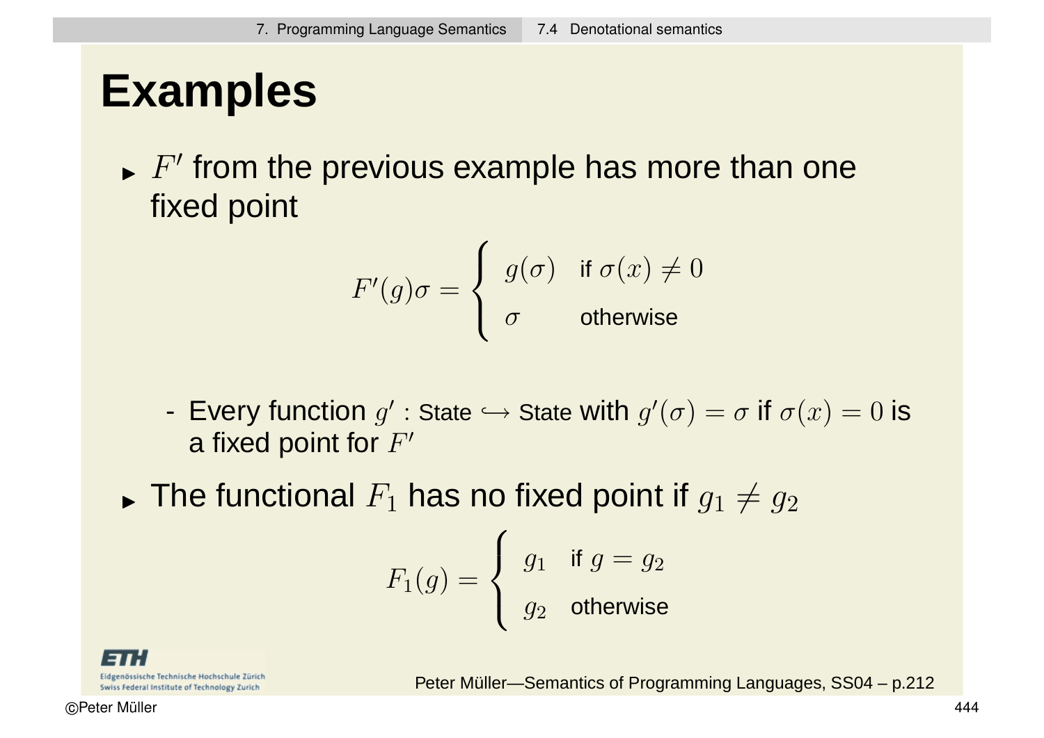# Examples

- $F'$ from the previous example has more than one fixed point

$$F'(g)\sigma = \begin{cases} g(\sigma) & \text{if } \sigma(x) \neq 0 \\ \sigma & \text{otherwise} \end{cases}$$

  - Every function $g' : \text{State} \hookrightarrow \text{State}$ with $g'(\sigma) = \sigma$ if $\sigma(x) = 0$ is a fixed point for $F'$

- The functional $F_1$ has no fixed point if $g_1 \neq g_2$

$$F_1(g) = \begin{cases} g_1 & \text{if } g = g_2 \\ g_2 & \text{otherwise} \end{cases}$$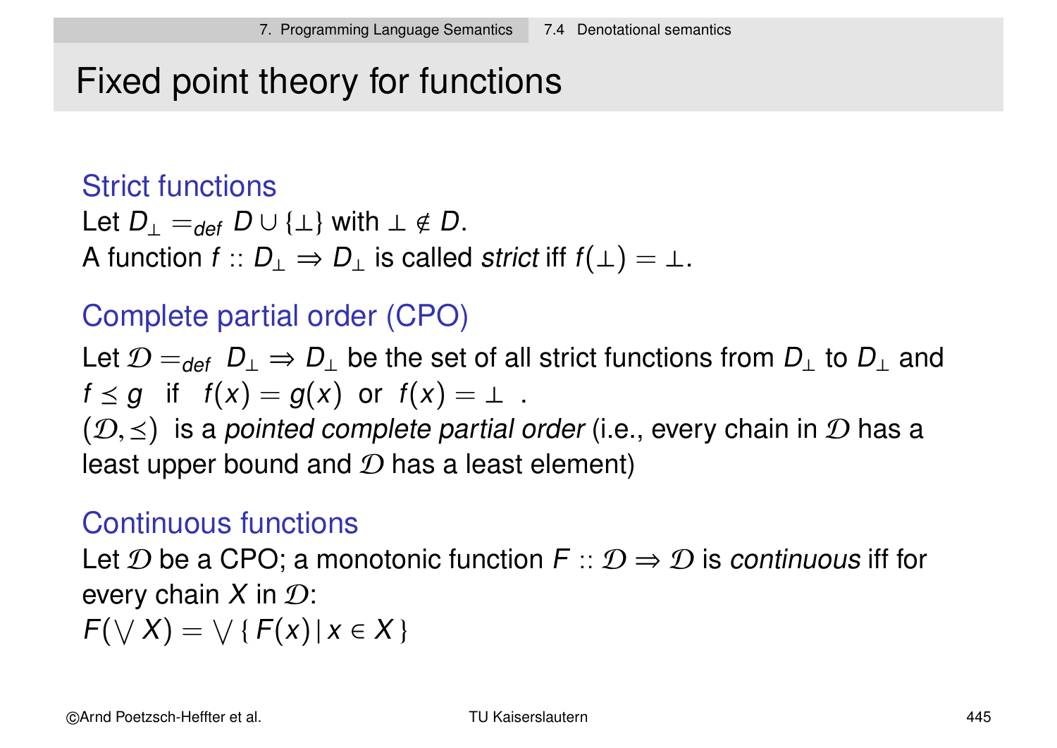# Fixed point theory for functions

## Strict functions

Let $D_\perp =_{def} D \cup \{\perp\}$ with $\perp \notin D$.
A function $f :: D_\perp \Rightarrow D_\perp$ is called *strict* iff $f(\perp) = \perp$.

## Complete partial order (CPO)

Let $\mathcal{D} =_{def} D_\perp \Rightarrow D_\perp$ be the set of all strict functions from $D_\perp$ to $D_\perp$ and
$f \leq g$ if $f(x) = g(x)$ or $f(x) = \perp$ .
$(\mathcal{D}, \leq)$ is a *pointed complete partial order* (i.e., every chain in $\mathcal{D}$ has a least upper bound and $\mathcal{D}$ has a least element)

## Continuous functions

Let $\mathcal{D}$ be a CPO; a monotonic function $F :: \mathcal{D} \Rightarrow \mathcal{D}$ is *continuous* iff for every chain $X$ in $\mathcal{D}$:
$F(\bigvee X) = \bigvee \{ F(x) \,|\, x \in X \}$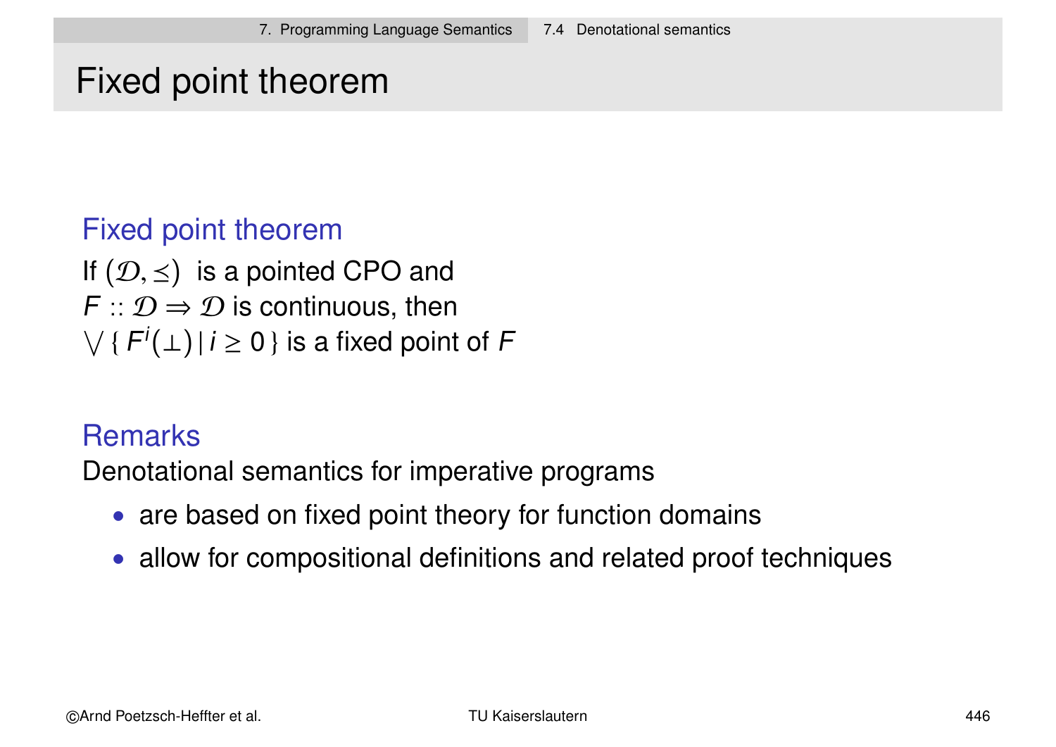# Fixed point theorem

## Fixed point theorem

If $(\mathcal{D}, \preceq)$ is a pointed CPO and
$F :: \mathcal{D} \Rightarrow \mathcal{D}$ is continuous, then
$\bigvee \{ F^i(\bot) \mid i \geq 0 \}$ is a fixed point of $F$

## Remarks

Denotational semantics for imperative programs

- are based on fixed point theory for function domains
- allow for compositional definitions and related proof techniques